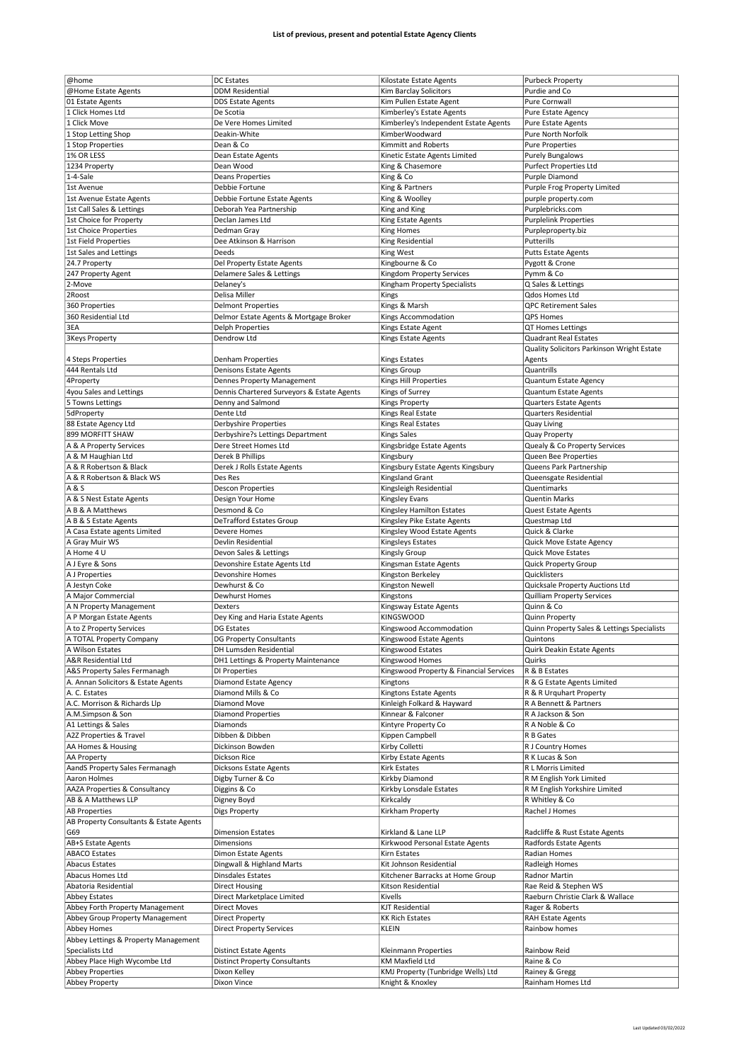**List of previous, present and potential Estate Agency Clients**

| | | | |
|---|---|---|---|
| @home | DC Estates | Kilostate Estate Agents | Purbeck Property |
| @Home Estate Agents | DDM Residential | Kim Barclay Solicitors | Purdie and Co |
| 01 Estate Agents | DDS Estate Agents | Kim Pullen Estate Agent | Pure Cornwall |
| 1 Click Homes Ltd | De Scotia | Kimberley's Estate Agents | Pure Estate Agency |
| 1 Click Move | De Vere Homes Limited | Kimberley's Independent Estate Agents | Pure Estate Agents |
| 1 Stop Letting Shop | Deakin-White | KimberWoodward | Pure North Norfolk |
| 1 Stop Properties | Dean & Co | Kimmitt and Roberts | Pure Properties |
| 1% OR LESS | Dean Estate Agents | Kinetic Estate Agents Limited | Purely Bungalows |
| 1234 Property | Dean Wood | King & Chasemore | Purfect Properties Ltd |
| 1-4-Sale | Deans Properties | King & Co | Purple Diamond |
| 1st Avenue | Debbie Fortune | King & Partners | Purple Frog Property Limited |
| 1st Avenue Estate Agents | Debbie Fortune Estate Agents | King & Woolley | purple property.com |
| 1st Call Sales & Lettings | Deborah Yea Partnership | King and King | Purplebricks.com |
| 1st Choice for Property | Declan James Ltd | King Estate Agents | Purplelink Properties |
| 1st Choice Properties | Dedman Gray | King Homes | Purpleproperty.biz |
| 1st Field Properties | Dee Atkinson & Harrison | King Residential | Putterills |
| 1st Sales and Lettings | Deeds | King West | Putts Estate Agents |
| 24.7 Property | Del Property Estate Agents | Kingbourne & Co | Pygott & Crone |
| 247 Property Agent | Delamere Sales & Lettings | Kingdom Property Services | Pymm & Co |
| 2-Move | Delaney's | Kingham Property Specialists | Q Sales & Lettings |
| 2Roost | Delisa Miller | Kings | Qdos Homes Ltd |
| 360 Properties | Delmont Properties | Kings & Marsh | QPC Retirement Sales |
| 360 Residential Ltd | Delmor Estate Agents & Mortgage Broker | Kings Accommodation | QPS Homes |
| 3EA | Delph Properties | Kings Estate Agent | QT Homes Lettings |
| 3Keys Property | Dendrow Ltd | Kings Estate Agents | Quadrant Real Estates |
| 4 Steps Properties | Denham Properties | Kings Estates | Quality Solicitors Parkinson Wright Estate Agents |
| 444 Rentals Ltd | Denisons Estate Agents | Kings Group | Quantrills |
| 4Property | Dennes Property Management | Kings Hill Properties | Quantum Estate Agency |
| 4you Sales and Lettings | Dennis Chartered Surveyors & Estate Agents | Kings of Surrey | Quantum Estate Agents |
| 5 Towns Lettings | Denny and Salmond | Kings Property | Quarters Estate Agents |
| 5dProperty | Dente Ltd | Kings Real Estate | Quarters Residential |
| 88 Estate Agency Ltd | Derbyshire Properties | Kings Real Estates | Quay Living |
| 899 MORFITT SHAW | Derbyshire?s Lettings Department | Kings Sales | Quay Property |
| A & A Property Services | Dere Street Homes Ltd | Kingsbridge Estate Agents | Quealy & Co Property Services |
| A & M Haughian Ltd | Derek B Phillips | Kingsbury | Queen Bee Properties |
| A & R Robertson & Black | Derek J Rolls Estate Agents | Kingsbury Estate Agents Kingsbury | Queens Park Partnership |
| A & R Robertson & Black WS | Des Res | Kingsland Grant | Queensgate Residential |
| A & S | Descon Properties | Kingsleigh Residential | Quentimarks |
| A & S Nest Estate Agents | Design Your Home | Kingsley Evans | Quentin Marks |
| A B & A Matthews | Desmond & Co | Kingsley Hamilton Estates | Quest Estate Agents |
| A B & S Estate Agents | DeTrafford Estates Group | Kingsley Pike Estate Agents | Questmap Ltd |
| A Casa Estate agents Limited | Devere Homes | Kingsley Wood Estate Agents | Quick & Clarke |
| A Gray Muir WS | Devlin Residential | Kingsleys Estates | Quick Move Estate Agency |
| A Home 4 U | Devon Sales & Lettings | Kingsly Group | Quick Move Estates |
| A J Eyre & Sons | Devonshire Estate Agents Ltd | Kingsman Estate Agents | Quick Property Group |
| A J Properties | Devonshire Homes | Kingston Berkeley | Quicklisters |
| A Jestyn Coke | Dewhurst & Co | Kingston Newell | Quicksale Property Auctions Ltd |
| A Major Commercial | Dewhurst Homes | Kingstons | Quilliam Property Services |
| A N Property Management | Dexters | Kingsway Estate Agents | Quinn & Co |
| A P Morgan Estate Agents | Dey King and Haria Estate Agents | KINGSWOOD | Quinn Property |
| A to Z Property Services | DG Estates | Kingswood Accommodation | Quinn Property Sales & Lettings Specialists |
| A TOTAL Property Company | DG Property Consultants | Kingswood Estate Agents | Quintons |
| A Wilson Estates | DH Lumsden Residential | Kingswood Estates | Quirk Deakin Estate Agents |
| A&R Residential Ltd | DH1 Lettings & Property Maintenance | Kingswood Homes | Quirks |
| A&S Property Sales Fermanagh | DI Properties | Kingswood Property & Financial Services | R & B Estates |
| A. Annan Solicitors & Estate Agents | Diamond Estate Agency | Kingtons | R & G Estate Agents Limited |
| A. C. Estates | Diamond Mills & Co | Kingtons Estate Agents | R & R Urquhart Property |
| A.C. Morrison & Richards Llp | Diamond Move | Kinleigh Folkard & Hayward | R A Bennett & Partners |
| A.M.Simpson & Son | Diamond Properties | Kinnear & Falconer | R A Jackson & Son |
| A1 Lettings & Sales | Diamonds | Kintyre Property Co | R A Noble & Co |
| A2Z Properties & Travel | Dibben & Dibben | Kippen Campbell | R B Gates |
| AA Homes & Housing | Dickinson Bowden | Kirby Colletti | R J Country Homes |
| AA Property | Dickson Rice | Kirby Estate Agents | R K Lucas & Son |
| AandS Property Sales Fermanagh | Dicksons Estate Agents | Kirk Estates | R L Morris Limited |
| Aaron Holmes | Digby Turner & Co | Kirkby Diamond | R M English York Limited |
| AAZA Properties & Consultancy | Diggins & Co | Kirkby Lonsdale Estates | R M English Yorkshire Limited |
| AB & A Matthews LLP | Digney Boyd | Kirkcaldy | R Whitley & Co |
| AB Properties | Digs Property | Kirkham Property | Rachel J Homes |
| AB Property Consultants & Estate Agents G69 | Dimension Estates | Kirkland & Lane LLP | Radcliffe & Rust Estate Agents |
| AB+S Estate Agents | Dimensions | Kirkwood Personal Estate Agents | Radfords Estate Agents |
| ABACO Estates | Dimon Estate Agents | Kirn Estates | Radian Homes |
| Abacus Estates | Dingwall & Highland Marts | Kit Johnson Residential | Radleigh Homes |
| Abacus Homes Ltd | Dinsdales Estates | Kitchener Barracks at Home Group | Radnor Martin |
| Abatoria Residential | Direct Housing | Kitson Residential | Rae Reid & Stephen WS |
| Abbey Estates | Direct Marketplace Limited | Kivells | Raeburn Christie Clark & Wallace |
| Abbey Forth Property Management | Direct Moves | KJT Residential | Rager & Roberts |
| Abbey Group Property Management | Direct Property | KK Rich Estates | RAH Estate Agents |
| Abbey Homes | Direct Property Services | KLEIN | Rainbow homes |
| Abbey Lettings & Property Management Specialists Ltd | Distinct Estate Agents | Kleinmann Properties | Rainbow Reid |
| Abbey Place High Wycombe Ltd | Distinct Property Consultants | KM Maxfield Ltd | Raine & Co |
| Abbey Properties | Dixon Kelley | KMJ Property (Tunbridge Wells) Ltd | Rainey & Gregg |
| Abbey Property | Dixon Vince | Knight & Knoxley | Rainham Homes Ltd |

Last Updated 03/02/2022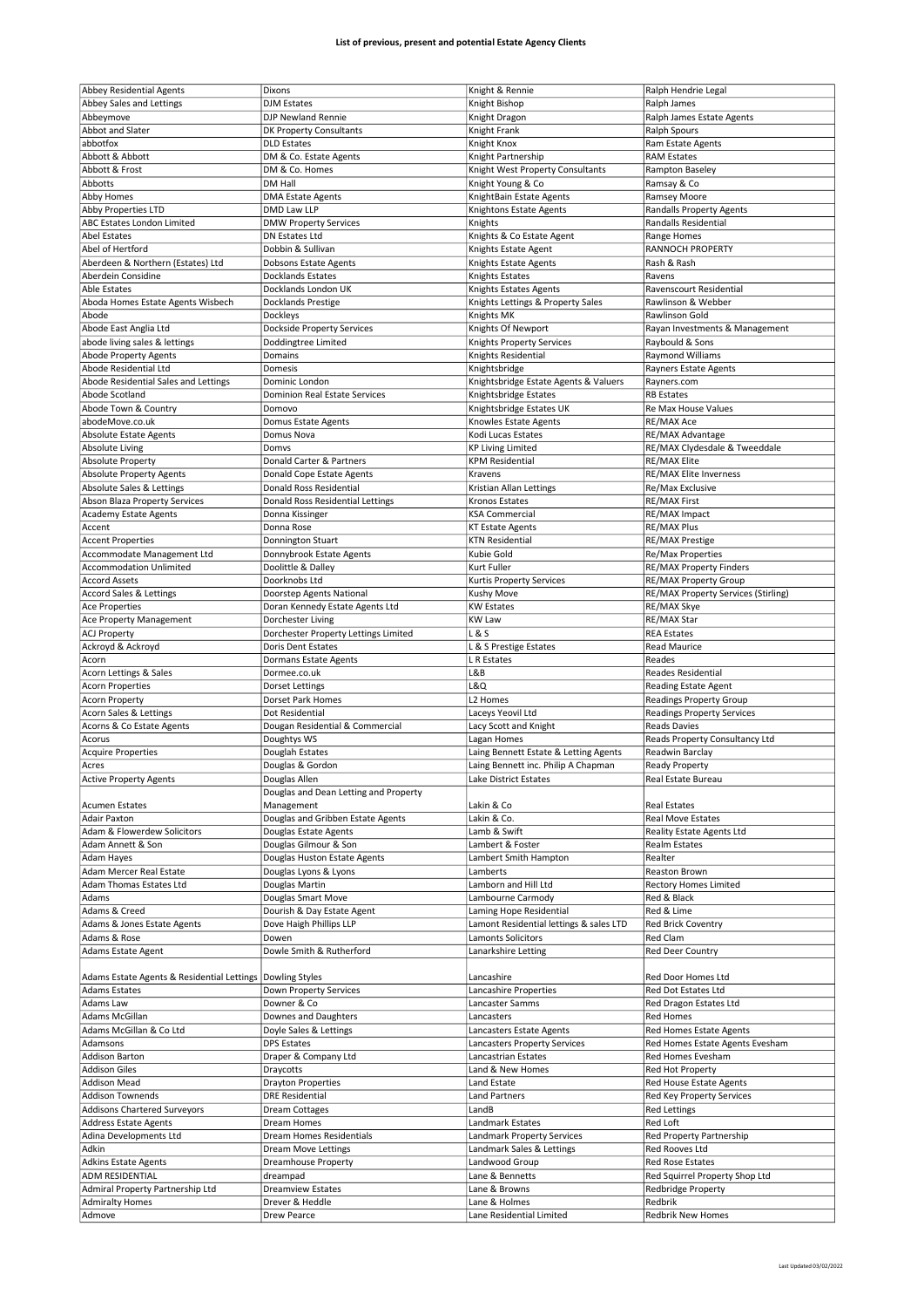### List of previous, present and potential Estate Agency Clients

| | | | |
|---|---|---|---|
| Abbey Residential Agents | Dixons | Knight & Rennie | Ralph Hendrie Legal |
| Abbey Sales and Lettings | DJM Estates | Knight Bishop | Ralph James |
| Abbeymove | DJP Newland Rennie | Knight Dragon | Ralph James Estate Agents |
| Abbot and Slater | DK Property Consultants | Knight Frank | Ralph Spours |
| abbotfox | DLD Estates | Knight Knox | Ram Estate Agents |
| Abbott & Abbott | DM & Co. Estate Agents | Knight Partnership | RAM Estates |
| Abbott & Frost | DM & Co. Homes | Knight West Property Consultants | Rampton Baseley |
| Abbotts | DM Hall | Knight Young & Co | Ramsay & Co |
| Abby Homes | DMA Estate Agents | KnightBain Estate Agents | Ramsey Moore |
| Abby Properties LTD | DMD Law LLP | Knightons Estate Agents | Randalls Property Agents |
| ABC Estates London Limited | DMW Property Services | Knights | Randalls Residential |
| Abel Estates | DN Estates Ltd | Knights & Co Estate Agent | Range Homes |
| Abel of Hertford | Dobbin & Sullivan | Knights Estate Agent | RANNOCH PROPERTY |
| Aberdeen & Northern (Estates) Ltd | Dobsons Estate Agents | Knights Estate Agents | Rash & Rash |
| Aberdein Considine | Docklands Estates | Knights Estates | Ravens |
| Able Estates | Docklands London UK | Knights Estates Agents | Ravenscourt Residential |
| Aboda Homes Estate Agents Wisbech | Docklands Prestige | Knights Lettings & Property Sales | Rawlinson & Webber |
| Abode | Dockleys | Knights MK | Rawlinson Gold |
| Abode East Anglia Ltd | Dockside Property Services | Knights Of Newport | Rayan Investments & Management |
| abode living sales & lettings | Doddingtree Limited | Knights Property Services | Raybould & Sons |
| Abode Property Agents | Domains | Knights Residential | Raymond Williams |
| Abode Residential Ltd | Domesis | Knightsbridge | Rayners Estate Agents |
| Abode Residential Sales and Lettings | Dominic London | Knightsbridge Estate Agents & Valuers | Rayners.com |
| Abode Scotland | Dominion Real Estate Services | Knightsbridge Estates | RB Estates |
| Abode Town & Country | Domovo | Knightsbridge Estates UK | Re Max House Values |
| abodeMove.co.uk | Domus Estate Agents | Knowles Estate Agents | RE/MAX Ace |
| Absolute Estate Agents | Domus Nova | Kodi Lucas Estates | RE/MAX Advantage |
| Absolute Living | Domvs | KP Living Limited | RE/MAX Clydesdale & Tweeddale |
| Absolute Property | Donald Carter & Partners | KPM Residential | RE/MAX Elite |
| Absolute Property Agents | Donald Cope Estate Agents | Kravens | RE/MAX Elite Inverness |
| Absolute Sales & Lettings | Donald Ross Residential | Kristian Allan Lettings | Re/Max Exclusive |
| Abson Blaza Property Services | Donald Ross Residential Lettings | Kronos Estates | RE/MAX First |
| Academy Estate Agents | Donna Kissinger | KSA Commercial | RE/MAX Impact |
| Accent | Donna Rose | KT Estate Agents | RE/MAX Plus |
| Accent Properties | Donnington Stuart | KTN Residential | RE/MAX Prestige |
| Accommodate Management Ltd | Donnybrook Estate Agents | Kubie Gold | Re/Max Properties |
| Accommodation Unlimited | Doolittle & Dalley | Kurt Fuller | RE/MAX Property Finders |
| Accord Assets | Doorknobs Ltd | Kurtis Property Services | RE/MAX Property Group |
| Accord Sales & Lettings | Doorstep Agents National | Kushy Move | RE/MAX Property Services (Stirling) |
| Ace Properties | Doran Kennedy Estate Agents Ltd | KW Estates | RE/MAX Skye |
| Ace Property Management | Dorchester Living | KW Law | RE/MAX Star |
| ACJ Property | Dorchester Property Lettings Limited | L & S | REA Estates |
| Ackroyd & Ackroyd | Doris Dent Estates | L & S Prestige Estates | Read Maurice |
| Acorn | Dormans Estate Agents | L R Estates | Reades |
| Acorn Lettings & Sales | Dormee.co.uk | L&B | Reades Residential |
| Acorn Properties | Dorset Lettings | L&Q | Reading Estate Agent |
| Acorn Property | Dorset Park Homes | L2 Homes | Readings Property Group |
| Acorn Sales & Lettings | Dot Residential | Laceys Yeovil Ltd | Readings Property Services |
| Acorns & Co Estate Agents | Dougan Residential & Commercial | Lacy Scott and Knight | Reads Davies |
| Acorus | Doughtys WS | Lagan Homes | Reads Property Consultancy Ltd |
| Acquire Properties | Douglah Estates | Laing Bennett Estate & Letting Agents | Readwin Barclay |
| Acres | Douglas & Gordon | Laing Bennett inc. Philip A Chapman | Ready Property |
| Active Property Agents | Douglas Allen | Lake District Estates | Real Estate Bureau |
| Acumen Estates | Douglas and Dean Letting and Property Management | Lakin & Co | Real Estates |
| Adair Paxton | Douglas and Gribben Estate Agents | Lakin & Co. | Real Move Estates |
| Adam & Flowerdew Solicitors | Douglas Estate Agents | Lamb & Swift | Reality Estate Agents Ltd |
| Adam Annett & Son | Douglas Gilmour & Son | Lambert & Foster | Realm Estates |
| Adam Hayes | Douglas Huston Estate Agents | Lambert Smith Hampton | Realter |
| Adam Mercer Real Estate | Douglas Lyons & Lyons | Lamberts | Reaston Brown |
| Adam Thomas Estates Ltd | Douglas Martin | Lamborn and Hill Ltd | Rectory Homes Limited |
| Adams | Douglas Smart Move | Lambourne Carmody | Red & Black |
| Adams & Creed | Dourish & Day Estate Agent | Laming Hope Residential | Red & Lime |
| Adams & Jones Estate Agents | Dove Haigh Phillips LLP | Lamont Residential lettings & sales LTD | Red Brick Coventry |
| Adams & Rose | Dowen | Lamonts Solicitors | Red Clam |
| Adams Estate Agent | Dowle Smith & Rutherford | Lanarkshire Letting | Red Deer Country |
| Adams Estate Agents & Residential Lettings | Dowling Styles | Lancashire | Red Door Homes Ltd |
| Adams Estates | Down Property Services | Lancashire Properties | Red Dot Estates Ltd |
| Adams Law | Downer & Co | Lancaster Samms | Red Dragon Estates Ltd |
| Adams McGillan | Downes and Daughters | Lancasters | Red Homes |
| Adams McGillan & Co Ltd | Doyle Sales & Lettings | Lancasters Estate Agents | Red Homes Estate Agents |
| Adamsons | DPS Estates | Lancasters Property Services | Red Homes Estate Agents Evesham |
| Addison Barton | Draper & Company Ltd | Lancastrian Estates | Red Homes Evesham |
| Addison Giles | Draycotts | Land & New Homes | Red Hot Property |
| Addison Mead | Drayton Properties | Land Estate | Red House Estate Agents |
| Addison Townends | DRE Residential | Land Partners | Red Key Property Services |
| Addisons Chartered Surveyors | Dream Cottages | LandB | Red Lettings |
| Address Estate Agents | Dream Homes | Landmark Estates | Red Loft |
| Adina Developments Ltd | Dream Homes Residentials | Landmark Property Services | Red Property Partnership |
| Adkin | Dream Move Lettings | Landmark Sales & Lettings | Red Rooves Ltd |
| Adkins Estate Agents | Dreamhouse Property | Landwood Group | Red Rose Estates |
| ADM RESIDENTIAL | dreampad | Lane & Bennetts | Red Squirrel Property Shop Ltd |
| Admiral Property Partnership Ltd | Dreamview Estates | Lane & Browns | Redbridge Property |
| Admiralty Homes | Drever & Heddle | Lane & Holmes | Redbrik |
| Admove | Drew Pearce | Lane Residential Limited | Redbrik New Homes |

Last Updated 03/02/2022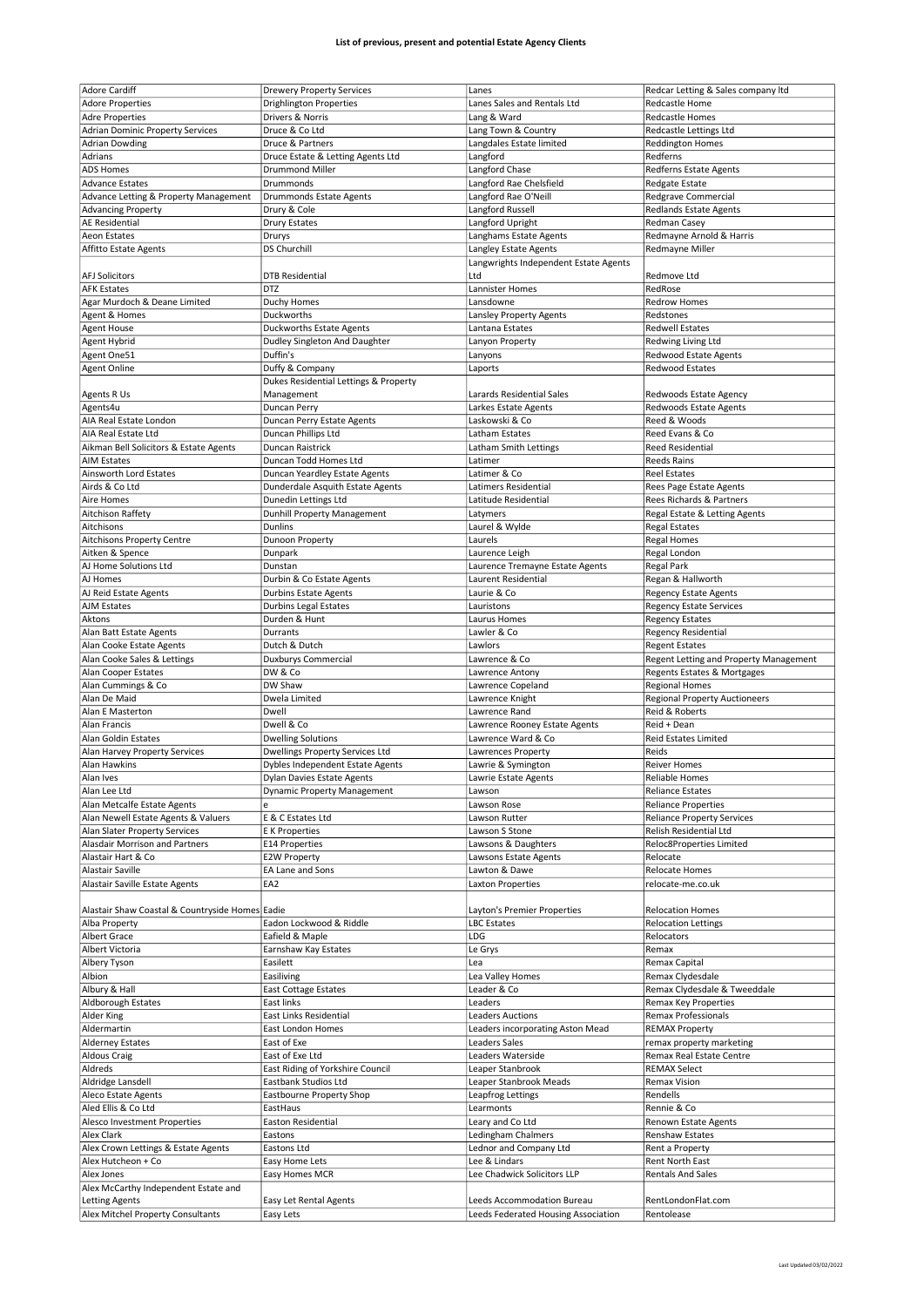**List of previous, present and potential Estate Agency Clients**

| | | | |
|---|---|---|---|
| Adore Cardiff | Drewery Property Services | Lanes | Redcar Letting & Sales company ltd |
| Adore Properties | Drighlington Properties | Lanes Sales and Rentals Ltd | Redcastle Home |
| Adre Properties | Drivers & Norris | Lang & Ward | Redcastle Homes |
| Adrian Dominic Property Services | Druce & Co Ltd | Lang Town & Country | Redcastle Lettings Ltd |
| Adrian Dowding | Druce & Partners | Langdales Estate limited | Reddington Homes |
| Adrians | Druce Estate & Letting Agents Ltd | Langford | Redferns |
| ADS Homes | Drummond Miller | Langford Chase | Redferns Estate Agents |
| Advance Estates | Drummonds | Langford Rae Chelsfield | Redgate Estate |
| Advance Letting & Property Management | Drummonds Estate Agents | Langford Rae O'Neill | Redgrave Commercial |
| Advancing Property | Drury & Cole | Langford Russell | Redlands Estate Agents |
| AE Residential | Drury Estates | Langford Upright | Redman Casey |
| Aeon Estates | Drurys | Langhams Estate Agents | Redmayne Arnold & Harris |
| Affitto Estate Agents | DS Churchill | Langley Estate Agents | Redmayne Miller |
| AFJ Solicitors | DTB Residential | Langwrights Independent Estate Agents Ltd | Redmove Ltd |
| AFK Estates | DTZ | Lannister Homes | RedRose |
| Agar Murdoch & Deane Limited | Duchy Homes | Lansdowne | Redrow Homes |
| Agent & Homes | Duckworths | Lansley Property Agents | Redstones |
| Agent House | Duckworths Estate Agents | Lantana Estates | Redwell Estates |
| Agent Hybrid | Dudley Singleton And Daughter | Lanyon Property | Redwing Living Ltd |
| Agent One51 | Duffin's | Lanyons | Redwood Estate Agents |
| Agent Online | Duffy & Company | Laports | Redwood Estates |
| Agents R Us | Dukes Residential Lettings & Property Management | Larards Residential Sales | Redwoods Estate Agency |
| Agents4u | Duncan Perry | Larkes Estate Agents | Redwoods Estate Agents |
| AIA Real Estate London | Duncan Perry Estate Agents | Laskowski & Co | Reed & Woods |
| AIA Real Estate Ltd | Duncan Phillips Ltd | Latham Estates | Reed Evans & Co |
| Aikman Bell Solicitors & Estate Agents | Duncan Raistrick | Latham Smith Lettings | Reed Residential |
| AIM Estates | Duncan Todd Homes Ltd | Latimer | Reeds Rains |
| Ainsworth Lord Estates | Duncan Yeardley Estate Agents | Latimer & Co | Reel Estates |
| Airds & Co Ltd | Dunderdale Asquith Estate Agents | Latimers Residential | Rees Page Estate Agents |
| Aire Homes | Dunedin Lettings Ltd | Latitude Residential | Rees Richards & Partners |
| Aitchison Raffety | Dunhill Property Management | Latymers | Regal Estate & Letting Agents |
| Aitchisons | Dunlins | Laurel & Wylde | Regal Estates |
| Aitchisons Property Centre | Dunoon Property | Laurels | Regal Homes |
| Aitken & Spence | Dunpark | Laurence Leigh | Regal London |
| AJ Home Solutions Ltd | Dunstan | Laurence Tremayne Estate Agents | Regal Park |
| AJ Homes | Durbin & Co Estate Agents | Laurent Residential | Regan & Hallworth |
| AJ Reid Estate Agents | Durbins Estate Agents | Laurie & Co | Regency Estate Agents |
| AJM Estates | Durbins Legal Estates | Lauristons | Regency Estate Services |
| Aktons | Durden & Hunt | Laurus Homes | Regency Estates |
| Alan Batt Estate Agents | Durrants | Lawler & Co | Regency Residential |
| Alan Cooke Estate Agents | Dutch & Dutch | Lawlors | Regent Estates |
| Alan Cooke Sales & Lettings | Duxburys Commercial | Lawrence & Co | Regent Letting and Property Management |
| Alan Cooper Estates | DW & Co | Lawrence Antony | Regents Estates & Mortgages |
| Alan Cummings & Co | DW Shaw | Lawrence Copeland | Regional Homes |
| Alan De Maid | Dwela Limited | Lawrence Knight | Regional Property Auctioneers |
| Alan E Masterton | Dwell | Lawrence Rand | Reid & Roberts |
| Alan Francis | Dwell & Co | Lawrence Rooney Estate Agents | Reid + Dean |
| Alan Goldin Estates | Dwelling Solutions | Lawrence Ward & Co | Reid Estates Limited |
| Alan Harvey Property Services | Dwellings Property Services Ltd | Lawrences Property | Reids |
| Alan Hawkins | Dybles Independent Estate Agents | Lawrie & Symington | Reiver Homes |
| Alan Ives | Dylan Davies Estate Agents | Lawrie Estate Agents | Reliable Homes |
| Alan Lee Ltd | Dynamic Property Management | Lawson | Reliance Estates |
| Alan Metcalfe Estate Agents | e | Lawson Rose | Reliance Properties |
| Alan Newell Estate Agents & Valuers | E & C Estates Ltd | Lawson Rutter | Reliance Property Services |
| Alan Slater Property Services | E K Properties | Lawson S Stone | Relish Residential Ltd |
| Alasdair Morrison and Partners | E14 Properties | Lawsons & Daughters | Reloc8Properties Limited |
| Alastair Hart & Co | E2W Property | Lawsons Estate Agents | Relocate |
| Alastair Saville | EA Lane and Sons | Lawton & Dawe | Relocate Homes |
| Alastair Saville Estate Agents | EA2 | Laxton Properties | relocate-me.co.uk |
| Alastair Shaw Coastal & Countryside Homes | Eadie | Layton's Premier Properties | Relocation Homes |
| Alba Property | Eadon Lockwood & Riddle | LBC Estates | Relocation Lettings |
| Albert Grace | Eafield & Maple | LDG | Relocators |
| Albert Victoria | Earnshaw Kay Estates | Le Grys | Remax |
| Albery Tyson | Easilett | Lea | Remax Capital |
| Albion | Easiliving | Lea Valley Homes | Remax Clydesdale |
| Albury & Hall | East Cottage Estates | Leader & Co | Remax Clydesdale & Tweeddale |
| Aldborough Estates | East links | Leaders | Remax Key Properties |
| Alder King | East Links Residential | Leaders Auctions | Remax Professionals |
| Aldermartin | East London Homes | Leaders incorporating Aston Mead | REMAX Property |
| Alderney Estates | East of Exe | Leaders Sales | remax property marketing |
| Aldous Craig | East of Exe Ltd | Leaders Waterside | Remax Real Estate Centre |
| Aldreds | East Riding of Yorkshire Council | Leaper Stanbrook | REMAX Select |
| Aldridge Lansdell | Eastbank Studios Ltd | Leaper Stanbrook Meads | Remax Vision |
| Aleco Estate Agents | Eastbourne Property Shop | Leapfrog Lettings | Rendells |
| Aled Ellis & Co Ltd | EastHaus | Learmonts | Rennie & Co |
| Alesco Investment Properties | Easton Residential | Leary and Co Ltd | Renown Estate Agents |
| Alex Clark | Eastons | Ledingham Chalmers | Renshaw Estates |
| Alex Crown Lettings & Estate Agents | Eastons Ltd | Lednor and Company Ltd | Rent a Property |
| Alex Hutcheon + Co | Easy Home Lets | Lee & Lindars | Rent North East |
| Alex Jones | Easy Homes MCR | Lee Chadwick Solicitors LLP | Rentals And Sales |
| Alex McCarthy Independent Estate and Letting Agents | Easy Let Rental Agents | Leeds Accommodation Bureau | RentLondonFlat.com |
| Alex Mitchel Property Consultants | Easy Lets | Leeds Federated Housing Association | Rentolease |

Last Updated 03/02/2022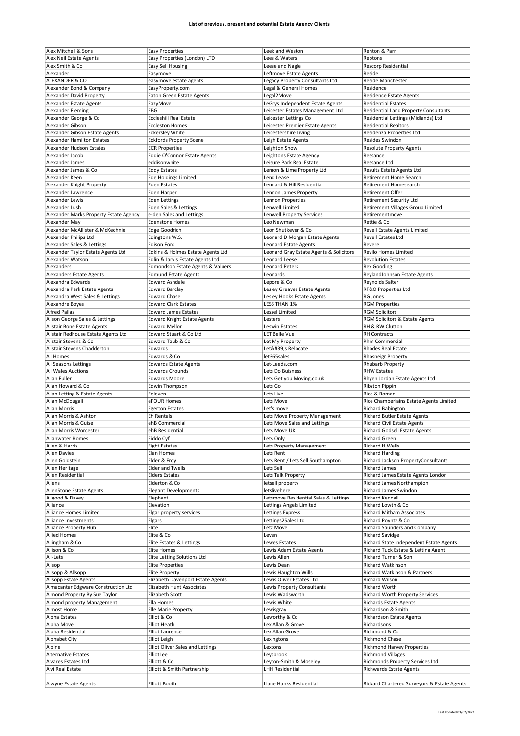**List of previous, present and potential Estate Agency Clients**

| | | | |
|---|---|---|---|
| Alex Mitchell & Sons | Easy Properties | Leek and Weston | Renton & Parr |
| Alex Neil Estate Agents | Easy Properties (London) LTD | Lees & Waters | Reptons |
| Alex Smith & Co | Easy Sell Housing | Leese and Nagle | Rescorp Residential |
| Alexander | Easymove | Leftmove Estate Agents | Reside |
| ALEXANDER & CO | easymove estate agents | Legacy Property Consultants Ltd | Reside Manchester |
| Alexander Bond & Company | EasyProperty.com | Legal & General Homes | Residence |
| Alexander David Property | Eaton Green Estate Agents | Legal2Move | Residence Estate Agents |
| Alexander Estate Agents | EazyMove | LeGrys Independent Estate Agents | Residential Estates |
| Alexander Fleming | EBG | Leicester Estates Management Ltd | Residential Land Property Consultants |
| Alexander George & Co | Eccleshill Real Estate | Leicester Lettings Co | Residential Lettings (Midlands) Ltd |
| Alexander Gibson | Eccleston Homes | Leicester Premier Estate Agents | Residential Realtors |
| Alexander Gibson Estate Agents | Eckersley White | Leicestershire Living | Residenza Properties Ltd |
| Alexander Hamilton Estates | Eckfords Property Scene | Leigh Estate Agents | Resides Swindon |
| Alexander Hudson Estates | ECR Properties | Leighton Snow | Resolute Property Agents |
| Alexander Jacob | Eddie O'Connor Estate Agents | Leightons Estate Agency | Ressance |
| Alexander James | eddisonwhite | Leisure Park Real Estate | Ressance Ltd |
| Alexander James & Co | Eddy Estates | Lemon & Lime Property Ltd | Results Estate Agents Ltd |
| Alexander Keen | Ede Holdings Limited | Lend Lease | Retirement Home Search |
| Alexander Knight Property | Eden Estates | Lennard & Hill Residential | Retirement Homesearch |
| Alexander Lawrence | Eden Harper | Lennon James Property | Retirement Offer |
| Alexander Lewis | Eden Lettings | Lennon Properties | Retirement Security Ltd |
| Alexander Lush | Eden Sales & Lettings | Lenwell Limited | Retirement Villages Group Limited |
| Alexander Marks Property Estate Agency | e-den Sales and Lettings | Lenwell Property Services | Retirementmove |
| Alexander May | Edenstone Homes | Leo Newman | Rettie & Co |
| Alexander McAllister & McKechnie | Edge Goodrich | Leon Shutkever & Co | Revell Estate Agents Limited |
| Alexander Philips Ltd | Edingtons W.S. | Leonard D Morgan Estate Agents | Revell Estates Ltd |
| Alexander Sales & Lettings | Edison Ford | Leonard Estate Agents | Revere |
| Alexander Taylor Estate Agents Ltd | Edkins & Holmes Estate Agents Ltd | Leonard Gray Estate Agents & Solicitors | Revilo Homes Limited |
| Alexander Watson | Edlin & Jarvis Estate Agents Ltd | Leonard Leese | Revolution Estates |
| Alexanders | Edmondson Estate Agents & Valuers | Leonard Peters | Rex Gooding |
| Alexanders Estate Agents | Edmund Estate Agents | Leonards | ReylandJohnson Estate Agents |
| Alexandra Edwards | Edward Ashdale | Lepore & Co | Reynolds Salter |
| Alexandra Park Estate Agents | Edward Barclay | Lesley Greaves Estate Agents | RF&O Properties Ltd |
| Alexandra West Sales & Lettings | Edward Chase | Lesley Hooks Estate Agents | RG Jones |
| Alexandre Boyes | Edward Clark Estates | LESS THAN 1% | RGM Properties |
| Alfred Pallas | Edward James Estates | Lessel Limited | RGM Solicitors |
| Alison George Sales & Lettings | Edward Knight Estate Agents | Lesters | RGM Solicitors & Estate Agents |
| Alistair Bone Estate Agents | Edward Mellor | Leswin Estates | RH & RW Clutton |
| Alistair Redhouse Estate Agents Ltd | Edward Stuart & Co Ltd | LET Belle Vue | RH Contracts |
| Alistair Stevens & Co | Edward Taub & Co | Let My Property | Rhm Commercial |
| Alistair Stevens Chadderton | Edwards | Let&#39;s Relocate | Rhodes Real Estate |
| All Homes | Edwards & Co | let365sales | Rhosneigr Property |
| All Seasons Lettings | Edwards Estate Agents | Let-Leeds.com | Rhubarb Property |
| All Wales Auctions | Edwards Grounds | Lets Do Buisness | RHW Estates |
| Allan Fuller | Edwards Moore | Lets Get you Moving.co.uk | Rhyen Jordan Estate Agents Ltd |
| Allan Howard & Co | Edwin Thompson | Lets Go | Ribston Pippin |
| Allan Letting & Estate Agents | Eeleven | Lets Live | Rice & Roman |
| Allan McDougall | eFOUR Homes | Lets Move | Rice Chamberlains Estate Agents Limited |
| Allan Morris | Egerton Estates | Let's move | Richard Babington |
| Allan Morris & Ashton | Eh Rentals | Lets Move Property Management | Richard Butler Estate Agents |
| Allan Morris & Guise | ehB Commercial | Lets Move Sales and Lettings | Richard Civil Estate Agents |
| Allan Morris Worcester | ehB Residential | Lets Move UK | Richard Godsell Estate Agents |
| Allanwater Homes | Eiddo Cyf | Lets Only | Richard Green |
| Allen & Harris | Eight Estates | Lets Property Management | Richard H Wells |
| Allen Davies | Elan Homes | Lets Rent | Richard Harding |
| Allen Goldstein | Elder & Froy | Lets Rent / Lets Sell Southampton | Richard Jackson PropertyConsultants |
| Allen Heritage | Elder and Twells | Lets Sell | Richard James |
| Allen Residential | Elders Estates | Lets Talk Property | Richard James Estate Agents London |
| Allens | Elderton & Co | letsell property | Richard James Northampton |
| AllenStone Estate Agents | Elegant Developments | letslivehere | Richard James Swindon |
| Allgood & Davey | Elephant | Letsmove Residential Sales & Lettings | Richard Kendall |
| Alliance | Elevation | Lettings Angels Limited | Richard Lowth & Co |
| Alliance Homes Limited | Elgar property services | Lettings Express | Richard Mitham Associates |
| Alliance Investments | Elgars | Lettings2Sales Ltd | Richard Poyntz & Co |
| Alliance Property Hub | Elite | Letz Move | Richard Saunders and Company |
| Allied Homes | Elite & Co | Leven | Richard Savidge |
| Allingham & Co | Elite Estates & Lettings | Lewes Estates | Richard State Independent Estate Agents |
| Allison & Co | Elite Homes | Lewis Adam Estate Agents | Richard Tuck Estate & Letting Agent |
| All-Lets | Elite Letting Solutions Ltd | Lewis Allen | Richard Turner & Son |
| Allsop | Elite Properties | Lewis Dean | Richard Watkinson |
| Allsopp & Allsopp | Elite Property | Lewis Haughton Wills | Richard Watkinson & Partners |
| Allsopp Estate Agents | Elizabeth Davenport Estate Agents | Lewis Oliver Estates Ltd | Richard Wilson |
| Almacantar Edgware Construction Ltd | Elizabeth Hunt Associates | Lewis Property Consultants | Richard Worth |
| Almond Property By Sue Taylor | Elizabeth Scott | Lewis Wadsworth | Richard Worth Property Services |
| Almond property Management | Ella Homes | Lewis White | Richards Estate Agents |
| Almost Home | Elle Marie Property | Lewisgray | Richardson & Smith |
| Alpha Estates | Elliot & Co | Leworthy & Co | Richardson Estate Agents |
| Alpha Move | Elliot Heath | Lex Allan & Grove | Richardsons |
| Alpha Residential | Elliot Laurence | Lex Allan Grove | Richmond & Co |
| Alphabet City | Elliot Leigh | Lexingtons | Richmond Chase |
| Alpine | Elliot Oliver Sales and Lettings | Lextons | Richmond Harvey Properties |
| Alternative Estates | ElliotLee | Leysbrook | Richmond Villages |
| Alvares Estates Ltd | Elliott & Co | Leyton-Smith & Moseley | Richmonds Property Services Ltd |
| Alvi Real Estate | Elliott & Smith Partnership | LHH Residential | Richwards Estate Agents |
| Alwyne Estate Agents | Elliott Booth | Liane Hanks Residential | Rickard Chartered Surveyors & Estate Agents |

Last Updated 03/02/2022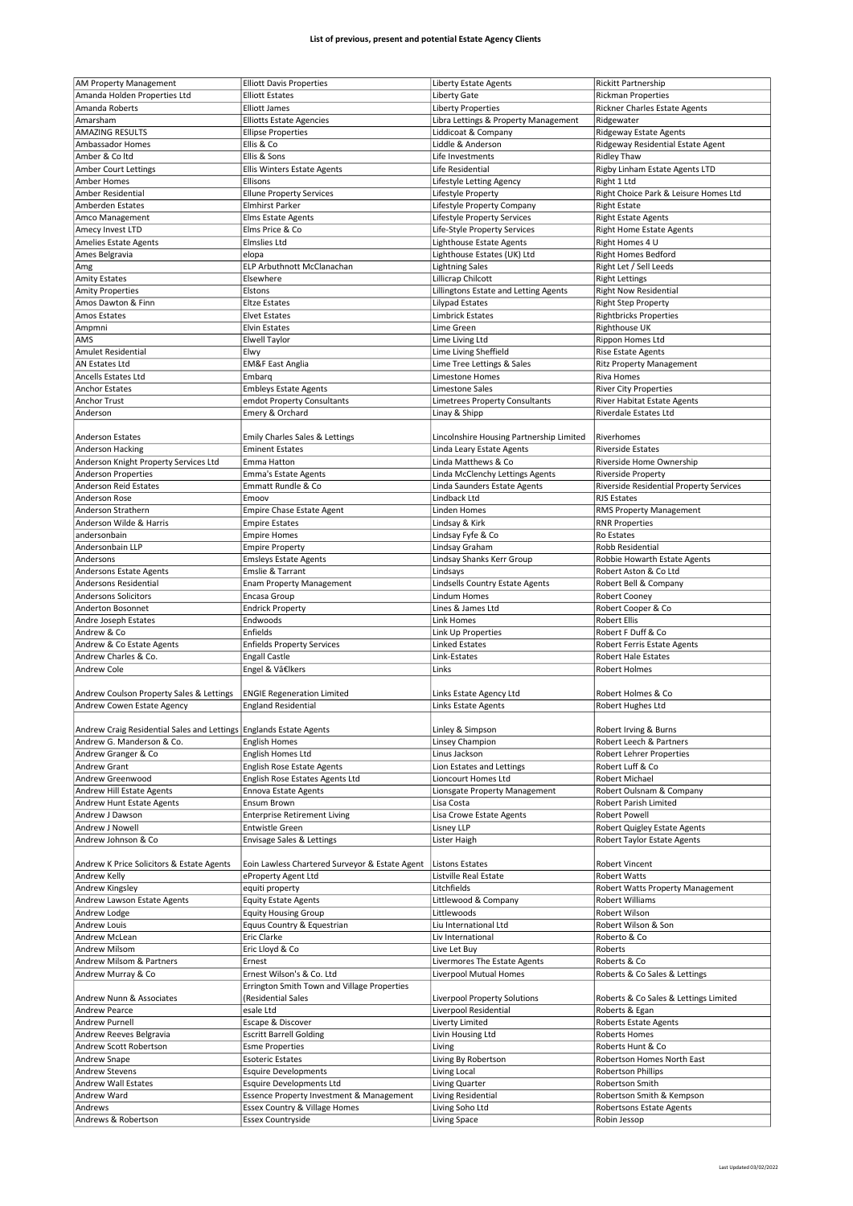**List of previous, present and potential Estate Agency Clients**

| | | | |
|---|---|---|---|
| AM Property Management | Elliott Davis Properties | Liberty Estate Agents | Rickitt Partnership |
| Amanda Holden Properties Ltd | Elliott Estates | Liberty Gate | Rickman Properties |
| Amanda Roberts | Elliott James | Liberty Properties | Rickner Charles Estate Agents |
| Amarsham | Elliotts Estate Agencies | Libra Lettings & Property Management | Ridgewater |
| AMAZING RESULTS | Ellipse Properties | Liddicoat & Company | Ridgeway Estate Agents |
| Ambassador Homes | Ellis & Co | Liddle & Anderson | Ridgeway Residential Estate Agent |
| Amber & Co ltd | Ellis & Sons | Life Investments | Ridley Thaw |
| Amber Court Lettings | Ellis Winters Estate Agents | Life Residential | Rigby Linham Estate Agents LTD |
| Amber Homes | Ellisons | Lifestyle Letting Agency | Right 1 Ltd |
| Amber Residential | Ellune Property Services | Lifestyle Property | Right Choice Park & Leisure Homes Ltd |
| Amberden Estates | Elmhirst Parker | Lifestyle Property Company | Right Estate |
| Amco Management | Elms Estate Agents | Lifestyle Property Services | Right Estate Agents |
| Amecy Invest LTD | Elms Price & Co | Life-Style Property Services | Right Home Estate Agents |
| Amelies Estate Agents | Elmslies Ltd | Lighthouse Estate Agents | Right Homes 4 U |
| Ames Belgravia | elopa | Lighthouse Estates (UK) Ltd | Right Homes Bedford |
| Amg | ELP Arbuthnott McClanachan | Lightning Sales | Right Let / Sell Leeds |
| Amity Estates | Elsewhere | Lillicrap Chilcott | Right Lettings |
| Amity Properties | Elstons | Lillingtons Estate and Letting Agents | Right Now Residential |
| Amos Dawton & Finn | Eltze Estates | Lilypad Estates | Right Step Property |
| Amos Estates | Elvet Estates | Limbrick Estates | Rightbricks Properties |
| Ampmni | Elvin Estates | Lime Green | Righthouse UK |
| AMS | Elwell Taylor | Lime Living Ltd | Rippon Homes Ltd |
| Amulet Residential | Elwy | Lime Living Sheffield | Rise Estate Agents |
| AN Estates Ltd | EM&F East Anglia | Lime Tree Lettings & Sales | Ritz Property Management |
| Ancells Estates Ltd | Embarq | Limestone Homes | Riva Homes |
| Anchor Estates | Embleys Estate Agents | Limestone Sales | River City Properties |
| Anchor Trust | emdot Property Consultants | Limetrees Property Consultants | River Habitat Estate Agents |
| Anderson | Emery & Orchard | Linay & Shipp | Riverdale Estates Ltd |
| Anderson Estates | Emily Charles Sales & Lettings | Lincolnshire Housing Partnership Limited | Riverhomes |
| Anderson Hacking | Eminent Estates | Linda Leary Estate Agents | Riverside Estates |
| Anderson Knight Property Services Ltd | Emma Hatton | Linda Matthews & Co | Riverside Home Ownership |
| Anderson Properties | Emma's Estate Agents | Linda McClenchy Lettings Agents | Riverside Property |
| Anderson Reid Estates | Emmatt Rundle & Co | Linda Saunders Estate Agents | Riverside Residential Property Services |
| Anderson Rose | Emoov | Lindback Ltd | RJS Estates |
| Anderson Strathern | Empire Chase Estate Agent | Linden Homes | RMS Property Management |
| Anderson Wilde & Harris | Empire Estates | Lindsay & Kirk | RNR Properties |
| andersonbain | Empire Homes | Lindsay Fyfe & Co | Ro Estates |
| Andersonbain LLP | Empire Property | Lindsay Graham | Robb Residential |
| Andersons | Emsleys Estate Agents | Lindsay Shanks Kerr Group | Robbie Howarth Estate Agents |
| Andersons Estate Agents | Emslie & Tarrant | Lindsays | Robert Aston & Co Ltd |
| Andersons Residential | Enam Property Management | Lindsells Country Estate Agents | Robert Bell & Company |
| Andersons Solicitors | Encasa Group | Lindum Homes | Robert Cooney |
| Anderton Bosonnet | Endrick Property | Lines & James Ltd | Robert Cooper & Co |
| Andre Joseph Estates | Endwoods | Link Homes | Robert Ellis |
| Andrew & Co | Enfields | Link Up Properties | Robert F Duff & Co |
| Andrew & Co Estate Agents | Enfields Property Services | Linked Estates | Robert Ferris Estate Agents |
| Andrew Charles & Co. | Engall Castle | Link-Estates | Robert Hale Estates |
| Andrew Cole | Engel & Vâ€lkers | Links | Robert Holmes |
| Andrew Coulson Property Sales & Lettings | ENGIE Regeneration Limited | Links Estate Agency Ltd | Robert Holmes & Co |
| Andrew Cowen Estate Agency | England Residential | Links Estate Agents | Robert Hughes Ltd |
| Andrew Craig Residential Sales and Lettings | Englands Estate Agents | Linley & Simpson | Robert Irving & Burns |
| Andrew G. Manderson & Co. | English Homes | Linsey Champion | Robert Leech & Partners |
| Andrew Granger & Co | English Homes Ltd | Linus Jackson | Robert Lehrer Properties |
| Andrew Grant | English Rose Estate Agents | Lion Estates and Lettings | Robert Luff & Co |
| Andrew Greenwood | English Rose Estates Agents Ltd | Lioncourt Homes Ltd | Robert Michael |
| Andrew Hill Estate Agents | Ennova Estate Agents | Lionsgate Property Management | Robert Oulsnam & Company |
| Andrew Hunt Estate Agents | Ensum Brown | Lisa Costa | Robert Parish Limited |
| Andrew J Dawson | Enterprise Retirement Living | Lisa Crowe Estate Agents | Robert Powell |
| Andrew J Nowell | Entwistle Green | Lisney LLP | Robert Quigley Estate Agents |
| Andrew Johnson & Co | Envisage Sales & Lettings | Lister Haigh | Robert Taylor Estate Agents |
| Andrew K Price Solicitors & Estate Agents | Eoin Lawless Chartered Surveyor & Estate Agent | Listons Estates | Robert Vincent |
| Andrew Kelly | eProperty Agent Ltd | Listville Real Estate | Robert Watts |
| Andrew Kingsley | equiti property | Litchfields | Robert Watts Property Management |
| Andrew Lawson Estate Agents | Equity Estate Agents | Littlewood & Company | Robert Williams |
| Andrew Lodge | Equity Housing Group | Littlewoods | Robert Wilson |
| Andrew Louis | Equus Country & Equestrian | Liu International Ltd | Robert Wilson & Son |
| Andrew McLean | Eric Clarke | Liv International | Roberto & Co |
| Andrew Milsom | Eric Lloyd & Co | Live Let Buy | Roberts |
| Andrew Milsom & Partners | Ernest | Livermores The Estate Agents | Roberts & Co |
| Andrew Murray & Co | Ernest Wilson's & Co. Ltd | Liverpool Mutual Homes | Roberts & Co Sales & Lettings |
| Andrew Nunn & Associates | Errington Smith Town and Village Properties (Residential Sales | Liverpool Property Solutions | Roberts & Co Sales & Lettings Limited |
| Andrew Pearce | esale Ltd | Liverpool Residential | Roberts & Egan |
| Andrew Purnell | Escape & Discover | Liverty Limited | Roberts Estate Agents |
| Andrew Reeves Belgravia | Escritt Barrell Golding | Livin Housing Ltd | Roberts Homes |
| Andrew Scott Robertson | Esme Properties | Living | Roberts Hunt & Co |
| Andrew Snape | Esoteric Estates | Living By Robertson | Robertson Homes North East |
| Andrew Stevens | Esquire Developments | Living Local | Robertson Phillips |
| Andrew Wall Estates | Esquire Developments Ltd | Living Quarter | Robertson Smith |
| Andrew Ward | Essence Property Investment & Management | Living Residential | Robertson Smith & Kempson |
| Andrews | Essex Country & Village Homes | Living Soho Ltd | Robertsons Estate Agents |
| Andrews & Robertson | Essex Countryside | Living Space | Robin Jessop |

Last Updated 03/02/2022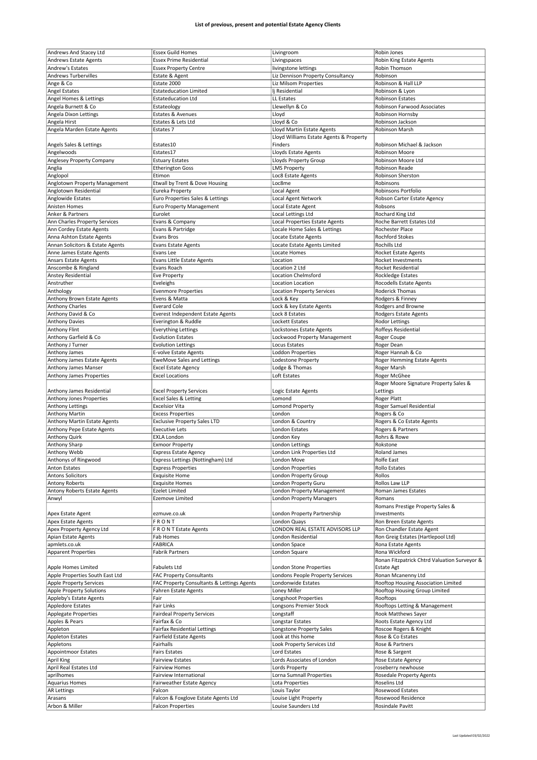# List of previous, present and potential Estate Agency Clients

| | | | |
|---|---|---|---|
| Andrews And Stacey Ltd | Essex Guild Homes | Livingroom | Robin Jones |
| Andrews Estate Agents | Essex Prime Residential | Livingspaces | Robin King Estate Agents |
| Andrew's Estates | Essex Property Centre | livingstone lettings | Robin Thomson |
| Andrews Turbervilles | Estate & Agent | Liz Dennison Property Consultancy | Robinson |
| Ange & Co | Estate 2000 | Liz Milsom Properties | Robinson & Hall LLP |
| Angel Estates | Estateducation Limited | lj Residential | Robinson & Lyon |
| Angel Homes & Lettings | Estateducation Ltd | LL Estates | Robinson Estates |
| Angela Burnett & Co | Estateology | Llewellyn & Co | Robinson Farwood Associates |
| Angela Dixon Lettings | Estates & Avenues | Lloyd | Robinson Hornsby |
| Angela Hirst | Estates & Lets Ltd | Lloyd & Co | Robinson Jackson |
| Angela Marden Estate Agents | Estates 7 | Lloyd Martin Estate Agents | Robinson Marsh |
| Angels Sales & Lettings | Estates10 | Lloyd Williams Estate Agents & Property Finders | Robinson Michael & Jackson |
| Angelwoods | Estates17 | Lloyds Estate Agents | Robinson Moore |
| Anglesey Property Company | Estuary Estates | Lloyds Property Group | Robinson Moore Ltd |
| Anglia | Etherington Goss | LMS Property | Robinson Reade |
| Anglopol | Etimon | Loc8 Estate Agents | Robinson Sherston |
| Anglotown Property Management | Etwall by Trent & Dove Housing | Loc8me | Robinsons |
| Anglotown Residential | Eureka Property | Local Agent | Robinsons Portfolio |
| Anglowide Estates | Euro Properties Sales & Lettings | Local Agent Network | Robson Carter Estate Agency |
| Anisten Homes | Euro Property Management | Local Estate Agent | Robsons |
| Anker & Partners | Eurolet | Local Lettings Ltd | Rochard King Ltd |
| Ann Charles Property Services | Evans & Company | Local Properties Estate Agents | Roche Barrett Estates Ltd |
| Ann Cordey Estate Agents | Evans & Partridge | Locale Home Sales & Lettings | Rochester Place |
| Anna Ashton Estate Agents | Evans Bros | Locate Estate Agents | Rochford Stokes |
| Annan Solicitors & Estate Agents | Evans Estate Agents | Locate Estate Agents Limited | Rochills Ltd |
| Anne James Estate Agents | Evans Lee | Locate Homes | Rocket Estate Agents |
| Ansars Estate Agents | Evans Little Estate Agents | Location | Rocket Investments |
| Anscombe & Ringland | Evans Roach | Location 2 Ltd | Rocket Residential |
| Anstey Residential | Eve Property | Location Chelmsford | Rockledge Estates |
| Anstruther | Eveleighs | Location Location | Rocodells Estate Agents |
| Anthology | Evenmore Properties | Location Property Services | Roderick Thomas |
| Anthony Brown Estate Agents | Evens & Matta | Lock & Key | Rodgers & Finney |
| Anthony Charles | Everard Cole | Lock & key Estate Agents | Rodgers and Browne |
| Anthony David & Co | Everest Independent Estate Agents | Lock 8 Estates | Rodgers Estate Agents |
| Anthony Davies | Everington & Ruddle | Lockett Estates | Rodor Lettings |
| Anthony Flint | Everything Lettings | Lockstones Estate Agents | Roffeys Residential |
| Anthony Garfield & Co | Evolution Estates | Lockwood Property Management | Roger Coupe |
| Anthony J Turner | Evolution Lettings | Locus Estates | Roger Dean |
| Anthony James | E-volve Estate Agents | Loddon Properties | Roger Hannah & Co |
| Anthony James Estate Agents | EweMove Sales and Lettings | Lodestone Property | Roger Hemming Estate Agents |
| Anthony James Manser | Excel Estate Agency | Lodge & Thomas | Roger Marsh |
| Anthony James Properties | Excel Locations | Loft Estates | Roger McGhee |
| Anthony James Residential | Excel Property Services | Logic Estate Agents | Roger Moore Signature Property Sales & Lettings |
| Anthony Jones Properties | Excel Sales & Letting | Lomond | Roger Platt |
| Anthony Lettings | Excelsior Vita | Lomond Property | Roger Samuel Residential |
| Anthony Martin | Excess Properties | London | Rogers & Co |
| Anthony Martin Estate Agents | Exclusive Property Sales LTD | London & Country | Rogers & Co Estate Agents |
| Anthony Pepe Estate Agents | Executive Lets | London Estates | Rogers & Partners |
| Anthony Quirk | EXLA London | London Key | Rohrs & Rowe |
| Anthony Sharp | Exmoor Property | London Lettings | Rokstone |
| Anthony Webb | Express Estate Agency | London Link Properties Ltd | Roland James |
| Anthonys of Ringwood | Express Lettings (Nottingham) Ltd | London Move | Rolfe East |
| Anton Estates | Express Properties | London Properties | Rollo Estates |
| Antons Solicitors | Exquisite Home | London Property Group | Rollos |
| Antony Roberts | Exquisite Homes | London Property Guru | Rollos Law LLP |
| Antony Roberts Estate Agents | Ezelet Limited | London Property Management | Roman James Estates |
| Anwyl | Ezemove Limited | London Property Managers | Romans |
| Apex Estate Agent | ezmuve.co.uk | London Property Partnership | Romans Prestige Property Sales & Investments |
| Apex Estate Agents | F R O N T | London Quays | Ron Breen Estate Agents |
| Apex Property Agency Ltd | F R O N T Estate Agents | LONDON REAL ESTATE ADVISORS LLP | Ron Chandler Estate Agent |
| Apian Estate Agents | Fab Homes | London Residential | Ron Greig Estates (Hartlepool Ltd) |
| apmlets.co.uk | FABRICA | London Space | Rona Estate Agents |
| Apparent Properties | Fabrik Partners | London Square | Rona Wickford |
| Apple Homes Limited | Fabulets Ltd | London Stone Properties | Ronan Fitzpatrick Chtrd Valuation Surveyor & Estate Agt |
| Apple Properties South East Ltd | FAC Property Consultants | Londons People Property Services | Ronan Mcanenny Ltd |
| Apple Property Services | FAC Property Consultants & Lettings Agents | Londonwide Estates | Rooftop Housing Association Limited |
| Apple Property Solutions | Fahren Estate Agents | Loney Miller | Rooftop Housing Group Limited |
| Appleby's Estate Agents | Fair | Longshoot Properties | Rooftops |
| Appledore Estates | Fair Links | Longsons Premier Stock | Rooftops Letting & Management |
| Applegate Properties | Fairdeal Property Services | Longstaff | Rook Matthews Sayer |
| Apples & Pears | Fairfax & Co | Longstar Estates | Roots Estate Agency Ltd |
| Appleton | Fairfax Residential Lettings | Longstone Property Sales | Roscoe Rogers & Knight |
| Appleton Estates | Fairfield Estate Agents | Look at this home | Rose & Co Estates |
| Appletons | Fairhalls | Look Property Services Ltd | Rose & Partners |
| Appointmoor Estates | Fairs Estates | Lord Estates | Rose & Sargent |
| April King | Fairview Estates | Lords Associates of London | Rose Estate Agency |
| April Real Estates Ltd | Fairview Homes | Lords Property | roseberry newhouse |
| aprilhomes | Fairview International | Lorna Sumnall Properties | Rosedale Property Agents |
| Aquarius Homes | Fairweather Estate Agency | Lota Properties | Roselins Ltd |
| AR Lettings | Falcon | Louis Taylor | Rosewood Estates |
| Arasans | Falcon & Foxglove Estate Agents Ltd | Louise Light Property | Rosewood Residence |
| Arbon & Miller | Falcon Properties | Louise Saunders Ltd | Rosindale Pavitt |

Last Updated 03/02/2022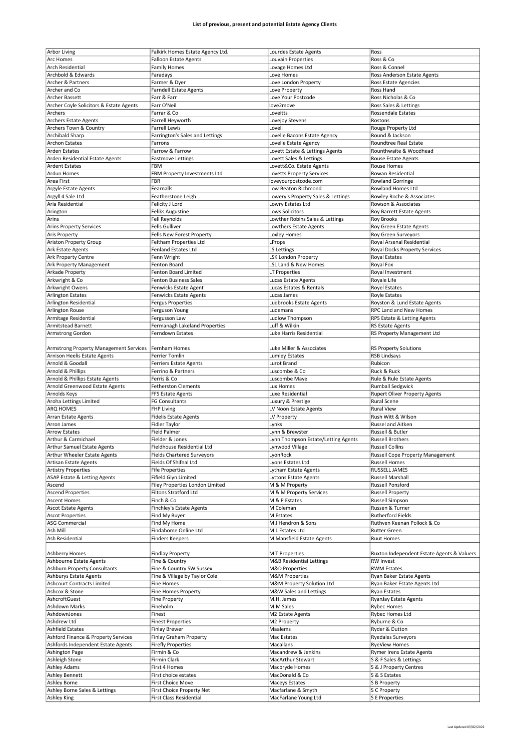**List of previous, present and potential Estate Agency Clients**

| | | | |
|---|---|---|---|
| Arbor Living | Falkirk Homes Estate Agency Ltd. | Lourdes Estate Agents | Ross |
| Arc Homes | Falloon Estate Agents | Louvain Properties | Ross & Co |
| Arch Residential | Family Homes | Lovage Homes Ltd | Ross & Connel |
| Archbold & Edwards | Faradays | Love Homes | Ross Anderson Estate Agents |
| Archer & Partners | Farmer & Dyer | Love London Property | Ross Estate Agencies |
| Archer and Co | Farndell Estate Agents | Love Property | Ross Hand |
| Archer Bassett | Farr & Farr | Love Your Postcode | Ross Nicholas & Co |
| Archer Coyle Solicitors & Estate Agents | Farr O'Neil | love2move | Ross Sales & Lettings |
| Archers | Farrar & Co | Loveitts | Rossendale Estates |
| Archers Estate Agents | Farrell Heyworth | Lovejoy Stevens | Rostons |
| Archers Town & Country | Farrell Lewis | Lovell | Rouge Property Ltd |
| Archibald Sharp | Farrington's Sales and Lettings | Lovelle Bacons Estate Agency | Round & Jackson |
| Archon Estates | Farrons | Lovelle Estate Agency | Roundtree Real Estate |
| Arden Estates | Farrow & Farrow | Lovett Estate & Lettings Agents | Rounthwaite & Woodhead |
| Arden Residential Estate Agents | Fastmove Lettings | Lovett Sales & Lettings | Rouse Estate Agents |
| Ardent Estates | FBM | Lovett&Co. Estate Agents | Rouse Homes |
| Ardun Homes | FBM Property Investments Ltd | Lovetts Property Services | Rowan Residential |
| Area First | FBR | loveyourpostcode.com | Rowland Gorringe |
| Argyle Estate Agents | Fearnalls | Low Beaton Richmond | Rowland Homes Ltd |
| Argyll 4 Sale Ltd | Featherstone Leigh | Lowery's Property Sales & Lettings | Rowley Roche & Associates |
| Aria Residential | Felicity J Lord | Lowry Estates Ltd | Rowson & Associates |
| Arington | Feliks Augustine | Lows Solicitors | Roy Barrett Estate Agents |
| Arins | Fell Reynolds | Lowther Robins Sales & Lettings | Roy Brooks |
| Arins Property Services | Fells Gulliver | Lowthers Estate Agents | Roy Green Estate Agents |
| Aris Property | Fells New Forest Property | Loxley Homes | Roy Green Surveyors |
| Ariston Property Group | Feltham Properties Ltd | LProps | Royal Arsenal Residential |
| Ark Estate Agents | Fenland Estates Ltd | LS Lettings | Royal Docks Property Services |
| Ark Property Centre | Fenn Wright | LSK London Property | Royal Estates |
| Ark Property Management | Fenton Board | LSL Land & New Homes | Royal Fox |
| Arkade Property | Fenton Board Limited | LT Properties | Royal Investment |
| Arkwright & Co | Fenton Business Sales | Lucas Estate Agents | Royale Life |
| Arkwright Owens | Fenwicks Estate Agent | Lucas Estates & Rentals | Royel Estates |
| Arlington Estates | Fenwicks Estate Agents | Lucas James | Royle Estates |
| Arlington Residential | Fergus Properties | Ludbrooks Estate Agents | Royston & Lund Estate Agents |
| Arlington Rouse | Ferguson Young | Ludemans | RPC Land and New Homes |
| Armitage Residential | Fergusson Law | Ludlow Thompson | RPS Estate & Letting Agents |
| Armitstead Barnett | Fermanagh Lakeland Properties | Luff & Wilkin | RS Estate Agents |
| Armstrong Gordon | Ferndown Estates | Luke Harris Residential | RS Property Management Ltd |
| Armstrong Property Management Services | Fernham Homes | Luke Miller & Associates | RS Property Solutions |
| Arnison Heelis Estate Agents | Ferrier Tomlin | Lumley Estates | RSB Lindsays |
| Arnold & Goodall | Ferriers Estate Agents | Lurot Brand | Rubicon |
| Arnold & Phillips | Ferrino & Partners | Luscombe & Co | Ruck & Ruck |
| Arnold & Phillips Estate Agents | Ferris & Co | Luscombe Maye | Rule & Rule Estate Agents |
| Arnold Greenwood Estate Agents | Fetherston Clements | Lux Homes | Rumball Sedgwick |
| Arnolds Keys | FFS Estate Agents | Luxe Residential | Rupert Oliver Property Agents |
| Aroha Lettings Limited | FG Consultants | Luxury & Prestige | Rural Scene |
| ARQ HOMES | FHP Living | LV Noon Estate Agents | Rural View |
| Arran Estate Agents | Fidelis Estate Agents | LV Property | Rush Witt & Wilson |
| Arron James | Fidler Taylor | Lynks | Russel and Aitken |
| Arrow Estates | Field Palmer | Lynn & Brewster | Russell & Butler |
| Arthur & Carmichael | Fielder & Jones | Lynn Thompson Estate/Letting Agents | Russell Brothers |
| Arthur Samuel Estate Agents | Fieldhouse Residential Ltd | Lynwood Village | Russell Collins |
| Arthur Wheeler Estate Agents | Fields Chartered Surveyors | LyonRock | Russell Cope Property Management |
| Artisan Estate Agents | Fields Of Shifnal Ltd | Lyons Estates Ltd | Russell Homes |
| Artistry Properties | Fife Properties | Lytham Estate Agents | RUSSELL JAMES |
| ASAP Estate & Letting Agents | Fifield Glyn Limited | Lyttons Estate Agents | Russell Marshall |
| Ascend | Filey Properties London Limited | M & M Property | Russell Ponsford |
| Ascend Properties | Filtons Stratford Ltd | M & M Property Services | Russell Property |
| Ascent Homes | Finch & Co | M & P Estates | Russell Simpson |
| Ascot Estate Agents | Finchley's Estate Agents | M Coleman | Russen & Turner |
| Ascot Properties | Find My Buyer | M Estates | Rutherford Fields |
| ASG Commercial | Find My Home | M J Hendron & Sons | Ruthven Keenan Pollock & Co |
| Ash Mill | Findahome Online Ltd | M L Estates Ltd | Rutter Green |
| Ash Residential | Finders Keepers | M Mansfield Estate Agents | Ruut Homes |
| Ashberry Homes | Findlay Property | M T Properties | Ruxton Independent Estate Agents & Valuers |
| Ashbourne Estate Agents | Fine & Country | M&B Residential Lettings | RW Invest |
| Ashburn Property Consultants | Fine & Country SW Sussex | M&D Properties | RWM Estates |
| Ashburys Estate Agents | Fine & Village by Taylor Cole | M&M Properties | Ryan Baker Estate Agents |
| Ashcourt Contracts Limited | Fine Homes | M&M Property Solution Ltd | Ryan Baker Estate Agents Ltd |
| Ashcox & Stone | Fine Homes Property | M&W Sales and Lettings | Ryan Estates |
| AshcroftGuest | Fine Property | M.H. James | RyanJay Estate Agents |
| Ashdown Marks | Fineholm | M.M Sales | Rybec Homes |
| AshdownJones | Finest | M2 Estate Agents | Rybec Homes Ltd |
| Ashdrew Ltd | Finest Properties | M2 Property | Ryburne & Co |
| Ashfield Estates | Finlay Brewer | Maalems | Ryder & Dutton |
| Ashford Finance & Property Services | Finlay Graham Property | Mac Estates | Ryedales Surveyors |
| Ashfords Independent Estate Agents | Firefly Properties | Macallans | RyeView Homes |
| Ashington Page | Firmin & Co | Macandrew & Jenkins | Rymer Irens Estate Agents |
| Ashleigh Stone | Firmin Clark | MacArthur Stewart | S & F Sales & Lettings |
| Ashley Adams | First 4 Homes | Macbryde Homes | S & J Property Centres |
| Ashley Bennett | First choice estates | MacDonald & Co | S & S Estates |
| Ashley Borne | First Choice Move | Maceys Estates | S B Property |
| Ashley Borne Sales & Lettings | First Choice Property Net | Macfarlane & Smyth | S C Property |
| Ashley King | First Class Residential | MacFarlane Young Ltd | S E Properties |

Last Updated 03/02/2022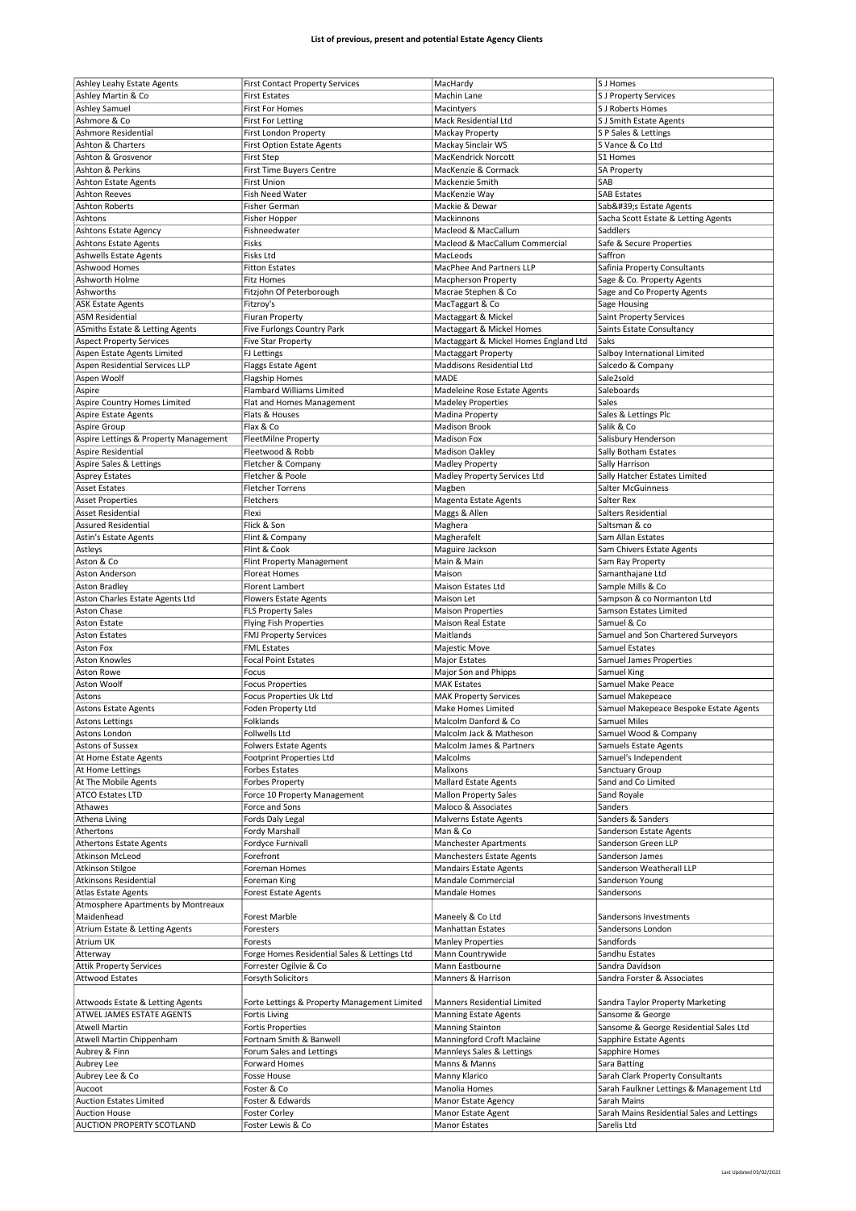**List of previous, present and potential Estate Agency Clients**

| | | | |
|---|---|---|---|
| Ashley Leahy Estate Agents | First Contact Property Services | MacHardy | S J Homes |
| Ashley Martin & Co | First Estates | Machin Lane | S J Property Services |
| Ashley Samuel | First For Homes | Macintyers | S J Roberts Homes |
| Ashmore & Co | First For Letting | Mack Residential Ltd | S J Smith Estate Agents |
| Ashmore Residential | First London Property | Mackay Property | S P Sales & Lettings |
| Ashton & Charters | First Option Estate Agents | Mackay Sinclair WS | S Vance & Co Ltd |
| Ashton & Grosvenor | First Step | MacKendrick Norcott | S1 Homes |
| Ashton & Perkins | First Time Buyers Centre | MacKenzie & Cormack | SA Property |
| Ashton Estate Agents | First Union | Mackenzie Smith | SAB |
| Ashton Reeves | Fish Need Water | MacKenzie Way | SAB Estates |
| Ashton Roberts | Fisher German | Mackie & Dewar | Sab&#39;s Estate Agents |
| Ashtons | Fisher Hopper | Mackinnons | Sacha Scott Estate & Letting Agents |
| Ashtons Estate Agency | Fishneedwater | Macleod & MacCallum | Saddlers |
| Ashtons Estate Agents | Fisks | Macleod & MacCallum Commercial | Safe & Secure Properties |
| Ashwells Estate Agents | Fisks Ltd | MacLeods | Saffron |
| Ashwood Homes | Fitton Estates | MacPhee And Partners LLP | Safinia Property Consultants |
| Ashworth Holme | Fitz Homes | Macpherson Property | Sage & Co. Property Agents |
| Ashworths | Fitzjohn Of Peterborough | Macrae Stephen & Co | Sage and Co Property Agents |
| ASK Estate Agents | Fitzroy's | MacTaggart & Co | Sage Housing |
| ASM Residential | Fiuran Property | Mactaggart & Mickel | Saint Property Services |
| ASmiths Estate & Letting Agents | Five Furlongs Country Park | Mactaggart & Mickel Homes | Saints Estate Consultancy |
| Aspect Property Services | Five Star Property | Mactaggart & Mickel Homes England Ltd | Saks |
| Aspen Estate Agents Limited | FJ Lettings | Mactaggart Property | Salboy International Limited |
| Aspen Residential Services LLP | Flaggs Estate Agent | Maddisons Residential Ltd | Salcedo & Company |
| Aspen Woolf | Flagship Homes | MADE | Sale2sold |
| Aspire | Flambard Williams Limited | Madeleine Rose Estate Agents | Saleboards |
| Aspire Country Homes Limited | Flat and Homes Management | Madeley Properties | Sales |
| Aspire Estate Agents | Flats & Houses | Madina Property | Sales & Lettings Plc |
| Aspire Group | Flax & Co | Madison Brook | Salik & Co |
| Aspire Lettings & Property Management | FleetMilne Property | Madison Fox | Salisbury Henderson |
| Aspire Residential | Fleetwood & Robb | Madison Oakley | Sally Botham Estates |
| Aspire Sales & Lettings | Fletcher & Company | Madley Property | Sally Harrison |
| Asprey Estates | Fletcher & Poole | Madley Property Services Ltd | Sally Hatcher Estates Limited |
| Asset Estates | Fletcher Torrens | Magben | Salter McGuinness |
| Asset Properties | Fletchers | Magenta Estate Agents | Salter Rex |
| Asset Residential | Flexi | Maggs & Allen | Salters Residential |
| Assured Residential | Flick & Son | Maghera | Saltsman & co |
| Astin's Estate Agents | Flint & Company | Magherafelt | Sam Allan Estates |
| Astleys | Flint & Cook | Maguire Jackson | Sam Chivers Estate Agents |
| Aston & Co | Flint Property Management | Main & Main | Sam Ray Property |
| Aston Anderson | Floreat Homes | Maison | Samanthajane Ltd |
| Aston Bradley | Florent Lambert | Maison Estates Ltd | Sample Mills & Co |
| Aston Charles Estate Agents Ltd | Flowers Estate Agents | Maison Let | Sampson & co Normanton Ltd |
| Aston Chase | FLS Property Sales | Maison Properties | Samson Estates Limited |
| Aston Estate | Flying Fish Properties | Maison Real Estate | Samuel & Co |
| Aston Estates | FMJ Property Services | Maitlands | Samuel and Son Chartered Surveyors |
| Aston Fox | FML Estates | Majestic Move | Samuel Estates |
| Aston Knowles | Focal Point Estates | Major Estates | Samuel James Properties |
| Aston Rowe | Focus | Major Son and Phipps | Samuel King |
| Aston Woolf | Focus Properties | MAK Estates | Samuel Make Peace |
| Astons | Focus Properties Uk Ltd | MAK Property Services | Samuel Makepeace |
| Astons Estate Agents | Foden Property Ltd | Make Homes Limited | Samuel Makepeace Bespoke Estate Agents |
| Astons Lettings | Folklands | Malcolm Danford & Co | Samuel Miles |
| Astons London | Follwells Ltd | Malcolm Jack & Matheson | Samuel Wood & Company |
| Astons of Sussex | Folwers Estate Agents | Malcolm James & Partners | Samuels Estate Agents |
| At Home Estate Agents | Footprint Properties Ltd | Malcolms | Samuel's Independent |
| At Home Lettings | Forbes Estates | Malixons | Sanctuary Group |
| At The Mobile Agents | Forbes Property | Mallard Estate Agents | Sand and Co Limited |
| ATCO Estates LTD | Force 10 Property Management | Mallon Property Sales | Sand Royale |
| Athawes | Force and Sons | Maloco & Associates | Sanders |
| Athena Living | Fords Daly Legal | Malverns Estate Agents | Sanders & Sanders |
| Athertons | Fordy Marshall | Man & Co | Sanderson Estate Agents |
| Athertons Estate Agents | Fordyce Furnivall | Manchester Apartments | Sanderson Green LLP |
| Atkinson McLeod | Forefront | Manchesters Estate Agents | Sanderson James |
| Atkinson Stilgoe | Foreman Homes | Mandairs Estate Agents | Sanderson Weatherall LLP |
| Atkinsons Residential | Foreman King | Mandale Commercial | Sanderson Young |
| Atlas Estate Agents | Forest Estate Agents | Mandale Homes | Sandersons |
| Atmosphere Apartments by Montreaux Maidenhead | Forest Marble | Maneely & Co Ltd | Sandersons Investments |
| Atrium Estate & Letting Agents | Foresters | Manhattan Estates | Sandersons London |
| Atrium UK | Forests | Manley Properties | Sandfords |
| Atterway | Forge Homes Residential Sales & Lettings Ltd | Mann Countrywide | Sandhu Estates |
| Attik Property Services | Forrester Ogilvie & Co | Mann Eastbourne | Sandra Davidson |
| Attwood Estates | Forsyth Solicitors | Manners & Harrison | Sandra Forster & Associates |
| Attwoods Estate & Letting Agents | Forte Lettings & Property Management Limited | Manners Residential Limited | Sandra Taylor Property Marketing |
| ATWEL JAMES ESTATE AGENTS | Fortis Living | Manning Estate Agents | Sansome & George |
| Atwell Martin | Fortis Properties | Manning Stainton | Sansome & George Residential Sales Ltd |
| Atwell Martin Chippenham | Fortnam Smith & Banwell | Manningford Croft Maclaine | Sapphire Estate Agents |
| Aubrey & Finn | Forum Sales and Lettings | Mannleys Sales & Lettings | Sapphire Homes |
| Aubrey Lee | Forward Homes | Manns & Manns | Sara Batting |
| Aubrey Lee & Co | Fosse House | Manny Klarico | Sarah Clark Property Consultants |
| Aucoot | Foster & Co | Manolia Homes | Sarah Faulkner Lettings & Management Ltd |
| Auction Estates Limited | Foster & Edwards | Manor Estate Agency | Sarah Mains |
| Auction House | Foster Corley | Manor Estate Agent | Sarah Mains Residential Sales and Lettings |
| AUCTION PROPERTY SCOTLAND | Foster Lewis & Co | Manor Estates | Sarelis Ltd |

Last Updated 03/02/2022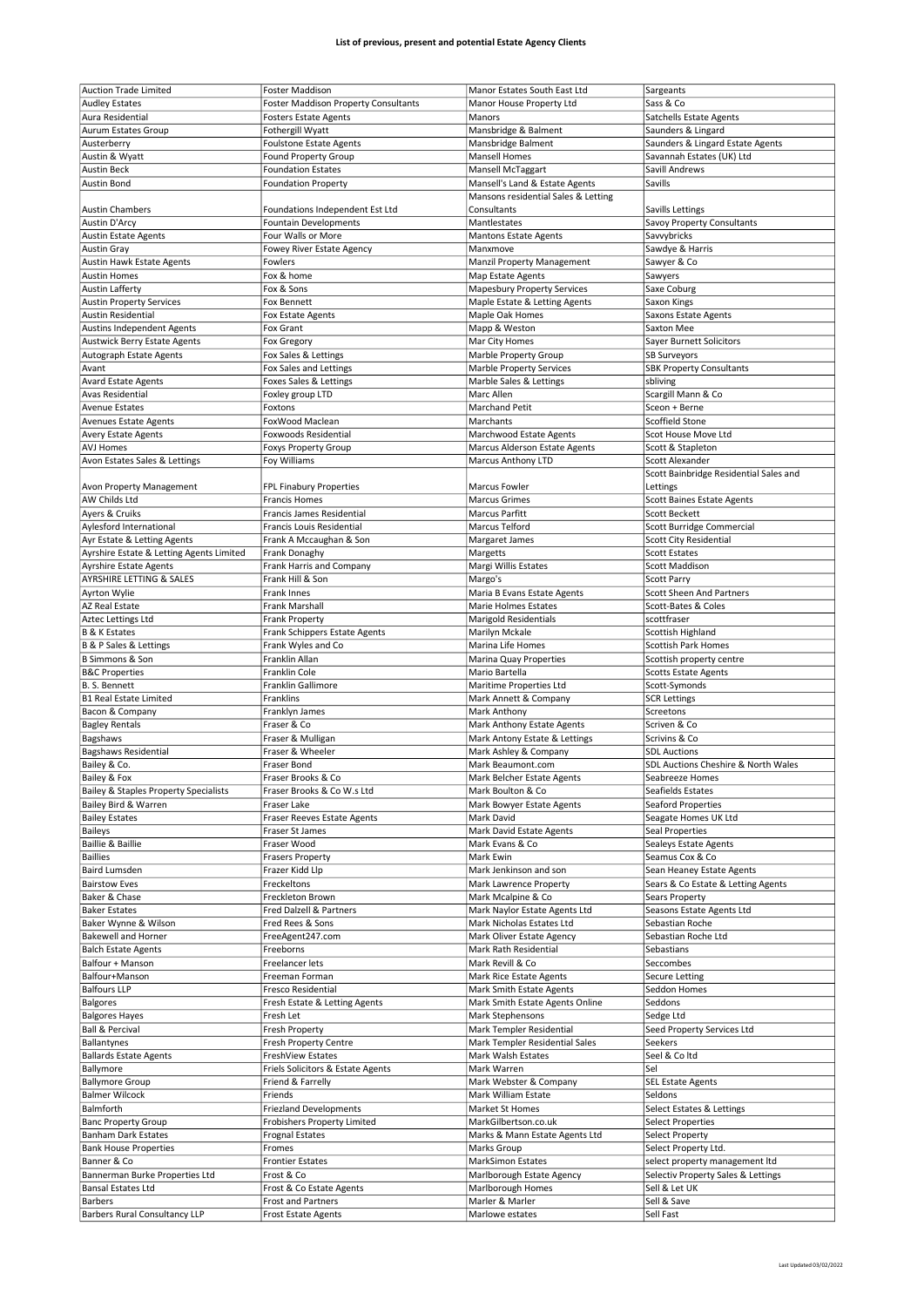### List of previous, present and potential Estate Agency Clients

| | | | |
|---|---|---|---|
| Auction Trade Limited | Foster Maddison | Manor Estates South East Ltd | Sargeants |
| Audley Estates | Foster Maddison Property Consultants | Manor House Property Ltd | Sass & Co |
| Aura Residential | Fosters Estate Agents | Manors | Satchells Estate Agents |
| Aurum Estates Group | Fothergill Wyatt | Mansbridge & Balment | Saunders & Lingard |
| Austerberry | Foulstone Estate Agents | Mansbridge Balment | Saunders & Lingard Estate Agents |
| Austin & Wyatt | Found Property Group | Mansell Homes | Savannah Estates (UK) Ltd |
| Austin Beck | Foundation Estates | Mansell McTaggart | Savill Andrews |
| Austin Bond | Foundation Property | Mansell's Land & Estate Agents | Savills |
| Austin Chambers | Foundations Independent Est Ltd | Mansons residential Sales & Letting Consultants | Savills Lettings |
| Austin D'Arcy | Fountain Developments | Mantlestates | Savoy Property Consultants |
| Austin Estate Agents | Four Walls or More | Mantons Estate Agents | Savvybricks |
| Austin Gray | Fowey River Estate Agency | Manxmove | Sawdye & Harris |
| Austin Hawk Estate Agents | Fowlers | Manzil Property Management | Sawyer & Co |
| Austin Homes | Fox & home | Map Estate Agents | Sawyers |
| Austin Lafferty | Fox & Sons | Mapesbury Property Services | Saxe Coburg |
| Austin Property Services | Fox Bennett | Maple Estate & Letting Agents | Saxon Kings |
| Austin Residential | Fox Estate Agents | Maple Oak Homes | Saxons Estate Agents |
| Austins Independent Agents | Fox Grant | Mapp & Weston | Saxton Mee |
| Austwick Berry Estate Agents | Fox Gregory | Mar City Homes | Sayer Burnett Solicitors |
| Autograph Estate Agents | Fox Sales & Lettings | Marble Property Group | SB Surveyors |
| Avant | Fox Sales and Lettings | Marble Property Services | SBK Property Consultants |
| Avard Estate Agents | Foxes Sales & Lettings | Marble Sales & Lettings | sbliving |
| Avas Residential | Foxley group LTD | Marc Allen | Scargill Mann & Co |
| Avenue Estates | Foxtons | Marchand Petit | Sceon + Berne |
| Avenues Estate Agents | FoxWood Maclean | Marchants | Scoffield Stone |
| Avery Estate Agents | Foxwoods Residential | Marchwood Estate Agents | Scot House Move Ltd |
| AVJ Homes | Foxys Property Group | Marcus Alderson Estate Agents | Scott & Stapleton |
| Avon Estates Sales & Lettings | Foy Williams | Marcus Anthony LTD | Scott Alexander |
| Avon Property Management | FPL Finabury Properties | Marcus Fowler | Scott Bainbridge Residential Sales and Lettings |
| AW Childs Ltd | Francis Homes | Marcus Grimes | Scott Baines Estate Agents |
| Ayers & Cruiks | Francis James Residential | Marcus Parfitt | Scott Beckett |
| Aylesford International | Francis Louis Residential | Marcus Telford | Scott Burridge Commercial |
| Ayr Estate & Letting Agents | Frank A Mccaughan & Son | Margaret James | Scott City Residential |
| Ayrshire Estate & Letting Agents Limited | Frank Donaghy | Margetts | Scott Estates |
| Ayrshire Estate Agents | Frank Harris and Company | Margi Willis Estates | Scott Maddison |
| AYRSHIRE LETTING & SALES | Frank Hill & Son | Margo's | Scott Parry |
| Ayrton Wylie | Frank Innes | Maria B Evans Estate Agents | Scott Sheen And Partners |
| AZ Real Estate | Frank Marshall | Marie Holmes Estates | Scott-Bates & Coles |
| Aztec Lettings Ltd | Frank Property | Marigold Residentials | scottfraser |
| B & K Estates | Frank Schippers Estate Agents | Marilyn Mckale | Scottish Highland |
| B & P Sales & Lettings | Frank Wyles and Co | Marina Life Homes | Scottish Park Homes |
| B Simmons & Son | Franklin Allan | Marina Quay Properties | Scottish property centre |
| B&C Properties | Franklin Cole | Mario Bartella | Scotts Estate Agents |
| B. S. Bennett | Franklin Gallimore | Maritime Properties Ltd | Scott-Symonds |
| B1 Real Estate Limited | Franklins | Mark Annett & Company | SCR Lettings |
| Bacon & Company | Franklyn James | Mark Anthony | Screetons |
| Bagley Rentals | Fraser & Co | Mark Anthony Estate Agents | Scriven & Co |
| Bagshaws | Fraser & Mulligan | Mark Antony Estate & Lettings | Scrivins & Co |
| Bagshaws Residential | Fraser & Wheeler | Mark Ashley & Company | SDL Auctions |
| Bailey & Co. | Fraser Bond | Mark Beaumont.com | SDL Auctions Cheshire & North Wales |
| Bailey & Fox | Fraser Brooks & Co | Mark Belcher Estate Agents | Seabreeze Homes |
| Bailey & Staples Property Specialists | Fraser Brooks & Co W.s Ltd | Mark Boulton & Co | Seafields Estates |
| Bailey Bird & Warren | Fraser Lake | Mark Bowyer Estate Agents | Seaford Properties |
| Bailey Estates | Fraser Reeves Estate Agents | Mark David | Seagate Homes UK Ltd |
| Baileys | Fraser St James | Mark David Estate Agents | Seal Properties |
| Baillie & Baillie | Fraser Wood | Mark Evans & Co | Sealeys Estate Agents |
| Baillies | Frasers Property | Mark Ewin | Seamus Cox & Co |
| Baird Lumsden | Frazer Kidd Llp | Mark Jenkinson and son | Sean Heaney Estate Agents |
| Bairstow Eves | Freckeltons | Mark Lawrence Property | Sears & Co Estate & Letting Agents |
| Baker & Chase | Freckleton Brown | Mark Mcalpine & Co | Sears Property |
| Baker Estates | Fred Dalzell & Partners | Mark Naylor Estate Agents Ltd | Seasons Estate Agents Ltd |
| Baker Wynne & Wilson | Fred Rees & Sons | Mark Nicholas Estates Ltd | Sebastian Roche |
| Bakewell and Horner | FreeAgent247.com | Mark Oliver Estate Agency | Sebastian Roche Ltd |
| Balch Estate Agents | Freeborns | Mark Rath Residential | Sebastians |
| Balfour + Manson | Freelancer lets | Mark Revill & Co | Seccombes |
| Balfour+Manson | Freeman Forman | Mark Rice Estate Agents | Secure Letting |
| Balfours LLP | Fresco Residential | Mark Smith Estate Agents | Seddon Homes |
| Balgores | Fresh Estate & Letting Agents | Mark Smith Estate Agents Online | Seddons |
| Balgores Hayes | Fresh Let | Mark Stephensons | Sedge Ltd |
| Ball & Percival | Fresh Property | Mark Templer Residential | Seed Property Services Ltd |
| Ballantynes | Fresh Property Centre | Mark Templer Residential Sales | Seekers |
| Ballards Estate Agents | FreshView Estates | Mark Walsh Estates | Seel & Co ltd |
| Ballymore | Friels Solicitors & Estate Agents | Mark Warren | Sel |
| Ballymore Group | Friend & Farrelly | Mark Webster & Company | SEL Estate Agents |
| Balmer Wilcock | Friends | Mark William Estate | Seldons |
| Balmforth | Friezland Developments | Market St Homes | Select Estates & Lettings |
| Banc Property Group | Frobishers Property Limited | MarkGilbertson.co.uk | Select Properties |
| Banham Dark Estates | Frognal Estates | Marks & Mann Estate Agents Ltd | Select Property |
| Bank House Properties | Fromes | Marks Group | Select Property Ltd. |
| Banner & Co | Frontier Estates | MarkSimon Estates | select property management ltd |
| Bannerman Burke Properties Ltd | Frost & Co | Marlborough Estate Agency | Selectiv Property Sales & Lettings |
| Bansal Estates Ltd | Frost & Co Estate Agents | Marlborough Homes | Sell & Let UK |
| Barbers | Frost and Partners | Marler & Marler | Sell & Save |
| Barbers Rural Consultancy LLP | Frost Estate Agents | Marlowe estates | Sell Fast |

Last Updated 03/02/2022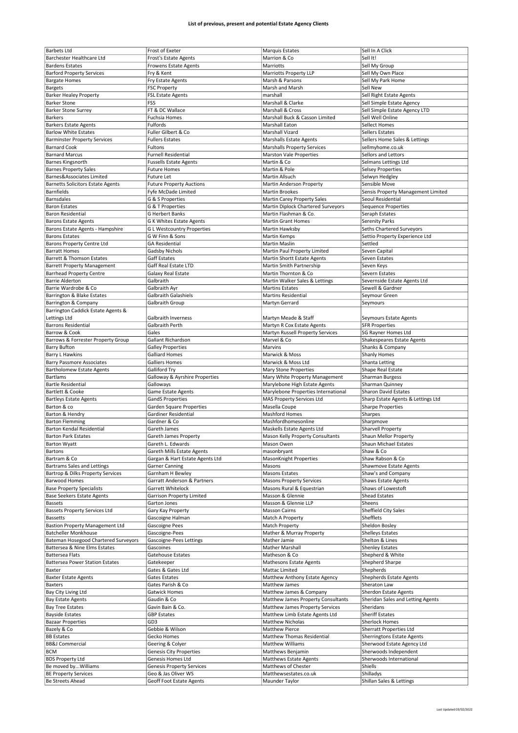# List of previous, present and potential Estate Agency Clients

| Barbets Ltd | Frost of Exeter | Marquis Estates | Sell In A Click |
|---|---|---|---|
| Barchester Healthcare Ltd | Frost's Estate Agents | Marrion & Co | Sell It! |
| Bardens Estates | Frowens Estate Agents | Marriotts | Sell My Group |
| Barford Property Services | Fry & Kent | Marriotts Property LLP | Sell My Own Place |
| Bargate Homes | Fry Estate Agents | Marsh & Parsons | Sell My Park Home |
| Bargets | FSC Property | Marsh and Marsh | Sell New |
| Barker Healey Property | FSL Estate Agents | marshall | Sell Right Estate Agents |
| Barker Stone | FSS | Marshall & Clarke | Sell Simple Estate Agency |
| Barker Stone Surrey | FT & DC Wallace | Marshall & Cross | Sell Simple Estate Agency LTD |
| Barkers | Fuchsia Homes | Marshall Buck & Casson Limited | Sell Well Online |
| Barkers Estate Agents | Fulfords | Marshall Eaton | Sellect Homes |
| Barlow White Estates | Fuller Gilbert & Co | Marshall Vizard | Sellers Estates |
| Barminster Property Services | Fullers Estates | Marshalls Estate Agents | Sellers Home Sales & Lettings |
| Barnard Cook | Fultons | Marshalls Property Services | sellmyhome.co.uk |
| Barnard Marcus | Furnell Residential | Marston Vale Properties | Sellors and Lettors |
| Barnes Kingsnorth | Fussells Estate Agents | Martin & Co | Selmans Lettings Ltd |
| Barnes Property Sales | Future Homes | Martin & Pole | Selsey Properties |
| Barnes&Associates Limited | Future Let | Martin Allsuch | Selwyn Hedgley |
| Barnetts Solicitors Estate Agents | Future Property Auctions | Martin Anderson Property | Sensible Move |
| Barnfields | Fyfe McDade Limited | Martin Brookes | Sensis Property Management Limited |
| Barnsdales | G & S Properties | Martin Carey Property Sales | Seoul Residential |
| Baron Estates | G & T Properties | Martin Diplock Chartered Surveyors | Sequence Properties |
| Baron Residential | G Herbert Banks | Martin Flashman & Co. | Seraph Estates |
| Barons Estate Agents | G K Whites Estate Agents | Martin Grant Homes | Serenity Parks |
| Barons Estate Agents - Hampshire | G L Westcountry Properties | Martin Hawksby | Seths Chartered Surveyors |
| Barons Estates | G W Finn & Sons | Martin Kemps | Settio Property Experience Ltd |
| Barons Property Centre Ltd | GA Residential | Martin Maslin | Settled |
| Barratt Homes | Gadsby Nichols | Martin Paul Property Limited | Seven Capital |
| Barrett & Thomson Estates | Gaff Estates | Martin Shortt Estate Agents | Seven Estates |
| Barrett Property Management | Gaff Real Estate LTD | Martin Smith Partnership | Seven Keys |
| Barrhead Property Centre | Galaxy Real Estate | Martin Thornton & Co | Severn Estates |
| Barrie Alderton | Galbraith | Martin Walker Sales & Lettings | Severnside Estate Agents Ltd |
| Barrie Wardrobe & Co | Galbraith Ayr | Martins Estates | Sewell & Gardner |
| Barrington & Blake Estates | Galbraith Galashiels | Martins Residential | Seymour Green |
| Barrington & Company | Galbraith Group | Martyn Gerrard | Seymours |
| Barrington Caddick Estate Agents & Lettings Ltd | Galbraith Inverness | Martyn Meade & Staff | Seymours Estate Agents |
| Barrons Residential | Galbraith Perth | Martyn R Cox Estate Agents | SFR Properties |
| Barrow & Cook | Gales | Martyn Russell Property Services | SG Rayner Homes Ltd |
| Barrows & Forrester Property Group | Gallant Richardson | Marvel & Co | Shakespeares Estate Agents |
| Barry Bufton | Galley Properties | Marvins | Shanks & Company |
| Barry L Hawkins | Galliard Homes | Marwick & Moss | Shanly Homes |
| Barry Passmore Associates | Galliers Homes | Marwick & Moss Ltd | Shanta Letting |
| Bartholomew Estate Agents | Galliford Try | Mary Stone Properties | Shape Real Estate |
| Bartlams | Galloway & Ayrshire Properties | Mary White Property Management | Sharman Burgess |
| Bartle Residential | Galloways | Marylebone High Estate Agents | Sharman Quinney |
| Bartlett & Cooke | Game Estate Agents | Marylebone Properties International | Sharon David Estates |
| Bartleys Estate Agents | GandS Properties | MAS Property Services Ltd | Sharp Estate Agents & Lettings Ltd |
| Barton & co | Garden Square Properties | Masella Coupe | Sharpe Properties |
| Barton & Hendry | Gardiner Residential | Mashford Homes | Sharpes |
| Barton Flemming | Gardner & Co | Mashfordhomesonline | Sharpmove |
| Barton Kendal Residential | Gareth James | Maskells Estate Agents Ltd | Sharvell Property |
| Barton Park Estates | Gareth James Property | Mason Kelly Property Consultants | Shaun Mellor Property |
| Barton Wyatt | Gareth L. Edwards | Mason Owen | Shaun Michael Estates |
| Bartons | Gareth Mills Estate Agents | masonbryant | Shaw & Co |
| Bartram & Co | Gargan & Hart Estate Agents Ltd | MasonKnight Properties | Shaw Rabson & Co |
| Bartrams Sales and Lettings | Garner Canning | Masons | Shawmove Estate Agents |
| Bartrop & Dilks Property Services | Garnham H Bewley | Masons Estates | Shaw's and Company |
| Barwood Homes | Garratt Anderson & Partners | Masons Property Services | Shaws Estate Agents |
| Base Property Specialists | Garrett Whitelock | Masons Rural & Equestrian | Shaws of Lowestoft |
| Base Seekers Estate Agents | Garrison Property Limited | Masson & Glennie | Shead Estates |
| Bassets | Garton Jones | Masson & Glennie LLP | Sheens |
| Bassets Property Services Ltd | Gary Kay Property | Masson Cairns | Sheffield City Sales |
| Bassetts | Gascoigne Halman | Match A Property | Shefflets |
| Bastion Property Management Ltd | Gascoigne Pees | Match Property | Sheldon Bosley |
| Batcheller Monkhouse | Gascoigne-Pees | Mather & Murray Property | Shelleys Estates |
| Bateman Hosegood Chartered Surveyors | Gascoigne-Pees Lettings | Mather Jamie | Shelton & Lines |
| Battersea & Nine Elms Estates | Gascoines | Mather Marshall | Shenley Estates |
| Battersea Flats | Gatehouse Estates | Matheson & Co | Shepherd & White |
| Battersea Power Station Estates | Gatekeeper | Mathesons Estate Agents | Shepherd Sharpe |
| Baxter | Gates & Gates Ltd | Mattac Limited | Shepherds |
| Baxter Estate Agents | Gates Estates | Matthew Anthony Estate Agency | Shepherds Estate Agents |
| Baxters | Gates Parish & Co | Matthew James | Sheraton Law |
| Bay City Living Ltd | Gatwick Homes | Matthew James & Company | Sherdon Estate Agents |
| Bay Estate Agents | Gaudin & Co | Matthew James Property Consultants | Sheridan Sales and Letting Agents |
| Bay Tree Estates | Gavin Bain & Co. | Matthew James Property Services | Sheridans |
| Bayside Estates | GBP Estates | Matthew Limb Estate Agents Ltd | Sheriff Estates |
| Bazaar Properties | GD3 | Matthew Nicholas | Sherlock Homes |
| Bazely & Co | Gebbie & Wilson | Matthew Pierce | Sherratt Properties Ltd |
| BB Estates | Gecko Homes | Matthew Thomas Residential | Sherringtons Estate Agents |
| BB&J Commercial | Geering & Colyer | Matthew Williams | Sherwood Estate Agency Ltd |
| BCM | Genesis City Properties | Matthews Benjamin | Sherwoods Independent |
| BDS Property Ltd | Genesis Homes Ltd | Matthews Estate Agents | Sherwoods International |
| Be moved by...Williams | Genesis Property Services | Matthews of Chester | Shiells |
| BE Property Services | Geo & Jas Oliver WS | Matthewsestates.co.uk | Shilladys |
| Be Streets Ahead | Geoff Foot Estate Agents | Maunder Taylor | Shillan Sales & Lettings |

Last Updated 03/02/2022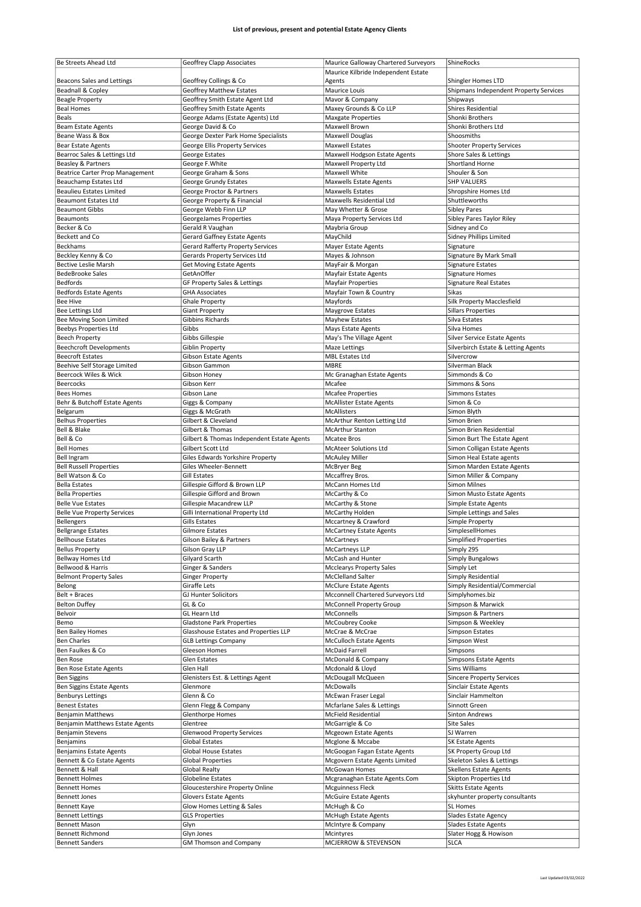**List of previous, present and potential Estate Agency Clients**

| | | | |
|---|---|---|---|
| Be Streets Ahead Ltd | Geoffrey Clapp Associates | Maurice Galloway Chartered Surveyors | ShineRocks |
| Beacons Sales and Lettings | Geoffrey Collings & Co | Maurice Kilbride Independent Estate Agents | Shingler Homes LTD |
| Beadnall & Copley | Geoffrey Matthew Estates | Maurice Louis | Shipmans Independent Property Services |
| Beagle Property | Geoffrey Smith Estate Agent Ltd | Mavor & Company | Shipways |
| Beal Homes | Geoffrey Smith Estate Agents | Maxey Grounds & Co LLP | Shires Residential |
| Beals | George Adams (Estate Agents) Ltd | Maxgate Properties | Shonki Brothers |
| Beam Estate Agents | George David & Co | Maxwell Brown | Shonki Brothers Ltd |
| Beane Wass & Box | George Dexter Park Home Specialists | Maxwell Douglas | Shoosmiths |
| Bear Estate Agents | George Ellis Property Services | Maxwell Estates | Shooter Property Services |
| Bearroc Sales & Lettings Ltd | George Estates | Maxwell Hodgson Estate Agents | Shore Sales & Lettings |
| Beasley & Partners | George F.White | Maxwell Property Ltd | Shortland Horne |
| Beatrice Carter Prop Management | George Graham & Sons | Maxwell White | Shouler & Son |
| Beauchamp Estates Ltd | George Grundy Estates | Maxwells Estate Agents | SHP VALUERS |
| Beaulieu Estates Limited | George Proctor & Partners | Maxwells Estates | Shropshire Homes Ltd |
| Beaumont Estates Ltd | George Property & Financial | Maxwells Residential Ltd | Shuttleworths |
| Beaumont Gibbs | George Webb Finn LLP | May Whetter & Grose | Sibley Pares |
| Beaumonts | GeorgeJames Properties | Maya Property Services Ltd | Sibley Pares Taylor Riley |
| Becker & Co | Gerald R Vaughan | Maybria Group | Sidney and Co |
| Beckett and Co | Gerard Gaffney Estate Agents | MayChild | Sidney Phillips Limited |
| Beckhams | Gerard Rafferty Property Services | Mayer Estate Agents | Signature |
| Beckley Kenny & Co | Gerards Property Services Ltd | Mayes & Johnson | Signature By Mark Small |
| Bective Leslie Marsh | Get Moving Estate Agents | MayFair & Morgan | Signature Estates |
| BedeBrooke Sales | GetAnOffer | Mayfair Estate Agents | Signature Homes |
| Bedfords | GF Property Sales & Lettings | Mayfair Properties | Signature Real Estates |
| Bedfords Estate Agents | GHA Associates | Mayfair Town & Country | Sikas |
| Bee Hive | Ghale Property | Mayfords | Silk Property Macclesfield |
| Bee Lettings Ltd | Giant Property | Maygrove Estates | Sillars Properties |
| Bee Moving Soon Limited | Gibbins Richards | Mayhew Estates | Silva Estates |
| Beebys Properties Ltd | Gibbs | Mays Estate Agents | Silva Homes |
| Beech Property | Gibbs Gillespie | May's The Village Agent | Silver Service Estate Agents |
| Beechcroft Developments | Giblin Property | Maze Lettings | Silverbirch Estate & Letting Agents |
| Beecroft Estates | Gibson Estate Agents | MBL Estates Ltd | Silvercrow |
| Beehive Self Storage Limited | Gibson Gammon | MBRE | Silverman Black |
| Beercock Wiles & Wick | Gibson Honey | Mc Granaghan Estate Agents | Simmonds & Co |
| Beercocks | Gibson Kerr | Mcafee | Simmons & Sons |
| Bees Homes | Gibson Lane | Mcafee Properties | Simmons Estates |
| Behr & Butchoff Estate Agents | Giggs & Company | McAllister Estate Agents | Simon & Co |
| Belgarum | Giggs & McGrath | McAllisters | Simon Blyth |
| Belhus Properties | Gilbert & Cleveland | McArthur Renton Letting Ltd | Simon Brien |
| Bell & Blake | Gilbert & Thomas | McArthur Stanton | Simon Brien Residential |
| Bell & Co | Gilbert & Thomas Independent Estate Agents | Mcatee Bros | Simon Burt The Estate Agent |
| Bell Homes | Gilbert Scott Ltd | McAteer Solutions Ltd | Simon Colligan Estate Agents |
| Bell Ingram | Giles Edwards Yorkshire Property | McAuley Miller | Simon Heal Estate agents |
| Bell Russell Properties | Giles Wheeler-Bennett | McBryer Beg | Simon Marden Estate Agents |
| Bell Watson & Co | Gill Estates | Mccaffrey Bros. | Simon Miller & Company |
| Bella Estates | Gillespie Gifford & Brown LLP | McCann Homes Ltd | Simon Milnes |
| Bella Properties | Gillespie Gifford and Brown | McCarthy & Co | Simon Musto Estate Agents |
| Belle Vue Estates | Gillespie Macandrew LLP | McCarthy & Stone | Simple Estate Agents |
| Belle Vue Property Services | Gilli International Property Ltd | McCarthy Holden | Simple Lettings and Sales |
| Bellengers | Gills Estates | Mccartney & Crawford | Simple Property |
| Bellgrange Estates | Gilmore Estates | McCartney Estate Agents | SimplesellHomes |
| Bellhouse Estates | Gilson Bailey & Partners | McCartneys | Simplified Properties |
| Bellus Property | Gilson Gray LLP | McCartneys LLP | Simply 295 |
| Bellway Homes Ltd | Gilyard Scarth | McCash and Hunter | Simply Bungalows |
| Bellwood & Harris | Ginger & Sanders | Mcclearys Property Sales | Simply Let |
| Belmont Property Sales | Ginger Property | McClelland Salter | Simply Residential |
| Belong | Giraffe Lets | McClure Estate Agents | Simply Residential/Commercial |
| Belt + Braces | GJ Hunter Solicitors | Mcconnell Chartered Surveyors Ltd | Simplyhomes.biz |
| Belton Duffey | GL & Co | McConnell Property Group | Simpson & Marwick |
| Belvoir | GL Hearn Ltd | McConnells | Simpson & Partners |
| Bemo | Gladstone Park Properties | McCoubrey Cooke | Simpson & Weekley |
| Ben Bailey Homes | Glasshouse Estates and Properties LLP | McCrae & McCrae | Simpson Estates |
| Ben Charles | GLB Lettings Company | McCulloch Estate Agents | Simpson West |
| Ben Faulkes & Co | Gleeson Homes | McDaid Farrell | Simpsons |
| Ben Rose | Glen Estates | McDonald & Company | Simpsons Estate Agents |
| Ben Rose Estate Agents | Glen Hall | Mcdonald & Lloyd | Sims Williams |
| Ben Siggins | Glenisters Est. & Lettings Agent | McDougall McQueen | Sincere Property Services |
| Ben Siggins Estate Agents | Glenmore | McDowalls | Sinclair Estate Agents |
| Benburys Lettings | Glenn & Co | McEwan Fraser Legal | Sinclair Hammelton |
| Benest Estates | Glenn Flegg & Company | Mcfarlane Sales & Lettings | Sinnott Green |
| Benjamin Matthews | Glenthorpe Homes | McField Residential | Sinton Andrews |
| Benjamin Matthews Estate Agents | Glentree | McGarrigle & Co | Site Sales |
| Benjamin Stevens | Glenwood Property Services | Mcgeown Estate Agents | SJ Warren |
| Benjamins | Global Estates | Mcglone & Mccabe | SK Estate Agents |
| Benjamins Estate Agents | Global House Estates | McGoogan Fagan Estate Agents | SK Property Group Ltd |
| Bennett & Co Estate Agents | Global Properties | Mcgovern Estate Agents Limited | Skeleton Sales & Lettings |
| Bennett & Hall | Global Realty | McGowan Homes | Skellens Estate Agents |
| Bennett Holmes | Globeline Estates | Mcgranaghan Estate Agents.Com | Skipton Properties Ltd |
| Bennett Homes | Gloucestershire Property Online | Mcguinness Fleck | Skitts Estate Agents |
| Bennett Jones | Glovers Estate Agents | McGuire Estate Agents | skyhunter property consultants |
| Bennett Kaye | Glow Homes Letting & Sales | McHugh & Co | SL Homes |
| Bennett Lettings | GLS Properties | McHugh Estate Agents | Slades Estate Agency |
| Bennett Mason | Glyn | McIntyre & Company | Slades Estate Agents |
| Bennett Richmond | Glyn Jones | Mcintyres | Slater Hogg & Howison |
| Bennett Sanders | GM Thomson and Company | MCJERROW & STEVENSON | SLCA |

Last Updated 03/02/2022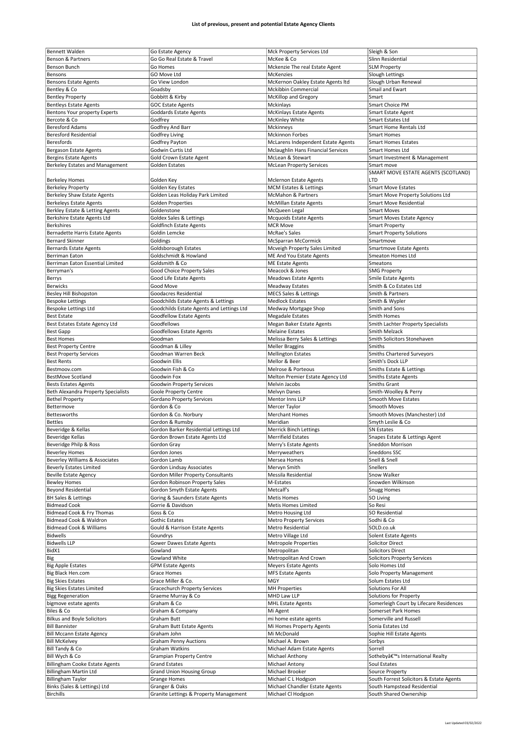**List of previous, present and potential Estate Agency Clients**

| Bennett Walden | Go Estate Agency | Mck Property Services Ltd | Sleigh & Son |
|---|---|---|---|
| Benson & Partners | Go Go Real Estate & Travel | McKee & Co | Slinn Residential |
| Benson Bunch | Go Homes | Mckenzie The real Estate Agent | SLM Property |
| Bensons | GO Move Ltd | McKenzies | Slough Lettings |
| Bensons Estate Agents | Go View London | McKernon Oakley Estate Agents ltd | Slough Urban Renewal |
| Bentley & Co | Goadsby | Mckibbin Commercial | Smail and Ewart |
| Bentley Property | Gobbitt & Kirby | McKillop and Gregory | Smart |
| Bentleys Estate Agents | GOC Estate Agents | Mckinlays | Smart Choice PM |
| Bentons Your property Experts | Goddards Estate Agents | McKinlays Estate Agents | Smart Estate Agent |
| Bercote & Co | Godfrey | McKinley White | Smart Estates Ltd |
| Beresford Adams | Godfrey And Barr | Mckinneys | Smart Home Rentals Ltd |
| Beresford Residential | Godfrey Living | Mckinnon Forbes | Smart Homes |
| Beresfords | Godfrey Payton | McLarens Independent Estate Agents | Smart Homes Estates |
| Bergason Estate Agents | Godwin Curtis Ltd | Mclaughlin Hans Financial Services | Smart Homes Ltd |
| Bergins Estate Agents | Gold Crown Estate Agent | McLean & Stewart | Smart Investment & Management |
| Berkeley Estates and Management | Golden Estates | McLean Property Services | Smart move |
| Berkeley Homes | Golden Key | Mclernon Estate Agents | SMART MOVE ESTATE AGENTS (SCOTLAND) LTD |
| Berkeley Property | Golden Key Estates | MCM Estates & Lettings | Smart Move Estates |
| Berkeley Shaw Estate Agents | Golden Leas Holiday Park Limited | McMahon & Partners | Smart Move Property Solutions Ltd |
| Berkeleys Estate Agents | Golden Properties | McMillan Estate Agents | Smart Move Residential |
| Berkley Estate & Letting Agents | Goldenstone | McQueen Legal | Smart Moves |
| Berkshire Estate Agents Ltd | Goldex Sales & Lettings | Mcquoids Estate Agents | Smart Moves Estate Agency |
| Berkshires | Goldfinch Estate Agents | MCR Move | Smart Property |
| Bernadette Harris Estate Agents | Goldin Lemcke | McRae's Sales | Smart Property Solutions |
| Bernard Skinner | Goldings | McSparran McCormick | Smartmove |
| Bernards Estate Agents | Goldsborough Estates | Mcveigh Property Sales Limited | Smartmove Estate Agents |
| Berriman Eaton | Goldschmidt & Howland | ME And You Estate Agents | Smeaton Homes Ltd |
| Berriman Eaton Essential Limited | Goldsmith & Co | ME Estate Agents | Smeatons |
| Berryman's | Good Choice Property Sales | Meacock & Jones | SMG Property |
| Berrys | Good Life Estate Agents | Meadows Estate Agents | Smile Estate Agents |
| Berwicks | Good Move | Meadway Estates | Smith & Co Estates Ltd |
| Besley Hill Bishopston | Goodacres Residential | MECS Sales & Lettings | Smith & Partners |
| Bespoke Lettings | Goodchilds Estate Agents & Lettings | Medlock Estates | Smith & Wypler |
| Bespoke Lettings Ltd | Goodchilds Estate Agents and Lettings Ltd | Medway Mortgage Shop | Smith and Sons |
| Best Estate | Goodfellow Estate Agents | Megadale Estates | Smith Homes |
| Best Estates Estate Agency Ltd | Goodfellows | Megan Baker Estate Agents | Smith Lachter Property Specialists |
| Best Gapp | Goodfellows Estate Agents | Melaine Estates | Smith Melzack |
| Best Homes | Goodman | Melissa Berry Sales & Lettings | Smith Solicitors Stonehaven |
| Best Property Centre | Goodman & Lilley | Meller Braggins | Smiths |
| Best Property Services | Goodman Warren Beck | Mellington Estates | Smiths Chartered Surveyors |
| Best Rents | Goodwin Ellis | Mellor & Beer | Smith's Dock LLP |
| Bestmoov.com | Goodwin Fish & Co | Melrose & Porteous | Smiths Estate & Lettings |
| BestMove Scotland | Goodwin Fox | Melton Premier Estate Agency Ltd | Smiths Estate Agents |
| Bests Estates Agents | Goodwin Property Services | Melvin Jacobs | Smiths Grant |
| Beth Alexandra Property Specialists | Goole Property Centre | Melvyn Danes | Smith-Woolley & Perry |
| Bethel Property | Gordano Property Services | Mentor Inns LLP | Smooth Move Estates |
| Bettermove | Gordon & Co | Mercer Taylor | Smooth Moves |
| Bettesworths | Gordon & Co. Norbury | Merchant Homes | Smooth Moves (Manchester) Ltd |
| Bettles | Gordon & Rumsby | Meridian | Smyth Leslie & Co |
| Beveridge & Kellas | Gordon Barker Residential Lettings Ltd | Merrick Binch Lettings | SN Estates |
| Beveridge Kellas | Gordon Brown Estate Agents Ltd | Merrifield Estates | Snapes Estate & Lettings Agent |
| Beveridge Philp & Ross | Gordon Gray | Merry's Estate Agents | Sneddon Morrison |
| Beverley Homes | Gordon Jones | Merryweathers | Sneddons SSC |
| Beverley Williams & Associates | Gordon Lamb | Mersea Homes | Snell & Snell |
| Beverly Estates Limited | Gordon Lindsay Associates | Mervyn Smith | Snellers |
| Beville Estate Agency | Gordon Miller Property Consultants | Messila Residential | Snow Walker |
| Bewley Homes | Gordon Robinson Property Sales | M-Estates | Snowden Wilkinson |
| Beyond Residential | Gordon Smyth Estate Agents | Metcalf's | Snugg Homes |
| BH Sales & Lettings | Goring & Saunders Estate Agents | Metis Homes | SO Living |
| Bidmead Cook | Gorrie & Davidson | Metis Homes Limited | So Resi |
| Bidmead Cook & Fry Thomas | Goss & Co | Metro Housing Ltd | SO Residential |
| Bidmead Cook & Waldron | Gothic Estates | Metro Property Services | Sodhi & Co |
| Bidmead Cook & Williams | Gould & Harrison Estate Agents | Metro Residential | SOLD.co.uk |
| Bidwells | Goundrys | Metro Village Ltd | Solent Estate Agents |
| Bidwells LLP | Gower Dawes Estate Agents | Metropole Properties | Solicitor Direct |
| BidX1 | Gowland | Metropolitan | Solicitors Direct |
| Big | Gowland White | Metropolitan And Crown | Solicitors Property Services |
| Big Apple Estates | GPM Estate Agents | Meyers Estate Agents | Solo Homes Ltd |
| Big Black Hen.com | Grace Homes | MFS Estate Agents | Solo Property Management |
| Big Skies Estates | Grace Miller & Co. | MGY | Solum Estates Ltd |
| Big Skies Estates Limited | Gracechurch Property Services | MH Properties | Solutions For All |
| Bigg Regeneration | Graeme Murray & Co | MHD Law LLP | Solutions for Property |
| bigmove estate agents | Graham & Co | MHL Estate Agents | Somerleigh Court by Lifecare Residences |
| Biles & Co | Graham & Company | Mi Agent | Somerset Park Homes |
| Bilkus and Boyle Solicitors | Graham Butt | mi home estate agents | Somerville and Russell |
| Bill Bannister | Graham Butt Estate Agents | Mi Homes Property Agents | Sonia Estates Ltd |
| Bill Mccann Estate Agency | Graham John | Mi McDonald | Sophie Hill Estate Agents |
| Bill McKelvey | Graham Penny Auctions | Michael A. Brown | Sorbys |
| Bill Tandy & Co | Graham Watkins | Michael Adam Estate Agents | Sorrell |
| Bill Wych & Co | Grampian Property Centre | Michael Anthony | Sothebyâ€™s International Realty |
| Billingham Cooke Estate Agents | Grand Estates | Michael Antony | Soul Estates |
| Billingham Martin Ltd | Grand Union Housing Group | Michael Brooker | Source Property |
| Billingham Taylor | Grange Homes | Michael C L Hodgson | South Forrest Solicitors & Estate Agents |
| Binks (Sales & Lettings) Ltd | Granger & Oaks | Michael Chandler Estate Agents | South Hampstead Residential |
| Birchills | Granite Lettings & Property Management | Michael Cl Hodgson | South Shared Ownership |

Last Updated 03/02/2022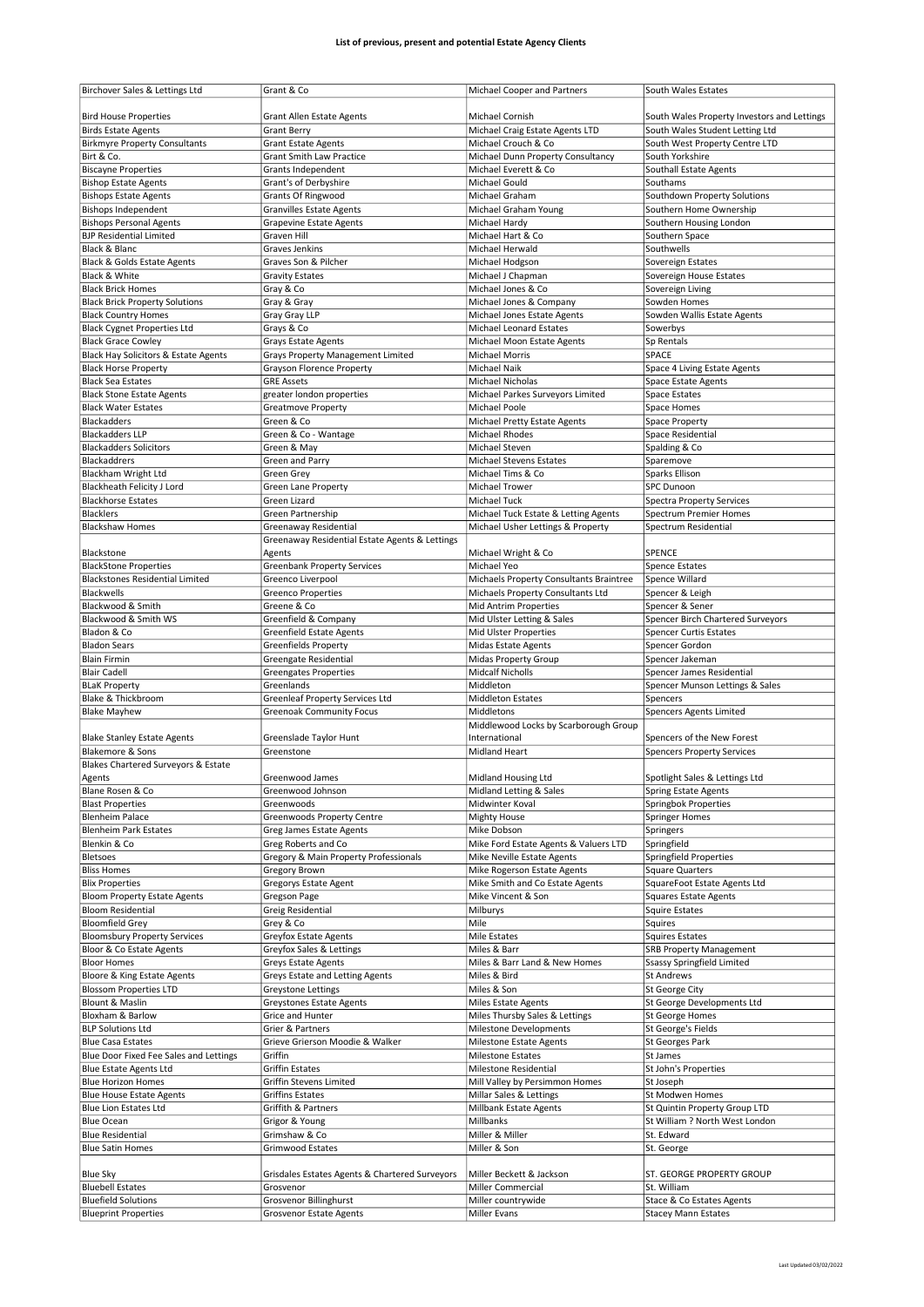**List of previous, present and potential Estate Agency Clients**

| | | | |
|---|---|---|---|
| Birchover Sales & Lettings Ltd | Grant & Co | Michael Cooper and Partners | South Wales Estates |
| Bird House Properties | Grant Allen Estate Agents | Michael Cornish | South Wales Property Investors and Lettings |
| Birds Estate Agents | Grant Berry | Michael Craig Estate Agents LTD | South Wales Student Letting Ltd |
| Birkmyre Property Consultants | Grant Estate Agents | Michael Crouch & Co | South West Property Centre LTD |
| Birt & Co. | Grant Smith Law Practice | Michael Dunn Property Consultancy | South Yorkshire |
| Biscayne Properties | Grants Independent | Michael Everett & Co | Southall Estate Agents |
| Bishop Estate Agents | Grant's of Derbyshire | Michael Gould | Southams |
| Bishops Estate Agents | Grants Of Ringwood | Michael Graham | Southdown Property Solutions |
| Bishops Independent | Granvilles Estate Agents | Michael Graham Young | Southern Home Ownership |
| Bishops Personal Agents | Grapevine Estate Agents | Michael Hardy | Southern Housing London |
| BJP Residential Limited | Graven Hill | Michael Hart & Co | Southern Space |
| Black & Blanc | Graves Jenkins | Michael Herwald | Southwells |
| Black & Golds Estate Agents | Graves Son & Pilcher | Michael Hodgson | Sovereign Estates |
| Black & White | Gravity Estates | Michael J Chapman | Sovereign House Estates |
| Black Brick Homes | Gray & Co | Michael Jones & Co | Sovereign Living |
| Black Brick Property Solutions | Gray & Gray | Michael Jones & Company | Sowden Homes |
| Black Country Homes | Gray Gray LLP | Michael Jones Estate Agents | Sowden Wallis Estate Agents |
| Black Cygnet Properties Ltd | Grays & Co | Michael Leonard Estates | Sowerbys |
| Black Grace Cowley | Grays Estate Agents | Michael Moon Estate Agents | Sp Rentals |
| Black Hay Solicitors & Estate Agents | Grays Property Management Limited | Michael Morris | SPACE |
| Black Horse Property | Grayson Florence Property | Michael Naik | Space 4 Living Estate Agents |
| Black Sea Estates | GRE Assets | Michael Nicholas | Space Estate Agents |
| Black Stone Estate Agents | greater london properties | Michael Parkes Surveyors Limited | Space Estates |
| Black Water Estates | Greatmove Property | Michael Poole | Space Homes |
| Blackadders | Green & Co | Michael Pretty Estate Agents | Space Property |
| Blackadders LLP | Green & Co - Wantage | Michael Rhodes | Space Residential |
| Blackadders Solicitors | Green & May | Michael Steven | Spalding & Co |
| Blackaddrers | Green and Parry | Michael Stevens Estates | Sparemove |
| Blackham Wright Ltd | Green Grey | Michael Tims & Co | Sparks Ellison |
| Blackheath Felicity J Lord | Green Lane Property | Michael Trower | SPC Dunoon |
| Blackhorse Estates | Green Lizard | Michael Tuck | Spectra Property Services |
| Blacklers | Green Partnership | Michael Tuck Estate & Letting Agents | Spectrum Premier Homes |
| Blackshaw Homes | Greenaway Residential | Michael Usher Lettings & Property | Spectrum Residential |
| Blackstone | Greenaway Residential Estate Agents & Lettings Agents | Michael Wright & Co | SPENCE |
| BlackStone Properties | Greenbank Property Services | Michael Yeo | Spence Estates |
| Blackstones Residential Limited | Greenco Liverpool | Michaels Property Consultants Braintree | Spence Willard |
| Blackwells | Greenco Properties | Michaels Property Consultants Ltd | Spencer & Leigh |
| Blackwood & Smith | Greene & Co | Mid Antrim Properties | Spencer & Sener |
| Blackwood & Smith WS | Greenfield & Company | Mid Ulster Letting & Sales | Spencer Birch Chartered Surveyors |
| Bladon & Co | Greenfield Estate Agents | Mid Ulster Properties | Spencer Curtis Estates |
| Bladon Sears | Greenfields Property | Midas Estate Agents | Spencer Gordon |
| Blain Firmin | Greengate Residential | Midas Property Group | Spencer Jakeman |
| Blair Cadell | Greengates Properties | Midcalf Nicholls | Spencer James Residential |
| BLaK Property | Greenlands | Middleton | Spencer Munson Lettings & Sales |
| Blake & Thickbroom | Greenleaf Property Services Ltd | Middleton Estates | Spencers |
| Blake Mayhew | Greenoak Community Focus | Middletons | Spencers Agents Limited |
| Blake Stanley Estate Agents | Greenslade Taylor Hunt | Middlewood Locks by Scarborough Group International | Spencers of the New Forest |
| Blakemore & Sons | Greenstone | Midland Heart | Spencers Property Services |
| Blakes Chartered Surveyors & Estate Agents | Greenwood James | Midland Housing Ltd | Spotlight Sales & Lettings Ltd |
| Blane Rosen & Co | Greenwood Johnson | Midland Letting & Sales | Spring Estate Agents |
| Blast Properties | Greenwoods | Midwinter Koval | Springbok Properties |
| Blenheim Palace | Greenwoods Property Centre | Mighty House | Springer Homes |
| Blenheim Park Estates | Greg James Estate Agents | Mike Dobson | Springers |
| Blenkin & Co | Greg Roberts and Co | Mike Ford Estate Agents & Valuers LTD | Springfield |
| Bletsoes | Gregory & Main Property Professionals | Mike Neville Estate Agents | Springfield Properties |
| Bliss Homes | Gregory Brown | Mike Rogerson Estate Agents | Square Quarters |
| Blix Properties | Gregorys Estate Agent | Mike Smith and Co Estate Agents | SquareFoot Estate Agents Ltd |
| Bloom Property Estate Agents | Gregson Page | Mike Vincent & Son | Squares Estate Agents |
| Bloom Residential | Greig Residential | Milburys | Squire Estates |
| Bloomfield Grey | Grey & Co | Mile | Squires |
| Bloomsbury Property Services | Greyfox Estate Agents | Mile Estates | Squires Estates |
| Bloor & Co Estate Agents | Greyfox Sales & Lettings | Miles & Barr | SRB Property Management |
| Bloor Homes | Greys Estate Agents | Miles & Barr Land & New Homes | Ssassy Springfield Limited |
| Bloore & King Estate Agents | Greys Estate and Letting Agents | Miles & Bird | St Andrews |
| Blossom Properties LTD | Greystone Lettings | Miles & Son | St George City |
| Blount & Maslin | Greystones Estate Agents | Miles Estate Agents | St George Developments Ltd |
| Bloxham & Barlow | Grice and Hunter | Miles Thursby Sales & Lettings | St George Homes |
| BLP Solutions Ltd | Grier & Partners | Milestone Developments | St George's Fields |
| Blue Casa Estates | Grieve Grierson Moodie & Walker | Milestone Estate Agents | St Georges Park |
| Blue Door Fixed Fee Sales and Lettings | Griffin | Milestone Estates | St James |
| Blue Estate Agents Ltd | Griffin Estates | Milestone Residential | St John's Properties |
| Blue Horizon Homes | Griffin Stevens Limited | Mill Valley by Persimmon Homes | St Joseph |
| Blue House Estate Agents | Griffins Estates | Millar Sales & Lettings | St Modwen Homes |
| Blue Lion Estates Ltd | Griffith & Partners | Millbank Estate Agents | St Quintin Property Group LTD |
| Blue Ocean | Grigor & Young | Millbanks | St William ? North West London |
| Blue Residential | Grimshaw & Co | Miller & Miller | St. Edward |
| Blue Satin Homes | Grimwood Estates | Miller & Son | St. George |
| Blue Sky | Grisdales Estates Agents & Chartered Surveyors | Miller Beckett & Jackson | ST. GEORGE PROPERTY GROUP |
| Bluebell Estates | Grosvenor | Miller Commercial | St. William |
| Bluefield Solutions | Grosvenor Billinghurst | Miller countrywide | Stace & Co Estates Agents |
| Blueprint Properties | Grosvenor Estate Agents | Miller Evans | Stacey Mann Estates |

Last Updated 03/02/2022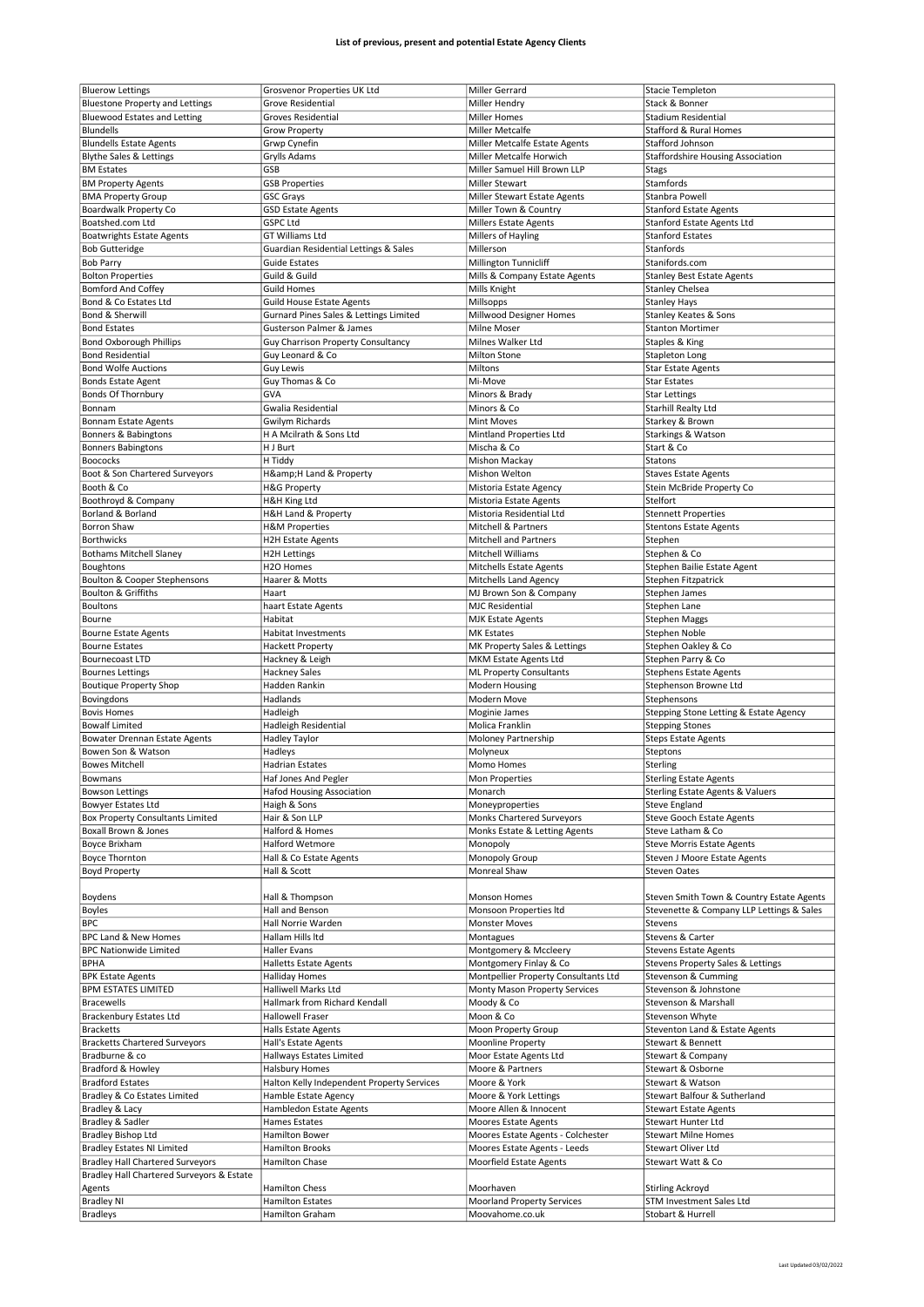**List of previous, present and potential Estate Agency Clients**

| | | | |
|---|---|---|---|
| Bluerow Lettings | Grosvenor Properties UK Ltd | Miller Gerrard | Stacie Templeton |
| Bluestone Property and Lettings | Grove Residential | Miller Hendry | Stack & Bonner |
| Bluewood Estates and Letting | Groves Residential | Miller Homes | Stadium Residential |
| Blundells | Grow Property | Miller Metcalfe | Stafford & Rural Homes |
| Blundells Estate Agents | Grwp Cynefin | Miller Metcalfe Estate Agents | Stafford Johnson |
| Blythe Sales & Lettings | Grylls Adams | Miller Metcalfe Horwich | Staffordshire Housing Association |
| BM Estates | GSB | Miller Samuel Hill Brown LLP | Stags |
| BM Property Agents | GSB Properties | Miller Stewart | Stamfords |
| BMA Property Group | GSC Grays | Miller Stewart Estate Agents | Stanbra Powell |
| Boardwalk Property Co | GSD Estate Agents | Miller Town & Country | Stanford Estate Agents |
| Boatshed.com Ltd | GSPC Ltd | Millers Estate Agents | Stanford Estate Agents Ltd |
| Boatwrights Estate Agents | GT Williams Ltd | Millers of Hayling | Stanford Estates |
| Bob Gutteridge | Guardian Residential Lettings & Sales | Millerson | Stanfords |
| Bob Parry | Guide Estates | Millington Tunnicliff | Stanifords.com |
| Bolton Properties | Guild & Guild | Mills & Company Estate Agents | Stanley Best Estate Agents |
| Bomford And Coffey | Guild Homes | Mills Knight | Stanley Chelsea |
| Bond & Co Estates Ltd | Guild House Estate Agents | Millsopps | Stanley Hays |
| Bond & Sherwill | Gurnard Pines Sales & Lettings Limited | Millwood Designer Homes | Stanley Keates & Sons |
| Bond Estates | Gusterson Palmer & James | Milne Moser | Stanton Mortimer |
| Bond Oxborough Phillips | Guy Charrison Property Consultancy | Milnes Walker Ltd | Staples & King |
| Bond Residential | Guy Leonard & Co | Milton Stone | Stapleton Long |
| Bond Wolfe Auctions | Guy Lewis | Miltons | Star Estate Agents |
| Bonds Estate Agent | Guy Thomas & Co | Mi-Move | Star Estates |
| Bonds Of Thornbury | GVA | Minors & Brady | Star Lettings |
| Bonnam | Gwalia Residential | Minors & Co | Starhill Realty Ltd |
| Bonnam Estate Agents | Gwilym Richards | Mint Moves | Starkey & Brown |
| Bonners & Babingtons | H A Mcilrath & Sons Ltd | Mintland Properties Ltd | Starkings & Watson |
| Bonners Babingtons | H J Burt | Mischa & Co | Start & Co |
| Boococks | H Tiddy | Mishon Mackay | Statons |
| Boot & Son Chartered Surveyors | H&amp;H Land & Property | Mishon Welton | Staves Estate Agents |
| Booth & Co | H&G Property | Mistoria Estate Agency | Stein McBride Property Co |
| Boothroyd & Company | H&H King Ltd | Mistoria Estate Agents | Stelfort |
| Borland & Borland | H&H Land & Property | Mistoria Residential Ltd | Stennett Properties |
| Borron Shaw | H&M Properties | Mitchell & Partners | Stentons Estate Agents |
| Borthwicks | H2H Estate Agents | Mitchell and Partners | Stephen |
| Bothams Mitchell Slaney | H2H Lettings | Mitchell Williams | Stephen & Co |
| Boughtons | H2O Homes | Mitchells Estate Agents | Stephen Bailie Estate Agent |
| Boulton & Cooper Stephensons | Haarer & Motts | Mitchells Land Agency | Stephen Fitzpatrick |
| Boulton & Griffiths | Haart | MJ Brown Son & Company | Stephen James |
| Boultons | haart Estate Agents | MJC Residential | Stephen Lane |
| Bourne | Habitat | MJK Estate Agents | Stephen Maggs |
| Bourne Estate Agents | Habitat Investments | MK Estates | Stephen Noble |
| Bourne Estates | Hackett Property | MK Property Sales & Lettings | Stephen Oakley & Co |
| Bournecoast LTD | Hackney & Leigh | MKM Estate Agents Ltd | Stephen Parry & Co |
| Bournes Lettings | Hackney Sales | ML Property Consultants | Stephens Estate Agents |
| Boutique Property Shop | Hadden Rankin | Modern Housing | Stephenson Browne Ltd |
| Bovingdons | Hadlands | Modern Move | Stephensons |
| Bovis Homes | Hadleigh | Moginie James | Stepping Stone Letting & Estate Agency |
| Bowalf Limited | Hadleigh Residential | Molica Franklin | Stepping Stones |
| Bowater Drennan Estate Agents | Hadley Taylor | Moloney Partnership | Steps Estate Agents |
| Bowen Son & Watson | Hadleys | Molyneux | Steptons |
| Bowes Mitchell | Hadrian Estates | Momo Homes | Sterling |
| Bowmans | Haf Jones And Pegler | Mon Properties | Sterling Estate Agents |
| Bowson Lettings | Hafod Housing Association | Monarch | Sterling Estate Agents & Valuers |
| Bowyer Estates Ltd | Haigh & Sons | Moneyproperties | Steve England |
| Box Property Consultants Limited | Hair & Son LLP | Monks Chartered Surveyors | Steve Gooch Estate Agents |
| Boxall Brown & Jones | Halford & Homes | Monks Estate & Letting Agents | Steve Latham & Co |
| Boyce Brixham | Halford Wetmore | Monopoly | Steve Morris Estate Agents |
| Boyce Thornton | Hall & Co Estate Agents | Monopoly Group | Steven J Moore Estate Agents |
| Boyd Property | Hall & Scott | Monreal Shaw | Steven Oates |
| Boydens | Hall & Thompson | Monson Homes | Steven Smith Town & Country Estate Agents |
| Boyles | Hall and Benson | Monsoon Properties ltd | Stevenette & Company LLP Lettings & Sales |
| BPC | Hall Norrie Warden | Monster Moves | Stevens |
| BPC Land & New Homes | Hallam Hills ltd | Montagues | Stevens & Carter |
| BPC Nationwide Limited | Haller Evans | Montgomery & Mccleery | Stevens Estate Agents |
| BPHA | Halletts Estate Agents | Montgomery Finlay & Co | Stevens Property Sales & Lettings |
| BPK Estate Agents | Halliday Homes | Montpellier Property Consultants Ltd | Stevenson & Cumming |
| BPM ESTATES LIMITED | Halliwell Marks Ltd | Monty Mason Property Services | Stevenson & Johnstone |
| Bracewells | Hallmark from Richard Kendall | Moody & Co | Stevenson & Marshall |
| Brackenbury Estates Ltd | Hallowell Fraser | Moon & Co | Stevenson Whyte |
| Bracketts | Halls Estate Agents | Moon Property Group | Steventon Land & Estate Agents |
| Bracketts Chartered Surveyors | Hall's Estate Agents | Moonline Property | Stewart & Bennett |
| Bradburne & co | Hallways Estates Limited | Moor Estate Agents Ltd | Stewart & Company |
| Bradford & Howley | Halsbury Homes | Moore & Partners | Stewart & Osborne |
| Bradford Estates | Halton Kelly Independent Property Services | Moore & York | Stewart & Watson |
| Bradley & Co Estates Limited | Hamble Estate Agency | Moore & York Lettings | Stewart Balfour & Sutherland |
| Bradley & Lacy | Hambledon Estate Agents | Moore Allen & Innocent | Stewart Estate Agents |
| Bradley & Sadler | Hames Estates | Moores Estate Agents | Stewart Hunter Ltd |
| Bradley Bishop Ltd | Hamilton Bower | Moores Estate Agents - Colchester | Stewart Milne Homes |
| Bradley Estates NI Limited | Hamilton Brooks | Moores Estate Agents - Leeds | Stewart Oliver Ltd |
| Bradley Hall Chartered Surveyors | Hamilton Chase | Moorfield Estate Agents | Stewart Watt & Co |
| Bradley Hall Chartered Surveyors & Estate Agents | Hamilton Chess | Moorhaven | Stirling Ackroyd |
| Bradley NI | Hamilton Estates | Moorland Property Services | STM Investment Sales Ltd |
| Bradleys | Hamilton Graham | Moovahome.co.uk | Stobart & Hurrell |

Last Updated 03/02/2022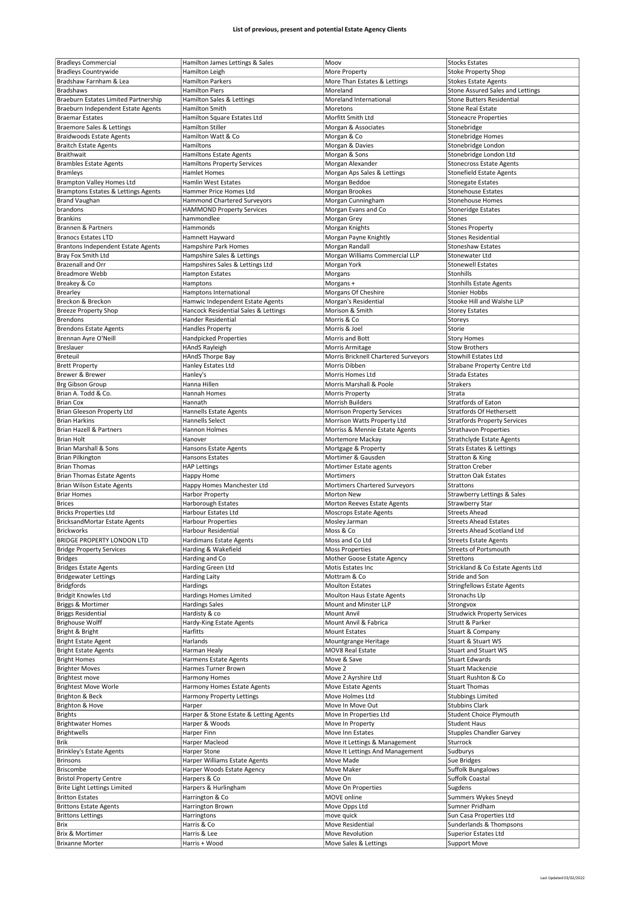**List of previous, present and potential Estate Agency Clients**

| | | | |
|---|---|---|---|
| Bradleys Commercial | Hamilton James Lettings & Sales | Moov | Stocks Estates |
| Bradleys Countrywide | Hamilton Leigh | More Property | Stoke Property Shop |
| Bradshaw Farnham & Lea | Hamilton Parkers | More Than Estates & Lettings | Stokes Estate Agents |
| Bradshaws | Hamilton Piers | Moreland | Stone Assured Sales and Lettings |
| Braeburn Estates Limited Partnership | Hamilton Sales & Lettings | Moreland International | Stone Butters Residential |
| Braeburn Independent Estate Agents | Hamilton Smith | Moretons | Stone Real Estate |
| Braemar Estates | Hamilton Square Estates Ltd | Morfitt Smith Ltd | Stoneacre Properties |
| Braemore Sales & Lettings | Hamilton Stiller | Morgan & Associates | Stonebridge |
| Braidwoods Estate Agents | Hamilton Watt & Co | Morgan & Co | Stonebridge Homes |
| Braitch Estate Agents | Hamiltons | Morgan & Davies | Stonebridge London |
| Braithwait | Hamiltons Estate Agents | Morgan & Sons | Stonebridge London Ltd |
| Brambles Estate Agents | Hamiltons Property Services | Morgan Alexander | Stonecross Estate Agents |
| Bramleys | Hamlet Homes | Morgan Aps Sales & Lettings | Stonefield Estate Agents |
| Brampton Valley Homes Ltd | Hamlin West Estates | Morgan Beddoe | Stonegate Estates |
| Bramptons Estates & Lettings Agents | Hammer Price Homes Ltd | Morgan Brookes | Stonehouse Estates |
| Brand Vaughan | Hammond Chartered Surveyors | Morgan Cunningham | Stonehouse Homes |
| brandons | HAMMOND Property Services | Morgan Evans and Co | Stoneridge Estates |
| Brankins | hammondlee | Morgan Grey | Stones |
| Brannen & Partners | Hammonds | Morgan Knights | Stones Property |
| Branocs Estates LTD | Hamnett Hayward | Morgan Payne Knightly | Stones Residential |
| Brantons Independent Estate Agents | Hampshire Park Homes | Morgan Randall | Stoneshaw Estates |
| Bray Fox Smith Ltd | Hampshire Sales & Lettings | Morgan Williams Commercial LLP | Stonewater Ltd |
| Brazenall and Orr | Hampshires Sales & Lettings Ltd | Morgan York | Stonewell Estates |
| Breadmore Webb | Hampton Estates | Morgans | Stonhills |
| Breakey & Co | Hamptons | Morgans + | Stonhills Estate Agents |
| Brearley | Hamptons International | Morgans Of Cheshire | Stonier Hobbs |
| Breckon & Breckon | Hamwic Independent Estate Agents | Morgan's Residential | Stooke Hill and Walshe LLP |
| Breeze Property Shop | Hancock Residential Sales & Lettings | Morison & Smith | Storey Estates |
| Brendons | Hander Residential | Morris & Co | Storeys |
| Brendons Estate Agents | Handles Property | Morris & Joel | Storie |
| Brennan Ayre O'Neill | Handpicked Properties | Morris and Bott | Story Homes |
| Breslauer | HAndS Rayleigh | Morris Armitage | Stow Brothers |
| Breteuil | HAndS Thorpe Bay | Morris Bricknell Chartered Surveyors | Stowhill Estates Ltd |
| Brett Property | Hanley Estates Ltd | Morris Dibben | Strabane Property Centre Ltd |
| Brewer & Brewer | Hanley's | Morris Homes Ltd | Strada Estates |
| Brg Gibson Group | Hanna Hillen | Morris Marshall & Poole | Strakers |
| Brian A. Todd & Co. | Hannah Homes | Morris Property | Strata |
| Brian Cox | Hannath | Morrish Builders | Stratfords of Eaton |
| Brian Gleeson Property Ltd | Hannells Estate Agents | Morrison Property Services | Stratfords Of Hethersett |
| Brian Harkins | Hannells Select | Morrison Watts Property Ltd | Stratfords Property Services |
| Brian Hazell & Partners | Hannon Holmes | Morriss & Mennie Estate Agents | Strathavon Properties |
| Brian Holt | Hanover | Mortemore Mackay | Strathclyde Estate Agents |
| Brian Marshall & Sons | Hansons Estate Agents | Mortgage & Property | Strats Estates & Lettings |
| Brian Pilkington | Hansons Estates | Mortimer & Gausden | Stratton & King |
| Brian Thomas | HAP Lettings | Mortimer Estate agents | Stratton Creber |
| Brian Thomas Estate Agents | Happy Home | Mortimers | Stratton Oak Estates |
| Brian Wilson Estate Agents | Happy Homes Manchester Ltd | Mortimers Chartered Surveyors | Strattons |
| Briar Homes | Harbor Property | Morton New | Strawberry Lettings & Sales |
| Brices | Harborough Estates | Morton Reeves Estate Agents | Strawberry Star |
| Bricks Properties Ltd | Harbour Estates Ltd | Moscrops Estate Agents | Streets Ahead |
| BricksandMortar Estate Agents | Harbour Properties | Mosley Jarman | Streets Ahead Estates |
| Brickworks | Harbour Residential | Moss & Co | Streets Ahead Scotland Ltd |
| BRIDGE PROPERTY LONDON LTD | Hardimans Estate Agents | Moss and Co Ltd | Streets Estate Agents |
| Bridge Property Services | Harding & Wakefield | Moss Properties | Streets of Portsmouth |
| Bridges | Harding and Co | Mother Goose Estate Agency | Strettons |
| Bridges Estate Agents | Harding Green Ltd | Motis Estates Inc | Strickland & Co Estate Agents Ltd |
| Bridgewater Lettings | Harding Laity | Mottram & Co | Stride and Son |
| Bridgfords | Hardings | Moulton Estates | Stringfellows Estate Agents |
| Bridgit Knowles Ltd | Hardings Homes Limited | Moulton Haus Estate Agents | Stronachs Llp |
| Briggs & Mortimer | Hardings Sales | Mount and Minster LLP | Strongvox |
| Briggs Residential | Hardisty & co | Mount Anvil | Strudwick Property Services |
| Brighouse Wolff | Hardy-King Estate Agents | Mount Anvil & Fabrica | Strutt & Parker |
| Bright & Bright | Harfitts | Mount Estates | Stuart & Company |
| Bright Estate Agent | Harlands | Mountgrange Heritage | Stuart & Stuart WS |
| Bright Estate Agents | Harman Healy | MOV8 Real Estate | Stuart and Stuart WS |
| Bright Homes | Harmens Estate Agents | Move & Save | Stuart Edwards |
| Brighter Moves | Harmes Turner Brown | Move 2 | Stuart Mackenzie |
| Brightest move | Harmony Homes | Move 2 Ayrshire Ltd | Stuart Rushton & Co |
| Brightest Move Worle | Harmony Homes Estate Agents | Move Estate Agents | Stuart Thomas |
| Brighton & Beck | Harmony Property Lettings | Move Holmes Ltd | Stubbings Limited |
| Brighton & Hove | Harper | Move In Move Out | Stubbins Clark |
| Brights | Harper & Stone Estate & Letting Agents | Move In Properties Ltd | Student Choice Plymouth |
| Brightwater Homes | Harper & Woods | Move In Property | Student Haus |
| Brightwells | Harper Finn | Move Inn Estates | Stupples Chandler Garvey |
| Brik | Harper Macleod | Move it Lettings & Management | Sturrock |
| Brinkley's Estate Agents | Harper Stone | Move It Lettings And Management | Sudburys |
| Brinsons | Harper Williams Estate Agents | Move Made | Sue Bridges |
| Briscombe | Harper Woods Estate Agency | Move Maker | Suffolk Bungalows |
| Bristol Property Centre | Harpers & Co | Move On | Suffolk Coastal |
| Brite Light Lettings Limited | Harpers & Hurlingham | Move On Properties | Sugdens |
| Britton Estates | Harrington & Co | MOVE online | Summers Wykes Sneyd |
| Brittons Estate Agents | Harrington Brown | Move Opps Ltd | Sumner Pridham |
| Brittons Lettings | Harringtons | move quick | Sun Casa Properties Ltd |
| Brix | Harris & Co | Move Residential | Sunderlands & Thompsons |
| Brix & Mortimer | Harris & Lee | Move Revolution | Superior Estates Ltd |
| Brixanne Morter | Harris + Wood | Move Sales & Lettings | Support Move |

Last Updated 03/02/2022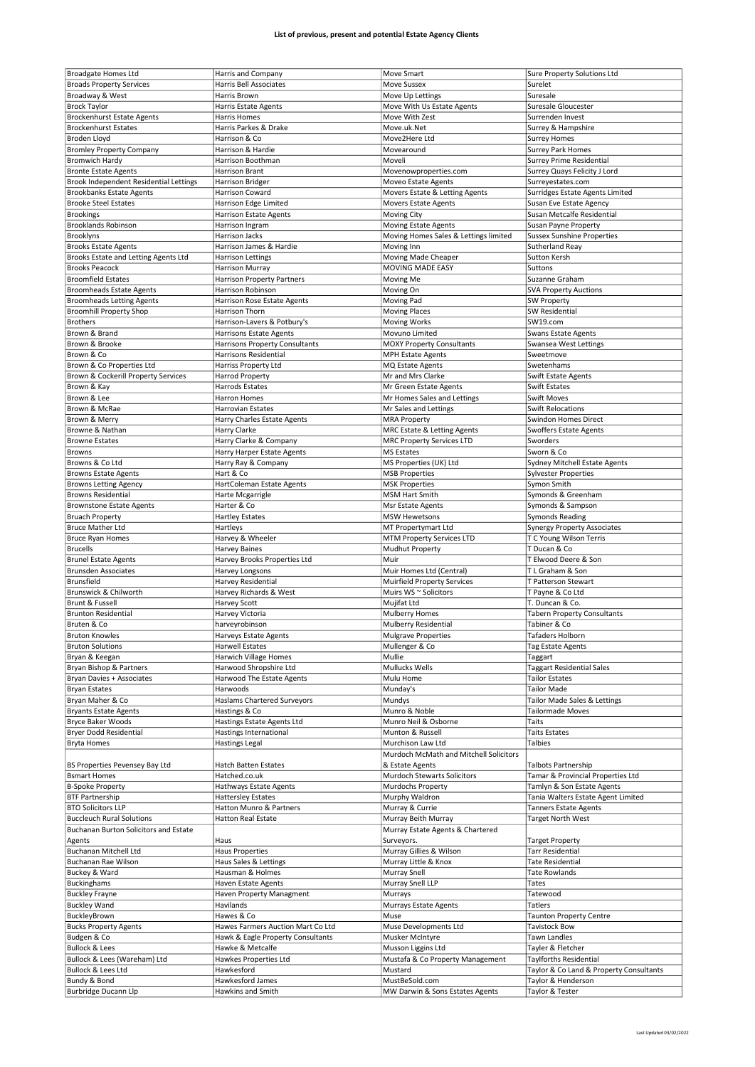**List of previous, present and potential Estate Agency Clients**

| Broadgate Homes Ltd | Harris and Company | Move Smart | Sure Property Solutions Ltd |
|---|---|---|---|
| Broads Property Services | Harris Bell Associates | Move Sussex | Surelet |
| Broadway & West | Harris Brown | Move Up Lettings | Suresale |
| Brock Taylor | Harris Estate Agents | Move With Us Estate Agents | Suresale Gloucester |
| Brockenhurst Estate Agents | Harris Homes | Move With Zest | Surrenden Invest |
| Brockenhurst Estates | Harris Parkes & Drake | Move.uk.Net | Surrey & Hampshire |
| Broden Lloyd | Harrison & Co | Move2Here Ltd | Surrey Homes |
| Bromley Property Company | Harrison & Hardie | Movearound | Surrey Park Homes |
| Bromwich Hardy | Harrison Boothman | Moveli | Surrey Prime Residential |
| Bronte Estate Agents | Harrison Brant | Movenowproperties.com | Surrey Quays Felicity J Lord |
| Brook Independent Residential Lettings | Harrison Bridger | Moveo Estate Agents | Surreyestates.com |
| Brookbanks Estate Agents | Harrison Coward | Movers Estate & Letting Agents | Surridges Estate Agents Limited |
| Brooke Steel Estates | Harrison Edge Limited | Movers Estate Agents | Susan Eve Estate Agency |
| Brookings | Harrison Estate Agents | Moving City | Susan Metcalfe Residential |
| Brooklands Robinson | Harrison Ingram | Moving Estate Agents | Susan Payne Property |
| Brooklyns | Harrison Jacks | Moving Homes Sales & Lettings limited | Sussex Sunshine Properties |
| Brooks Estate Agents | Harrison James & Hardie | Moving Inn | Sutherland Reay |
| Brooks Estate and Letting Agents Ltd | Harrison Lettings | Moving Made Cheaper | Sutton Kersh |
| Brooks Peacock | Harrison Murray | MOVING MADE EASY | Suttons |
| Broomfield Estates | Harrison Property Partners | Moving Me | Suzanne Graham |
| Broomheads Estate Agents | Harrison Robinson | Moving On | SVA Property Auctions |
| Broomheads Letting Agents | Harrison Rose Estate Agents | Moving Pad | SW Property |
| Broomhill Property Shop | Harrison Thorn | Moving Places | SW Residential |
| Brothers | Harrison-Lavers & Potbury's | Moving Works | SW19.com |
| Brown & Brand | Harrisons Estate Agents | Movuno Limited | Swans Estate Agents |
| Brown & Brooke | Harrisons Property Consultants | MOXY Property Consultants | Swansea West Lettings |
| Brown & Co | Harrisons Residential | MPH Estate Agents | Sweetmove |
| Brown & Co Properties Ltd | Harriss Property Ltd | MQ Estate Agents | Swetenhams |
| Brown & Cockerill Property Services | Harrod Property | Mr and Mrs Clarke | Swift Estate Agents |
| Brown & Kay | Harrods Estates | Mr Green Estate Agents | Swift Estates |
| Brown & Lee | Harron Homes | Mr Homes Sales and Lettings | Swift Moves |
| Brown & McRae | Harrovian Estates | Mr Sales and Lettings | Swift Relocations |
| Brown & Merry | Harry Charles Estate Agents | MRA Property | Swindon Homes Direct |
| Browne & Nathan | Harry Clarke | MRC Estate & Letting Agents | Swoffers Estate Agents |
| Browne Estates | Harry Clarke & Company | MRC Property Services LTD | Sworders |
| Browns | Harry Harper Estate Agents | MS Estates | Sworn & Co |
| Browns & Co Ltd | Harry Ray & Company | MS Properties (UK) Ltd | Sydney Mitchell Estate Agents |
| Browns Estate Agents | Hart & Co | MSB Properties | Sylvester Properties |
| Browns Letting Agency | HartColeman Estate Agents | MSK Properties | Symon Smith |
| Browns Residential | Harte Mcgarrigle | MSM Hart Smith | Symonds & Greenham |
| Brownstone Estate Agents | Harter & Co | Msr Estate Agents | Symonds & Sampson |
| Bruach Property | Hartley Estates | MSW Hewetsons | Symonds Reading |
| Bruce Mather Ltd | Hartleys | MT Propertymart Ltd | Synergy Property Associates |
| Bruce Ryan Homes | Harvey & Wheeler | MTM Property Services LTD | T C Young Wilson Terris |
| Brucells | Harvey Baines | Mudhut Property | T Ducan & Co |
| Brunel Estate Agents | Harvey Brooks Properties Ltd | Muir | T Elwood Deere & Son |
| Brunsden Associates | Harvey Longsons | Muir Homes Ltd (Central) | T L Graham & Son |
| Brunsfield | Harvey Residential | Muirfield Property Services | T Patterson Stewart |
| Brunswick & Chilworth | Harvey Richards & West | Muirs WS ~ Solicitors | T Payne & Co Ltd |
| Brunt & Fussell | Harvey Scott | Mujifat Ltd | T. Duncan & Co. |
| Brunton Residential | Harvey Victoria | Mulberry Homes | Tabern Property Consultants |
| Bruten & Co | harveyrobinson | Mulberry Residential | Tabiner & Co |
| Bruton Knowles | Harveys Estate Agents | Mulgrave Properties | Tafaders Holborn |
| Bruton Solutions | Harwell Estates | Mullenger & Co | Tag Estate Agents |
| Bryan & Keegan | Harwich Village Homes | Mullie | Taggart |
| Bryan Bishop & Partners | Harwood Shropshire Ltd | Mullucks Wells | Taggart Residential Sales |
| Bryan Davies + Associates | Harwood The Estate Agents | Mulu Home | Tailor Estates |
| Bryan Estates | Harwoods | Munday's | Tailor Made |
| Bryan Maher & Co | Haslams Chartered Surveyors | Mundys | Tailor Made Sales & Lettings |
| Bryants Estate Agents | Hastings & Co | Munro & Noble | Tailormade Moves |
| Bryce Baker Woods | Hastings Estate Agents Ltd | Munro Neil & Osborne | Taits |
| Bryer Dodd Residential | Hastings International | Munton & Russell | Taits Estates |
| Bryta Homes | Hastings Legal | Murchison Law Ltd | Talbies |
| BS Properties Pevensey Bay Ltd | Hatch Batten Estates | Murdoch McMath and Mitchell Solicitors & Estate Agents | Talbots Partnership |
| Bsmart Homes | Hatched.co.uk | Murdoch Stewarts Solicitors | Tamar & Provincial Properties Ltd |
| B-Spoke Property | Hathways Estate Agents | Murdochs Property | Tamlyn & Son Estate Agents |
| BTF Partnership | Hattersley Estates | Murphy Waldron | Tania Walters Estate Agent Limited |
| BTO Solicitors LLP | Hatton Munro & Partners | Murray & Currie | Tanners Estate Agents |
| Buccleuch Rural Solutions | Hatton Real Estate | Murray Beith Murray | Target North West |
| Buchanan Burton Solicitors and Estate Agents | Haus | Murray Estate Agents & Chartered Surveyors. | Target Property |
| Buchanan Mitchell Ltd | Haus Properties | Murray Gillies & Wilson | Tarr Residential |
| Buchanan Rae Wilson | Haus Sales & Lettings | Murray Little & Knox | Tate Residential |
| Buckey & Ward | Hausman & Holmes | Murray Snell | Tate Rowlands |
| Buckinghams | Haven Estate Agents | Murray Snell LLP | Tates |
| Buckley Frayne | Haven Property Managment | Murrays | Tatewood |
| Buckley Wand | Havilands | Murrays Estate Agents | Tatlers |
| BuckleyBrown | Hawes & Co | Muse | Taunton Property Centre |
| Bucks Property Agents | Hawes Farmers Auction Mart Co Ltd | Muse Developments Ltd | Tavistock Bow |
| Budgen & Co | Hawk & Eagle Property Consultants | Musker McIntyre | Tawn Landles |
| Bullock & Lees | Hawke & Metcalfe | Musson Liggins Ltd | Tayler & Fletcher |
| Bullock & Lees (Wareham) Ltd | Hawkes Properties Ltd | Mustafa & Co Property Management | Taylforths Residential |
| Bullock & Lees Ltd | Hawkesford | Mustard | Taylor & Co Land & Property Consultants |
| Bundy & Bond | Hawkesford James | MustBeSold.com | Taylor & Henderson |
| Burbridge Ducann Llp | Hawkins and Smith | MW Darwin & Sons Estates Agents | Taylor & Tester |

Last Updated 03/02/2022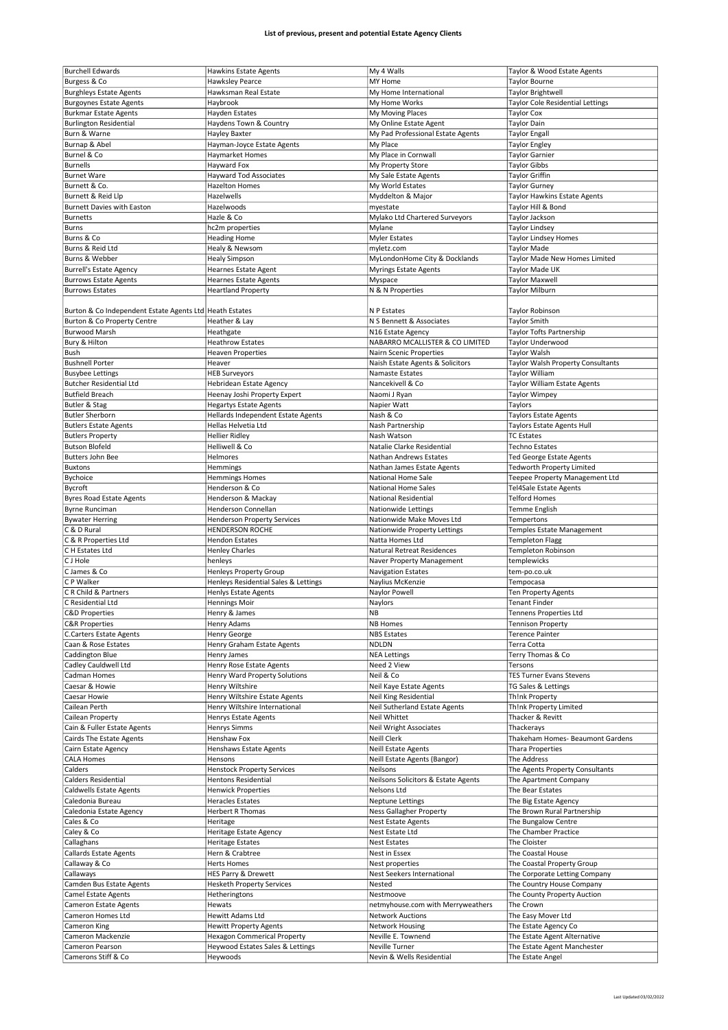**List of previous, present and potential Estate Agency Clients**

| | | | |
|---|---|---|---|
| Burchell Edwards | Hawkins Estate Agents | My 4 Walls | Taylor & Wood Estate Agents |
| Burgess & Co | Hawksley Pearce | MY Home | Taylor Bourne |
| Burghleys Estate Agents | Hawksman Real Estate | My Home International | Taylor Brightwell |
| Burgoynes Estate Agents | Haybrook | My Home Works | Taylor Cole Residential Lettings |
| Burkmar Estate Agents | Hayden Estates | My Moving Places | Taylor Cox |
| Burlington Residential | Haydens Town & Country | My Online Estate Agent | Taylor Dain |
| Burn & Warne | Hayley Baxter | My Pad Professional Estate Agents | Taylor Engall |
| Burnap & Abel | Hayman-Joyce Estate Agents | My Place | Taylor Engley |
| Burnel & Co | Haymarket Homes | My Place in Cornwall | Taylor Garnier |
| Burnells | Hayward Fox | My Property Store | Taylor Gibbs |
| Burnet Ware | Hayward Tod Associates | My Sale Estate Agents | Taylor Griffin |
| Burnett & Co. | Hazelton Homes | My World Estates | Taylor Gurney |
| Burnett & Reid Llp | Hazelwells | Myddelton & Major | Taylor Hawkins Estate Agents |
| Burnett Davies with Easton | Hazelwoods | myestate | Taylor Hill & Bond |
| Burnetts | Hazle & Co | Mylako Ltd Chartered Surveyors | Taylor Jackson |
| Burns | hc2m properties | Mylane | Taylor Lindsey |
| Burns & Co | Heading Home | Myler Estates | Taylor Lindsey Homes |
| Burns & Reid Ltd | Healy & Newsom | myletz.com | Taylor Made |
| Burns & Webber | Healy Simpson | MyLondonHome City & Docklands | Taylor Made New Homes Limited |
| Burrell's Estate Agency | Hearnes Estate Agent | Myrings Estate Agents | Taylor Made UK |
| Burrows Estate Agents | Hearnes Estate Agents | Myspace | Taylor Maxwell |
| Burrows Estates | Heartland Property | N & N Properties | Taylor Milburn |
| Burton & Co Independent Estate Agents Ltd | Heath Estates | N P Estates | Taylor Robinson |
| Burton & Co Property Centre | Heather & Lay | N S Bennett & Associates | Taylor Smith |
| Burwood Marsh | Heathgate | N16 Estate Agency | Taylor Tofts Partnership |
| Bury & Hilton | Heathrow Estates | NABARRO MCALLISTER & CO LIMITED | Taylor Underwood |
| Bush | Heaven Properties | Nairn Scenic Properties | Taylor Walsh |
| Bushnell Porter | Heaver | Naish Estate Agents & Solicitors | Taylor Walsh Property Consultants |
| Busybee Lettings | HEB Surveyors | Namaste Estates | Taylor William |
| Butcher Residential Ltd | Hebridean Estate Agency | Nancekivell & Co | Taylor William Estate Agents |
| Butfield Breach | Heenay Joshi Property Expert | Naomi J Ryan | Taylor Wimpey |
| Butler & Stag | Hegartys Estate Agents | Napier Watt | Taylors |
| Butler Sherborn | Hellards Independent Estate Agents | Nash & Co | Taylors Estate Agents |
| Butlers Estate Agents | Hellas Helvetia Ltd | Nash Partnership | Taylors Estate Agents Hull |
| Butlers Property | Hellier Ridley | Nash Watson | TC Estates |
| Butson Blofeld | Helliwell & Co | Natalie Clarke Residential | Techno Estates |
| Butters John Bee | Helmores | Nathan Andrews Estates | Ted George Estate Agents |
| Buxtons | Hemmings | Nathan James Estate Agents | Tedworth Property Limited |
| Bychoice | Hemmings Homes | National Home Sale | Teepee Property Management Ltd |
| Bycroft | Henderson & Co | National Home Sales | Tel4Sale Estate Agents |
| Byres Road Estate Agents | Henderson & Mackay | National Residential | Telford Homes |
| Byrne Runciman | Henderson Connellan | Nationwide Lettings | Temme English |
| Bywater Herring | Henderson Property Services | Nationwide Make Moves Ltd | Tempertons |
| C & D Rural | HENDERSON ROCHE | Nationwide Property Lettings | Temples Estate Management |
| C & R Properties Ltd | Hendon Estates | Natta Homes Ltd | Templeton Flagg |
| C H Estates Ltd | Henley Charles | Natural Retreat Residences | Templeton Robinson |
| C J Hole | henleys | Naver Property Management | templewicks |
| C James & Co | Henleys Property Group | Navigation Estates | tem-po.co.uk |
| C P Walker | Henleys Residential Sales & Lettings | Naylius McKenzie | Tempocasa |
| C R Child & Partners | Henlys Estate Agents | Naylor Powell | Ten Property Agents |
| C Residential Ltd | Hennings Moir | Naylors | Tenant Finder |
| C&D Properties | Henry & James | NB | Tennens Properties Ltd |
| C&R Properties | Henry Adams | NB Homes | Tennison Property |
| C.Carters Estate Agents | Henry George | NBS Estates | Terence Painter |
| Caan & Rose Estates | Henry Graham Estate Agents | NDLDN | Terra Cotta |
| Caddington Blue | Henry James | NEA Lettings | Terry Thomas & Co |
| Cadley Cauldwell Ltd | Henry Rose Estate Agents | Need 2 View | Tersons |
| Cadman Homes | Henry Ward Property Solutions | Neil & Co | TES Turner Evans Stevens |
| Caesar & Howie | Henry Wiltshire | Neil Kaye Estate Agents | TG Sales & Lettings |
| Caesar Howie | Henry Wiltshire Estate Agents | Neil King Residential | Th!nk Property |
| Cailean Perth | Henry Wiltshire International | Neil Sutherland Estate Agents | Th!nk Property Limited |
| Cailean Property | Henrys Estate Agents | Neil Whittet | Thacker & Revitt |
| Cain & Fuller Estate Agents | Henrys Simms | Neil Wright Associates | Thackerays |
| Cairds The Estate Agents | Henshaw Fox | Neill Clerk | Thakeham Homes- Beaumont Gardens |
| Cairn Estate Agency | Henshaws Estate Agents | Neill Estate Agents | Thara Properties |
| CALA Homes | Hensons | Neill Estate Agents (Bangor) | The Address |
| Calders | Henstock Property Services | Neilsons | The Agents Property Consultants |
| Calders Residential | Hentons Residential | Neilsons Solicitors & Estate Agents | The Apartment Company |
| Caldwells Estate Agents | Henwick Properties | Nelsons Ltd | The Bear Estates |
| Caledonia Bureau | Heracles Estates | Neptune Lettings | The Big Estate Agency |
| Caledonia Estate Agency | Herbert R Thomas | Ness Gallagher Property | The Brown Rural Partnership |
| Cales & Co | Heritage | Nest Estate Agents | The Bungalow Centre |
| Caley & Co | Heritage Estate Agency | Nest Estate Ltd | The Chamber Practice |
| Callaghans | Heritage Estates | Nest Estates | The Cloister |
| Callards Estate Agents | Hern & Crabtree | Nest in Essex | The Coastal House |
| Callaway & Co | Herts Homes | Nest properties | The Coastal Property Group |
| Callaways | HES Parry & Drewett | Nest Seekers International | The Corporate Letting Company |
| Camden Bus Estate Agents | Hesketh Property Services | Nested | The Country House Company |
| Camel Estate Agents | Hetheringtons | Nestmoove | The County Property Auction |
| Cameron Estate Agents | Hewats | netmyhouse.com with Merryweathers | The Crown |
| Cameron Homes Ltd | Hewitt Adams Ltd | Network Auctions | The Easy Mover Ltd |
| Cameron King | Hewitt Property Agents | Network Housing | The Estate Agency Co |
| Cameron Mackenzie | Hexagon Commerical Property | Neville E. Townend | The Estate Agent Alternative |
| Cameron Pearson | Heywood Estates Sales & Lettings | Neville Turner | The Estate Agent Manchester |
| Camerons Stiff & Co | Heywoods | Nevin & Wells Residential | The Estate Angel |

Last Updated 03/02/2022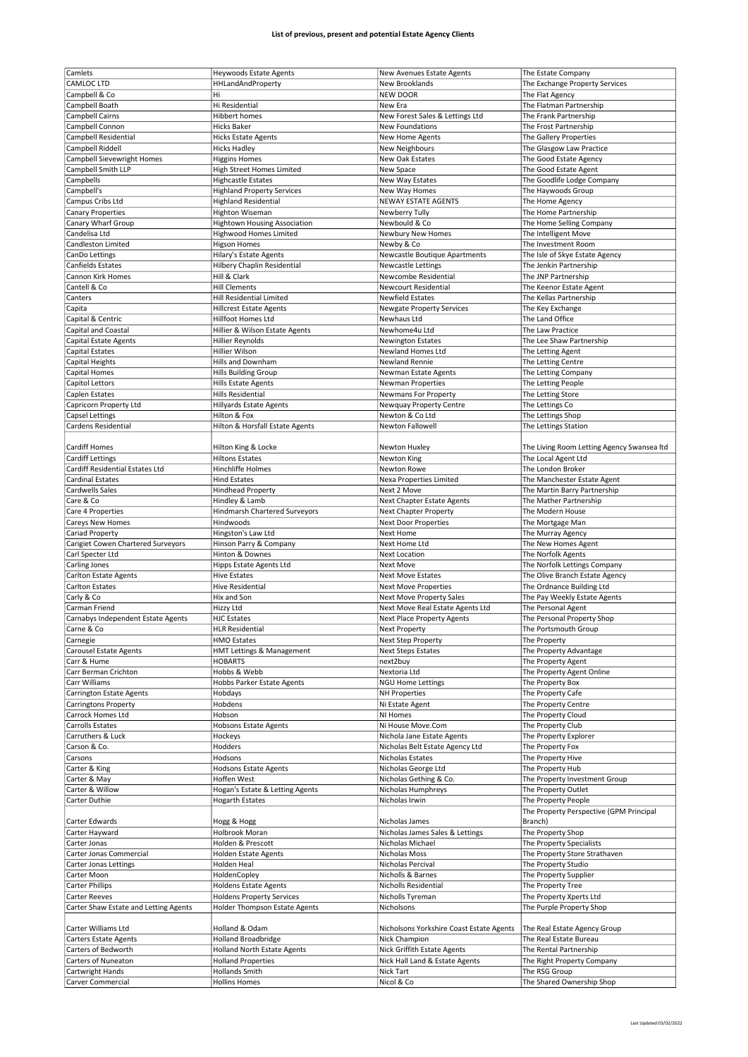**List of previous, present and potential Estate Agency Clients**

| | | | |
|---|---|---|---|
| Camlets | Heywoods Estate Agents | New Avenues Estate Agents | The Estate Company |
| CAMLOC LTD | HHLandAndProperty | New Brooklands | The Exchange Property Services |
| Campbell & Co | Hi | NEW DOOR | The Flat Agency |
| Campbell Boath | Hi Residential | New Era | The Flatman Partnership |
| Campbell Cairns | Hibbert homes | New Forest Sales & Lettings Ltd | The Frank Partnership |
| Campbell Connon | Hicks Baker | New Foundations | The Frost Partnership |
| Campbell Residential | Hicks Estate Agents | New Home Agents | The Gallery Properties |
| Campbell Riddell | Hicks Hadley | New Neighbours | The Glasgow Law Practice |
| Campbell Sievewright Homes | Higgins Homes | New Oak Estates | The Good Estate Agency |
| Campbell Smith LLP | High Street Homes Limited | New Space | The Good Estate Agent |
| Campbells | Highcastle Estates | New Way Estates | The Goodlife Lodge Company |
| Campbell's | Highland Property Services | New Way Homes | The Haywoods Group |
| Campus Cribs Ltd | Highland Residential | NEWAY ESTATE AGENTS | The Home Agency |
| Canary Properties | Highton Wiseman | Newberry Tully | The Home Partnership |
| Canary Wharf Group | Hightown Housing Association | Newbould & Co | The Home Selling Company |
| Candelisa Ltd | Highwood Homes Limited | Newbury New Homes | The Intelligent Move |
| Candleston Limited | Higson Homes | Newby & Co | The Investment Room |
| CanDo Lettings | Hilary's Estate Agents | Newcastle Boutique Apartments | The Isle of Skye Estate Agency |
| Canfields Estates | Hilbery Chaplin Residential | Newcastle Lettings | The Jenkin Partnership |
| Cannon Kirk Homes | Hill & Clark | Newcombe Residential | The JNP Partnership |
| Cantell & Co | Hill Clements | Newcourt Residential | The Keenor Estate Agent |
| Canters | Hill Residential Limited | Newfield Estates | The Kellas Partnership |
| Capita | Hillcrest Estate Agents | Newgate Property Services | The Key Exchange |
| Capital & Centric | Hillfoot Homes Ltd | Newhaus Ltd | The Land Office |
| Capital and Coastal | Hillier & Wilson Estate Agents | Newhome4u Ltd | The Law Practice |
| Capital Estate Agents | Hillier Reynolds | Newington Estates | The Lee Shaw Partnership |
| Capital Estates | Hillier Wilson | Newland Homes Ltd | The Letting Agent |
| Capital Heights | Hills and Downham | Newland Rennie | The Letting Centre |
| Capital Homes | Hills Building Group | Newman Estate Agents | The Letting Company |
| Capitol Lettors | Hills Estate Agents | Newman Properties | The Letting People |
| Caplen Estates | Hills Residential | Newmans For Property | The Letting Store |
| Capricorn Property Ltd | Hillyards Estate Agents | Newquay Property Centre | The Lettings Co |
| Capsel Lettings | Hilton & Fox | Newton & Co Ltd | The Lettings Shop |
| Cardens Residential | Hilton & Horsfall Estate Agents | Newton Fallowell | The Lettings Station |
| Cardiff Homes | Hilton King & Locke | Newton Huxley | The Living Room Letting Agency Swansea ltd |
| Cardiff Lettings | Hiltons Estates | Newton King | The Local Agent Ltd |
| Cardiff Residential Estates Ltd | Hinchliffe Holmes | Newton Rowe | The London Broker |
| Cardinal Estates | Hind Estates | Nexa Properties Limited | The Manchester Estate Agent |
| Cardwells Sales | Hindhead Property | Next 2 Move | The Martin Barry Partnership |
| Care & Co | Hindley & Lamb | Next Chapter Estate Agents | The Mather Partnership |
| Care 4 Properties | Hindmarsh Chartered Surveyors | Next Chapter Property | The Modern House |
| Careys New Homes | Hindwoods | Next Door Properties | The Mortgage Man |
| Cariad Property | Hingston's Law Ltd | Next Home | The Murray Agency |
| Carigiet Cowen Chartered Surveyors | Hinson Parry & Company | Next Home Ltd | The New Homes Agent |
| Carl Specter Ltd | Hinton & Downes | Next Location | The Norfolk Agents |
| Carling Jones | Hipps Estate Agents Ltd | Next Move | The Norfolk Lettings Company |
| Carlton Estate Agents | Hive Estates | Next Move Estates | The Olive Branch Estate Agency |
| Carlton Estates | Hive Residential | Next Move Properties | The Ordnance Building Ltd |
| Carly & Co | Hix and Son | Next Move Property Sales | The Pay Weekly Estate Agents |
| Carman Friend | Hizzy Ltd | Next Move Real Estate Agents Ltd | The Personal Agent |
| Carnabys Independent Estate Agents | HJC Estates | Next Place Property Agents | The Personal Property Shop |
| Carne & Co | HLR Residential | Next Property | The Portsmouth Group |
| Carnegie | HMO Estates | Next Step Property | The Property |
| Carousel Estate Agents | HMT Lettings & Management | Next Steps Estates | The Property Advantage |
| Carr & Hume | HOBARTS | next2buy | The Property Agent |
| Carr Berman Crichton | Hobbs & Webb | Nextoria Ltd | The Property Agent Online |
| Carr Williams | Hobbs Parker Estate Agents | NGU Home Lettings | The Property Box |
| Carrington Estate Agents | Hobdays | NH Properties | The Property Cafe |
| Carringtons Property | Hobdens | Ni Estate Agent | The Property Centre |
| Carrock Homes Ltd | Hobson | NI Homes | The Property Cloud |
| Carrolls Estates | Hobsons Estate Agents | Ni House Move.Com | The Property Club |
| Carruthers & Luck | Hockeys | Nichola Jane Estate Agents | The Property Explorer |
| Carson & Co. | Hodders | Nicholas Belt Estate Agency Ltd | The Property Fox |
| Carsons | Hodsons | Nicholas Estates | The Property Hive |
| Carter & King | Hodsons Estate Agents | Nicholas George Ltd | The Property Hub |
| Carter & May | Hoffen West | Nicholas Gething & Co. | The Property Investment Group |
| Carter & Willow | Hogan's Estate & Letting Agents | Nicholas Humphreys | The Property Outlet |
| Carter Duthie | Hogarth Estates | Nicholas Irwin | The Property People |
| Carter Edwards | Hogg & Hogg | Nicholas James | The Property Perspective (GPM Principal Branch) |
| Carter Hayward | Holbrook Moran | Nicholas James Sales & Lettings | The Property Shop |
| Carter Jonas | Holden & Prescott | Nicholas Michael | The Property Specialists |
| Carter Jonas Commercial | Holden Estate Agents | Nicholas Moss | The Property Store Strathaven |
| Carter Jonas Lettings | Holden Heal | Nicholas Percival | The Property Studio |
| Carter Moon | HoldenCopley | Nicholls & Barnes | The Property Supplier |
| Carter Phillips | Holdens Estate Agents | Nicholls Residential | The Property Tree |
| Carter Reeves | Holdens Property Services | Nicholls Tyreman | The Property Xperts Ltd |
| Carter Shaw Estate and Letting Agents | Holder Thompson Estate Agents | Nicholsons | The Purple Property Shop |
| Carter Williams Ltd | Holland & Odam | Nicholsons Yorkshire Coast Estate Agents | The Real Estate Agency Group |
| Carters Estate Agents | Holland Broadbridge | Nick Champion | The Real Estate Bureau |
| Carters of Bedworth | Holland North Estate Agents | Nick Griffith Estate Agents | The Rental Partnership |
| Carters of Nuneaton | Holland Properties | Nick Hall Land & Estate Agents | The Right Property Company |
| Cartwright Hands | Hollands Smith | Nick Tart | The RSG Group |
| Carver Commercial | Hollins Homes | Nicol & Co | The Shared Ownership Shop |

Last Updated 03/02/2022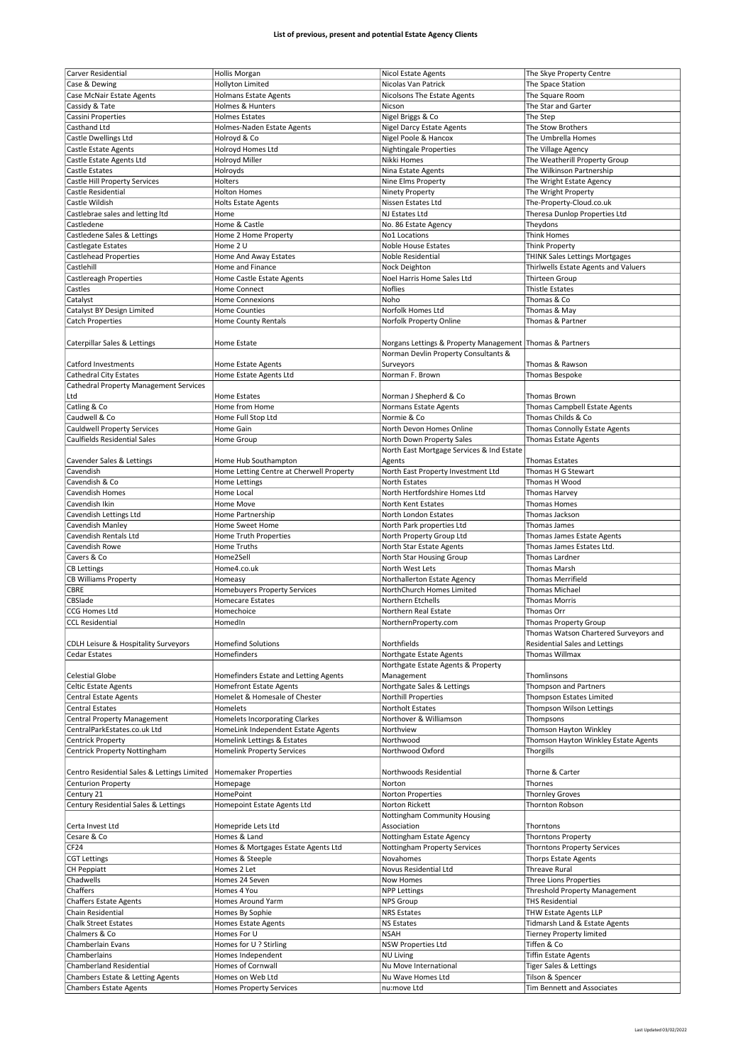**List of previous, present and potential Estate Agency Clients**

| | | | |
|---|---|---|---|
| Carver Residential | Hollis Morgan | Nicol Estate Agents | The Skye Property Centre |
| Case & Dewing | Hollyton Limited | Nicolas Van Patrick | The Space Station |
| Case McNair Estate Agents | Holmans Estate Agents | Nicolsons The Estate Agents | The Square Room |
| Cassidy & Tate | Holmes & Hunters | Nicson | The Star and Garter |
| Cassini Properties | Holmes Estates | Nigel Briggs & Co | The Step |
| Casthand Ltd | Holmes-Naden Estate Agents | Nigel Darcy Estate Agents | The Stow Brothers |
| Castle Dwellings Ltd | Holroyd & Co | Nigel Poole & Hancox | The Umbrella Homes |
| Castle Estate Agents | Holroyd Homes Ltd | Nightingale Properties | The Village Agency |
| Castle Estate Agents Ltd | Holroyd Miller | Nikki Homes | The Weatherill Property Group |
| Castle Estates | Holroyds | Nina Estate Agents | The Wilkinson Partnership |
| Castle Hill Property Services | Holters | Nine Elms Property | The Wright Estate Agency |
| Castle Residential | Holton Homes | Ninety Property | The Wright Property |
| Castle Wildish | Holts Estate Agents | Nissen Estates Ltd | The-Property-Cloud.co.uk |
| Castlebrae sales and letting ltd | Home | NJ Estates Ltd | Theresa Dunlop Properties Ltd |
| Castledene | Home & Castle | No. 86 Estate Agency | Theydons |
| Castledene Sales & Lettings | Home 2 Home Property | No1 Locations | Think Homes |
| Castlegate Estates | Home 2 U | Noble House Estates | Think Property |
| Castlehead Properties | Home And Away Estates | Noble Residential | THINK Sales Lettings Mortgages |
| Castlehill | Home and Finance | Nock Deighton | Thirlwells Estate Agents and Valuers |
| Castlereagh Properties | Home Castle Estate Agents | Noel Harris Home Sales Ltd | Thirteen Group |
| Castles | Home Connect | Noflies | Thistle Estates |
| Catalyst | Home Connexions | Noho | Thomas & Co |
| Catalyst BY Design Limited | Home Counties | Norfolk Homes Ltd | Thomas & May |
| Catch Properties | Home County Rentals | Norfolk Property Online | Thomas & Partner |
| Caterpillar Sales & Lettings | Home Estate | Norgans Lettings & Property Management | Thomas & Partners |
| Catford Investments | Home Estate Agents | Norman Devlin Property Consultants & Surveyors | Thomas & Rawson |
| Cathedral City Estates | Home Estate Agents Ltd | Norman F. Brown | Thomas Bespoke |
| Cathedral Property Management Services Ltd | Home Estates | Norman J Shepherd & Co | Thomas Brown |
| Catling & Co | Home from Home | Normans Estate Agents | Thomas Campbell Estate Agents |
| Caudwell & Co | Home Full Stop Ltd | Normie & Co | Thomas Childs & Co |
| Cauldwell Property Services | Home Gain | North Devon Homes Online | Thomas Connolly Estate Agents |
| Caulfields Residential Sales | Home Group | North Down Property Sales | Thomas Estate Agents |
| Cavender Sales & Lettings | Home Hub Southampton | North East Mortgage Services & Ind Estate Agents | Thomas Estates |
| Cavendish | Home Letting Centre at Cherwell Property | North East Property Investment Ltd | Thomas H G Stewart |
| Cavendish & Co | Home Lettings | North Estates | Thomas H Wood |
| Cavendish Homes | Home Local | North Hertfordshire Homes Ltd | Thomas Harvey |
| Cavendish Ikin | Home Move | North Kent Estates | Thomas Homes |
| Cavendish Lettings Ltd | Home Partnership | North London Estates | Thomas Jackson |
| Cavendish Manley | Home Sweet Home | North Park properties Ltd | Thomas James |
| Cavendish Rentals Ltd | Home Truth Properties | North Property Group Ltd | Thomas James Estate Agents |
| Cavendish Rowe | Home Truths | North Star Estate Agents | Thomas James Estates Ltd. |
| Cavers & Co | Home2Sell | North Star Housing Group | Thomas Lardner |
| CB Lettings | Home4.co.uk | North West Lets | Thomas Marsh |
| CB Williams Property | Homeasy | Northallerton Estate Agency | Thomas Merrifield |
| CBRE | Homebuyers Property Services | NorthChurch Homes Limited | Thomas Michael |
| CBSlade | Homecare Estates | Northern Etchells | Thomas Morris |
| CCG Homes Ltd | Homechoice | Northern Real Estate | Thomas Orr |
| CCL Residential | HomedIn | NorthernProperty.com | Thomas Property Group |
| CDLH Leisure & Hospitality Surveyors | Homefind Solutions | Northfields | Thomas Watson Chartered Surveyors and Residential Sales and Lettings |
| Cedar Estates | Homefinders | Northgate Estate Agents | Thomas Willmax |
| Celestial Globe | Homefinders Estate and Letting Agents | Northgate Estate Agents & Property Management | Thomlinsons |
| Celtic Estate Agents | Homefront Estate Agents | Northgate Sales & Lettings | Thompson and Partners |
| Central Estate Agents | Homelet & Homesale of Chester | Northill Properties | Thompson Estates Limited |
| Central Estates | Homelets | Northolt Estates | Thompson Wilson Lettings |
| Central Property Management | Homelets Incorporating Clarkes | Northover & Williamson | Thompsons |
| CentralParkEstates.co.uk Ltd | HomeLink Independent Estate Agents | Northview | Thomson Hayton Winkley |
| Centrick Property | Homelink Lettings & Estates | Northwood | Thomson Hayton Winkley Estate Agents |
| Centrick Property Nottingham | Homelink Property Services | Northwood Oxford | Thorgills |
| Centro Residential Sales & Lettings Limited | Homemaker Properties | Northwoods Residential | Thorne & Carter |
| Centurion Property | Homepage | Norton | Thornes |
| Century 21 | HomePoint | Norton Properties | Thornley Groves |
| Century Residential Sales & Lettings | Homepoint Estate Agents Ltd | Norton Rickett | Thornton Robson |
| Certa Invest Ltd | Homepride Lets Ltd | Nottingham Community Housing Association | Thorntons |
| Cesare & Co | Homes & Land | Nottingham Estate Agency | Thorntons Property |
| CF24 | Homes & Mortgages Estate Agents Ltd | Nottingham Property Services | Thorntons Property Services |
| CGT Lettings | Homes & Steeple | Novahomes | Thorps Estate Agents |
| CH Peppiatt | Homes 2 Let | Novus Residential Ltd | Threave Rural |
| Chadwells | Homes 24 Seven | Now Homes | Three Lions Properties |
| Chaffers | Homes 4 You | NPP Lettings | Threshold Property Management |
| Chaffers Estate Agents | Homes Around Yarm | NPS Group | THS Residential |
| Chain Residential | Homes By Sophie | NRS Estates | THW Estate Agents LLP |
| Chalk Street Estates | Homes Estate Agents | NS Estates | Tidmarsh Land & Estate Agents |
| Chalmers & Co | Homes For U | NSAH | Tierney Property limited |
| Chamberlain Evans | Homes for U ? Stirling | NSW Properties Ltd | Tiffen & Co |
| Chamberlains | Homes Independent | NU Living | Tiffin Estate Agents |
| Chamberland Residential | Homes of Cornwall | Nu Move International | Tiger Sales & Lettings |
| Chambers Estate & Letting Agents | Homes on Web Ltd | Nu Wave Homes Ltd | Tilson & Spencer |
| Chambers Estate Agents | Homes Property Services | nu:move Ltd | Tim Bennett and Associates |

Last Updated 03/02/2022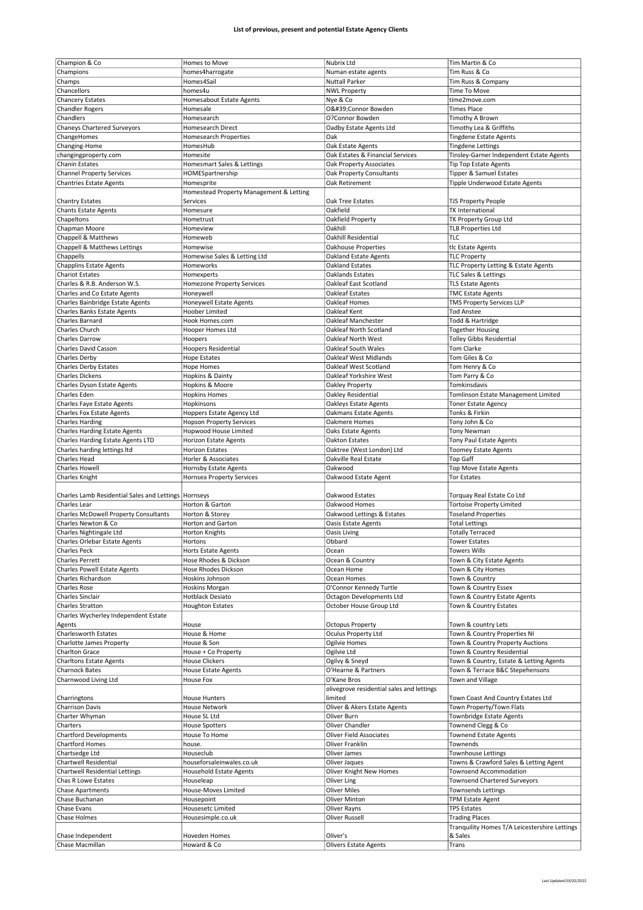**List of previous, present and potential Estate Agency Clients**

| | | | |
|---|---|---|---|
| Champion & Co | Homes to Move | Nubrix Ltd | Tim Martin & Co |
| Champions | homes4harrogate | Numan estate agents | Tim Russ & Co |
| Champs | Homes4Sail | Nuttall Parker | Tim Russ & Company |
| Chancellors | homes4u | NWL Property | Time To Move |
| Chancery Estates | Homesabout Estate Agents | Nye & Co | time2move.com |
| Chandler Rogers | Homesale | O&#39;Connor Bowden | Times Place |
| Chandlers | Homesearch | O?Connor Bowden | Timothy A Brown |
| Chaneys Chartered Surveyors | Homesearch Direct | Oadby Estate Agents Ltd | Timothy Lea & Griffiths |
| ChangeHomes | Homesearch Properties | Oak | Tingdene Estate Agents |
| Changing-Home | HomesHub | Oak Estate Agents | Tingdene Lettings |
| changingproperty.com | Homesite | Oak Estates & Financial Services | Tinsley-Garner Independent Estate Agents |
| Chanin Estates | Homesmart Sales & Lettings | Oak Property Associates | Tip Top Estate Agents |
| Channel Property Services | HOMESpartnership | Oak Property Consultants | Tipper & Samuel Estates |
| Chantries Estate Agents | Homesprite | Oak Retirement | Tipple Underwood Estate Agents |
| Chantry Estates | Homestead Property Management & Letting Services | Oak Tree Estates | TJS Property People |
| Chants Estate Agents | Homesure | Oakfield | TK International |
| Chapeltons | Hometrust | Oakfield Property | TK Property Group Ltd |
| Chapman Moore | Homeview | Oakhill | TLB Properties Ltd |
| Chappell & Matthews | Homeweb | Oakhill Residential | TLC |
| Chappell & Matthews Lettings | Homewise | Oakhouse Properties | tlc Estate Agents |
| Chappells | Homewise Sales & Letting Ltd | Oakland Estate Agents | TLC Property |
| Chapplins Estate Agents | Homeworks | Oakland Estates | TLC Property Letting & Estate Agents |
| Chariot Estates | Homexperts | Oaklands Estates | TLC Sales & Lettings |
| Charles & R.B. Anderson W.S. | Homezone Property Services | Oakleaf East Scotland | TLS Estate Agents |
| Charles and Co Estate Agents | Honeywell | Oakleaf Estates | TMC Estate Agents |
| Charles Bainbridge Estate Agents | Honeywell Estate Agents | Oakleaf Homes | TMS Property Services LLP |
| Charles Banks Estate Agents | Hoober Limited | Oakleaf Kent | Tod Anstee |
| Charles Barnard | Hook Homes.com | Oakleaf Manchester | Todd & Hartridge |
| Charles Church | Hooper Homes Ltd | Oakleaf North Scotland | Together Housing |
| Charles Darrow | Hoopers | Oakleaf North West | Tolley Gibbs Residential |
| Charles David Casson | Hoopers Residential | Oakleaf South Wales | Tom Clarke |
| Charles Derby | Hope Estates | Oakleaf West Midlands | Tom Giles & Co |
| Charles Derby Estates | Hope Homes | Oakleaf West Scotland | Tom Henry & Co |
| Charles Dickens | Hopkins & Dainty | Oakleaf Yorkshire West | Tom Parry & Co |
| Charles Dyson Estate Agents | Hopkins & Moore | Oakley Property | Tomkinsdavis |
| Charles Eden | Hopkins Homes | Oakley Residential | Tomlinson Estate Management Limited |
| Charles Faye Estate Agents | Hopkinsons | Oakleys Estate Agents | Toner Estate Agency |
| Charles Fox Estate Agents | Hoppers Estate Agency Ltd | Oakmans Estate Agents | Tonks & Firkin |
| Charles Harding | Hopson Property Services | Oakmere Homes | Tony John & Co |
| Charles Harding Estate Agents | Hopwood House Limited | Oaks Estate Agents | Tony Newman |
| Charles Harding Estate Agents LTD | Horizon Estate Agents | Oakton Estates | Tony Paul Estate Agents |
| Charles harding lettings ltd | Horizon Estates | Oaktree (West London) Ltd | Toomey Estate Agents |
| Charles Head | Horler & Associates | Oakville Real Estate | Top Gaff |
| Charles Howell | Hornsby Estate Agents | Oakwood | Top Move Estate Agents |
| Charles Knight | Hornsea Property Services | Oakwood Estate Agent | Tor Estates |
| Charles Lamb Residential Sales and Lettings | Hornseys | Oakwood Estates | Torquay Real Estate Co Ltd |
| Charles Lear | Horton & Garton | Oakwood Homes | Tortoise Property Limited |
| Charles McDowell Property Consultants | Horton & Storey | Oakwood Lettings & Estates | Toseland Properties |
| Charles Newton & Co | Horton and Garton | Oasis Estate Agents | Total Lettings |
| Charles Nightingale Ltd | Horton Knights | Oasis Living | Totally Terraced |
| Charles Orlebar Estate Agents | Hortons | Obbard | Tower Estates |
| Charles Peck | Horts Estate Agents | Ocean | Towers Wills |
| Charles Perrett | Hose Rhodes & Dickson | Ocean & Country | Town & City Estate Agents |
| Charles Powell Estate Agents | Hose Rhodes Dickson | Ocean Home | Town & City Homes |
| Charles Richardson | Hoskins Johnson | Ocean Homes | Town & Country |
| Charles Rose | Hoskins Morgan | O'Connor Kennedy Turtle | Town & Country Essex |
| Charles Sinclair | Hotblack Desiato | Octagon Developments Ltd | Town & Country Estate Agents |
| Charles Stratton | Houghton Estates | October House Group Ltd | Town & Country Estates |
| Charles Wycherley Independent Estate Agents | House | Octopus Property | Town & country Lets |
| Charlesworth Estates | House & Home | Oculus Property Ltd | Town & Country Properties NI |
| Charlotte James Property | House & Son | Ogilvie Homes | Town & Country Property Auctions |
| Charlton Grace | House + Co Property | Ogilvie Ltd | Town & Country Residential |
| Charltons Estate Agents | House Clickers | Ogilvy & Sneyd | Town & Country, Estate & Letting Agents |
| Charnock Bates | House Estate Agents | O'Hearne & Partners | Town & Terrace B&C Stepehensons |
| Charnwood Living Ltd | House Fox | O'Kane Bros | Town and Village |
| Charringtons | House Hunters | olivegrove residential sales and lettings limited | Town Coast And Country Estates Ltd |
| Charrison Davis | House Network | Oliver & Akers Estate Agents | Town Property/Town Flats |
| Charter Whyman | House SL Ltd | Oliver Burn | Townbridge Estate Agents |
| Charters | House Spotters | Oliver Chandler | Townend Clegg & Co |
| Chartford Developments | House To Home | Oliver Field Associates | Townend Estate Agents |
| Chartford Homes | house. | Oliver Franklin | Townends |
| Chartsedge Ltd | Houseclub | Oliver James | Townhouse Lettings |
| Chartwell Residential | houseforsaleinwales.co.uk | Oliver Jaques | Towns & Crawford Sales & Letting Agent |
| Chartwell Residential Lettings | Household Estate Agents | Oliver Knight New Homes | Townsend Accommodation |
| Chas R Lowe Estates | Houseleap | Oliver Ling | Townsend Chartered Surveyors |
| Chase Apartments | House-Moves Limited | Oliver Miles | Townsends Lettings |
| Chase Buchanan | Housepoint | Oliver Minton | TPM Estate Agent |
| Chase Evans | Housesetc Limited | Oliver Rayns | TPS Estates |
| Chase Holmes | Housesimple.co.uk | Oliver Russell | Trading Places |
| Chase Independent | Hoveden Homes | Oliver's | Tranquility Homes T/A Leicestershire Lettings & Sales |
| Chase Macmillan | Howard & Co | Olivers Estate Agents | Trans |

Last Updated 03/02/2022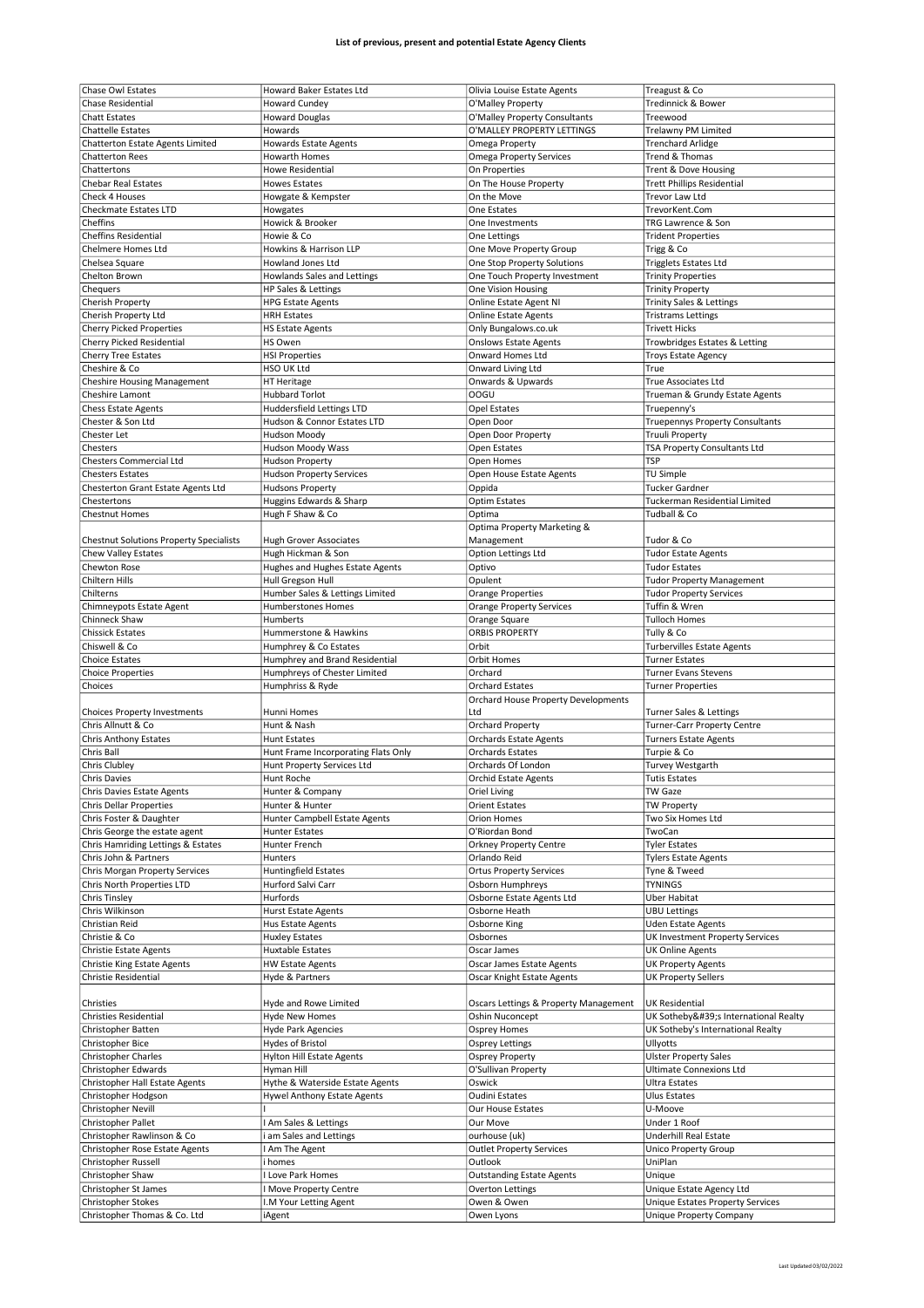**List of previous, present and potential Estate Agency Clients**

| | | | |
|---|---|---|---|
| Chase Owl Estates | Howard Baker Estates Ltd | Olivia Louise Estate Agents | Treagust & Co |
| Chase Residential | Howard Cundey | O'Malley Property | Tredinnick & Bower |
| Chatt Estates | Howard Douglas | O'Malley Property Consultants | Treewood |
| Chattelle Estates | Howards | O'MALLEY PROPERTY LETTINGS | Trelawny PM Limited |
| Chatterton Estate Agents Limited | Howards Estate Agents | Omega Property | Trenchard Arlidge |
| Chatterton Rees | Howarth Homes | Omega Property Services | Trend & Thomas |
| Chattertons | Howe Residential | On Properties | Trent & Dove Housing |
| Chebar Real Estates | Howes Estates | On The House Property | Trett Phillips Residential |
| Check 4 Houses | Howgate & Kempster | On the Move | Trevor Law Ltd |
| Checkmate Estates LTD | Howgates | One Estates | TrevorKent.Com |
| Cheffins | Howick & Brooker | One Investments | TRG Lawrence & Son |
| Cheffins Residential | Howie & Co | One Lettings | Trident Properties |
| Chelmere Homes Ltd | Howkins & Harrison LLP | One Move Property Group | Trigg & Co |
| Chelsea Square | Howland Jones Ltd | One Stop Property Solutions | Trigglets Estates Ltd |
| Chelton Brown | Howlands Sales and Lettings | One Touch Property Investment | Trinity Properties |
| Chequers | HP Sales & Lettings | One Vision Housing | Trinity Property |
| Cherish Property | HPG Estate Agents | Online Estate Agent NI | Trinity Sales & Lettings |
| Cherish Property Ltd | HRH Estates | Online Estate Agents | Tristrams Lettings |
| Cherry Picked Properties | HS Estate Agents | Only Bungalows.co.uk | Trivett Hicks |
| Cherry Picked Residential | HS Owen | Onslows Estate Agents | Trowbridges Estates & Letting |
| Cherry Tree Estates | HSI Properties | Onward Homes Ltd | Troys Estate Agency |
| Cheshire & Co | HSO UK Ltd | Onward Living Ltd | True |
| Cheshire Housing Management | HT Heritage | Onwards & Upwards | True Associates Ltd |
| Cheshire Lamont | Hubbard Torlot | OOGU | Trueman & Grundy Estate Agents |
| Chess Estate Agents | Huddersfield Lettings LTD | Opel Estates | Truepenny's |
| Chester & Son Ltd | Hudson & Connor Estates LTD | Open Door | Truepennys Property Consultants |
| Chester Let | Hudson Moody | Open Door Property | Truuli Property |
| Chesters | Hudson Moody Wass | Open Estates | TSA Property Consultants Ltd |
| Chesters Commercial Ltd | Hudson Property | Open Homes | TSP |
| Chesters Estates | Hudson Property Services | Open House Estate Agents | TU Simple |
| Chesterton Grant Estate Agents Ltd | Hudsons Property | Oppida | Tucker Gardner |
| Chestertons | Huggins Edwards & Sharp | Optim Estates | Tuckerman Residential Limited |
| Chestnut Homes | Hugh F Shaw & Co | Optima | Tudball & Co |
| Chestnut Solutions Property Specialists | Hugh Grover Associates | Optima Property Marketing & Management | Tudor & Co |
| Chew Valley Estates | Hugh Hickman & Son | Option Lettings Ltd | Tudor Estate Agents |
| Chewton Rose | Hughes and Hughes Estate Agents | Optivo | Tudor Estates |
| Chiltern Hills | Hull Gregson Hull | Opulent | Tudor Property Management |
| Chilterns | Humber Sales & Lettings Limited | Orange Properties | Tudor Property Services |
| Chimneypots Estate Agent | Humberstones Homes | Orange Property Services | Tuffin & Wren |
| Chinneck Shaw | Humberts | Orange Square | Tulloch Homes |
| Chissick Estates | Hummerstone & Hawkins | ORBIS PROPERTY | Tully & Co |
| Chiswell & Co | Humphrey & Co Estates | Orbit | Turbervilles Estate Agents |
| Choice Estates | Humphrey and Brand Residential | Orbit Homes | Turner Estates |
| Choice Properties | Humphreys of Chester Limited | Orchard | Turner Evans Stevens |
| Choices | Humphriss & Ryde | Orchard Estates | Turner Properties |
| Choices Property Investments | Hunni Homes | Orchard House Property Developments Ltd | Turner Sales & Lettings |
| Chris Allnutt & Co | Hunt & Nash | Orchard Property | Turner-Carr Property Centre |
| Chris Anthony Estates | Hunt Estates | Orchards Estate Agents | Turners Estate Agents |
| Chris Ball | Hunt Frame Incorporating Flats Only | Orchards Estates | Turpie & Co |
| Chris Clubley | Hunt Property Services Ltd | Orchards Of London | Turvey Westgarth |
| Chris Davies | Hunt Roche | Orchid Estate Agents | Tutis Estates |
| Chris Davies Estate Agents | Hunter & Company | Oriel Living | TW Gaze |
| Chris Dellar Properties | Hunter & Hunter | Orient Estates | TW Property |
| Chris Foster & Daughter | Hunter Campbell Estate Agents | Orion Homes | Two Six Homes Ltd |
| Chris George the estate agent | Hunter Estates | O'Riordan Bond | TwoCan |
| Chris Hamriding Lettings & Estates | Hunter French | Orkney Property Centre | Tyler Estates |
| Chris John & Partners | Hunters | Orlando Reid | Tylers Estate Agents |
| Chris Morgan Property Services | Huntingfield Estates | Ortus Property Services | Tyne & Tweed |
| Chris North Properties LTD | Hurford Salvi Carr | Osborn Humphreys | TYNINGS |
| Chris Tinsley | Hurfords | Osborne Estate Agents Ltd | Uber Habitat |
| Chris Wilkinson | Hurst Estate Agents | Osborne Heath | UBU Lettings |
| Christian Reid | Hus Estate Agents | Osborne King | Uden Estate Agents |
| Christie & Co | Huxley Estates | Osbornes | UK Investment Property Services |
| Christie Estate Agents | Huxtable Estates | Oscar James | UK Online Agents |
| Christie King Estate Agents | HW Estate Agents | Oscar James Estate Agents | UK Property Agents |
| Christie Residential | Hyde & Partners | Oscar Knight Estate Agents | UK Property Sellers |
| Christies | Hyde and Rowe Limited | Oscars Lettings & Property Management | UK Residential |
| Christies Residential | Hyde New Homes | Oshin Nuconcept | UK Sotheby&#39;s International Realty |
| Christopher Batten | Hyde Park Agencies | Osprey Homes | UK Sotheby's International Realty |
| Christopher Bice | Hydes of Bristol | Osprey Lettings | Ullyotts |
| Christopher Charles | Hylton Hill Estate Agents | Osprey Property | Ulster Property Sales |
| Christopher Edwards | Hyman Hill | O'Sullivan Property | Ultimate Connexions Ltd |
| Christopher Hall Estate Agents | Hythe & Waterside Estate Agents | Oswick | Ultra Estates |
| Christopher Hodgson | Hywel Anthony Estate Agents | Oudini Estates | Ulus Estates |
| Christopher Nevill | I | Our House Estates | U-Moove |
| Christopher Pallet | I Am Sales & Lettings | Our Move | Under 1 Roof |
| Christopher Rawlinson & Co | i am Sales and Lettings | ourhouse (uk) | Underhill Real Estate |
| Christopher Rose Estate Agents | I Am The Agent | Outlet Property Services | Unico Property Group |
| Christopher Russell | i homes | Outlook | UniPlan |
| Christopher Shaw | I Love Park Homes | Outstanding Estate Agents | Unique |
| Christopher St James | I Move Property Centre | Overton Lettings | Unique Estate Agency Ltd |
| Christopher Stokes | I.M Your Letting Agent | Owen & Owen | Unique Estates Property Services |
| Christopher Thomas & Co. Ltd | iAgent | Owen Lyons | Unique Property Company |

Last Updated 03/02/2022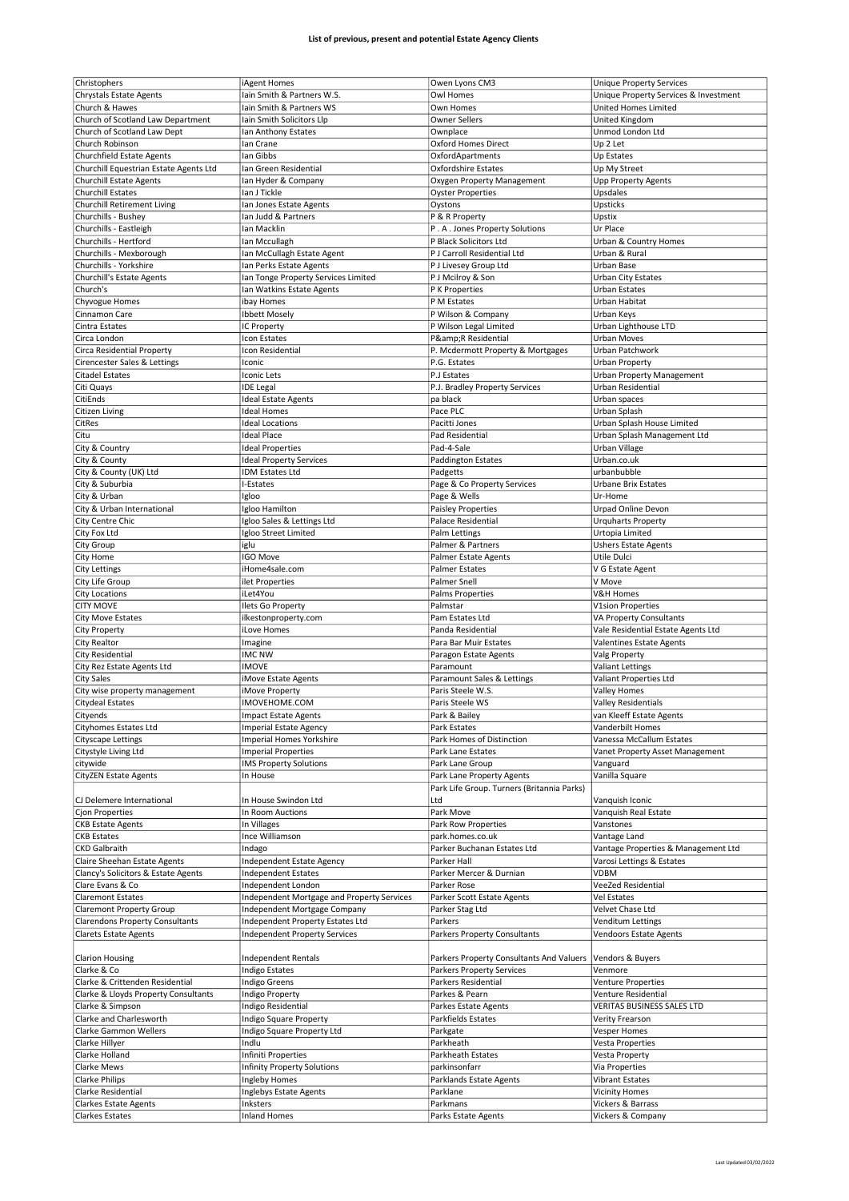**List of previous, present and potential Estate Agency Clients**

| | | | |
|---|---|---|---|
| Christophers | iAgent Homes | Owen Lyons CM3 | Unique Property Services |
| Chrystals Estate Agents | Iain Smith & Partners W.S. | Owl Homes | Unique Property Services & Investment |
| Church & Hawes | Iain Smith & Partners WS | Own Homes | United Homes Limited |
| Church of Scotland Law Department | Iain Smith Solicitors Llp | Owner Sellers | United Kingdom |
| Church of Scotland Law Dept | Ian Anthony Estates | Ownplace | Unmod London Ltd |
| Church Robinson | Ian Crane | Oxford Homes Direct | Up 2 Let |
| Churchfield Estate Agents | Ian Gibbs | OxfordApartments | Up Estates |
| Churchill Equestrian Estate Agents Ltd | Ian Green Residential | Oxfordshire Estates | Up My Street |
| Churchill Estate Agents | Ian Hyder & Company | Oxygen Property Management | Upp Property Agents |
| Churchill Estates | Ian J Tickle | Oyster Properties | Upsdales |
| Churchill Retirement Living | Ian Jones Estate Agents | Oystons | Upsticks |
| Churchills - Bushey | Ian Judd & Partners | P & R Property | Upstix |
| Churchills - Eastleigh | Ian Macklin | P . A . Jones Property Solutions | Ur Place |
| Churchills - Hertford | Ian Mccullagh | P Black Solicitors Ltd | Urban & Country Homes |
| Churchills - Mexborough | Ian McCullagh Estate Agent | P J Carroll Residential Ltd | Urban & Rural |
| Churchills - Yorkshire | Ian Perks Estate Agents | P J Livesey Group Ltd | Urban Base |
| Churchill's Estate Agents | Ian Tonge Property Services Limited | P J Mcilroy & Son | Urban City Estates |
| Church's | Ian Watkins Estate Agents | P K Properties | Urban Estates |
| Chyvogue Homes | ibay Homes | P M Estates | Urban Habitat |
| Cinnamon Care | Ibbett Mosely | P Wilson & Company | Urban Keys |
| Cintra Estates | IC Property | P Wilson Legal Limited | Urban Lighthouse LTD |
| Circa London | Icon Estates | P&amp;R Residential | Urban Moves |
| Circa Residential Property | Icon Residential | P. Mcdermott Property & Mortgages | Urban Patchwork |
| Cirencester Sales & Lettings | Iconic | P.G. Estates | Urban Property |
| Citadel Estates | Iconic Lets | P.J Estates | Urban Property Management |
| Citi Quays | IDE Legal | P.J. Bradley Property Services | Urban Residential |
| CitiEnds | Ideal Estate Agents | pa black | Urban spaces |
| Citizen Living | Ideal Homes | Pace PLC | Urban Splash |
| CitRes | Ideal Locations | Pacitti Jones | Urban Splash House Limited |
| Citu | Ideal Place | Pad Residential | Urban Splash Management Ltd |
| City & Country | Ideal Properties | Pad-4-Sale | Urban Village |
| City & County | Ideal Property Services | Paddington Estates | Urban.co.uk |
| City & County (UK) Ltd | IDM Estates Ltd | Padgetts | urbanbubble |
| City & Suburbia | I-Estates | Page & Co Property Services | Urbane Brix Estates |
| City & Urban | Igloo | Page & Wells | Ur-Home |
| City & Urban International | Igloo Hamilton | Paisley Properties | Urpad Online Devon |
| City Centre Chic | Igloo Sales & Lettings Ltd | Palace Residential | Urquharts Property |
| City Fox Ltd | Igloo Street Limited | Palm Lettings | Urtopia Limited |
| City Group | iglu | Palmer & Partners | Ushers Estate Agents |
| City Home | IGO Move | Palmer Estate Agents | Utile Dulci |
| City Lettings | iHome4sale.com | Palmer Estates | V G Estate Agent |
| City Life Group | ilet Properties | Palmer Snell | V Move |
| City Locations | iLet4You | Palms Properties | V&H Homes |
| CITY MOVE | Ilets Go Property | Palmstar | V1sion Properties |
| City Move Estates | ilkestonproperty.com | Pam Estates Ltd | VA Property Consultants |
| City Property | iLove Homes | Panda Residential | Vale Residential Estate Agents Ltd |
| City Realtor | Imagine | Para Bar Muir Estates | Valentines Estate Agents |
| City Residential | IMC NW | Paragon Estate Agents | Valg Property |
| City Rez Estate Agents Ltd | IMOVE | Paramount | Valiant Lettings |
| City Sales | iMove Estate Agents | Paramount Sales & Lettings | Valiant Properties Ltd |
| City wise property management | iMove Property | Paris Steele W.S. | Valley Homes |
| Citydeal Estates | IMOVEHOME.COM | Paris Steele WS | Valley Residentials |
| Cityends | Impact Estate Agents | Park & Bailey | van Kleeff Estate Agents |
| Cityhomes Estates Ltd | Imperial Estate Agency | Park Estates | Vanderbilt Homes |
| Cityscape Lettings | Imperial Homes Yorkshire | Park Homes of Distinction | Vanessa McCallum Estates |
| Citystyle Living Ltd | Imperial Properties | Park Lane Estates | Vanet Property Asset Management |
| citywide | IMS Property Solutions | Park Lane Group | Vanguard |
| CityZEN Estate Agents | In House | Park Lane Property Agents | Vanilla Square |
| CJ Delemere International | In House Swindon Ltd | Park Life Group. Turners (Britannia Parks) Ltd | Vanquish Iconic |
| Cjon Properties | In Room Auctions | Park Move | Vanquish Real Estate |
| CKB Estate Agents | In Villages | Park Row Properties | Vanstones |
| CKB Estates | Ince Williamson | park.homes.co.uk | Vantage Land |
| CKD Galbraith | Indago | Parker Buchanan Estates Ltd | Vantage Properties & Management Ltd |
| Claire Sheehan Estate Agents | Independent Estate Agency | Parker Hall | Varosi Lettings & Estates |
| Clancy's Solicitors & Estate Agents | Independent Estates | Parker Mercer & Durnian | VDBM |
| Clare Evans & Co | Independent London | Parker Rose | VeeZed Residential |
| Claremont Estates | Independent Mortgage and Property Services | Parker Scott Estate Agents | Vel Estates |
| Claremont Property Group | Independent Mortgage Company | Parker Stag Ltd | Velvet Chase Ltd |
| Clarendons Property Consultants | Independent Property Estates Ltd | Parkers | Venditum Lettings |
| Clarets Estate Agents | Independent Property Services | Parkers Property Consultants | Vendoors Estate Agents |
| Clarion Housing | Independent Rentals | Parkers Property Consultants And Valuers | Vendors & Buyers |
| Clarke & Co | Indigo Estates | Parkers Property Services | Venmore |
| Clarke & Crittenden Residential | Indigo Greens | Parkers Residential | Venture Properties |
| Clarke & Lloyds Property Consultants | Indigo Property | Parkes & Pearn | Venture Residential |
| Clarke & Simpson | Indigo Residential | Parkes Estate Agents | VERITAS BUSINESS SALES LTD |
| Clarke and Charlesworth | Indigo Square Property | Parkfields Estates | Verity Frearson |
| Clarke Gammon Wellers | Indigo Square Property Ltd | Parkgate | Vesper Homes |
| Clarke Hillyer | Indlu | Parkheath | Vesta Properties |
| Clarke Holland | Infiniti Properties | Parkheath Estates | Vesta Property |
| Clarke Mews | Infinity Property Solutions | parkinsonfarr | Via Properties |
| Clarke Philips | Ingleby Homes | Parklands Estate Agents | Vibrant Estates |
| Clarke Residential | Inglebys Estate Agents | Parklane | Vicinity Homes |
| Clarkes Estate Agents | Inksters | Parkmans | Vickers & Barrass |
| Clarkes Estates | Inland Homes | Parks Estate Agents | Vickers & Company |

Last Updated 03/02/2022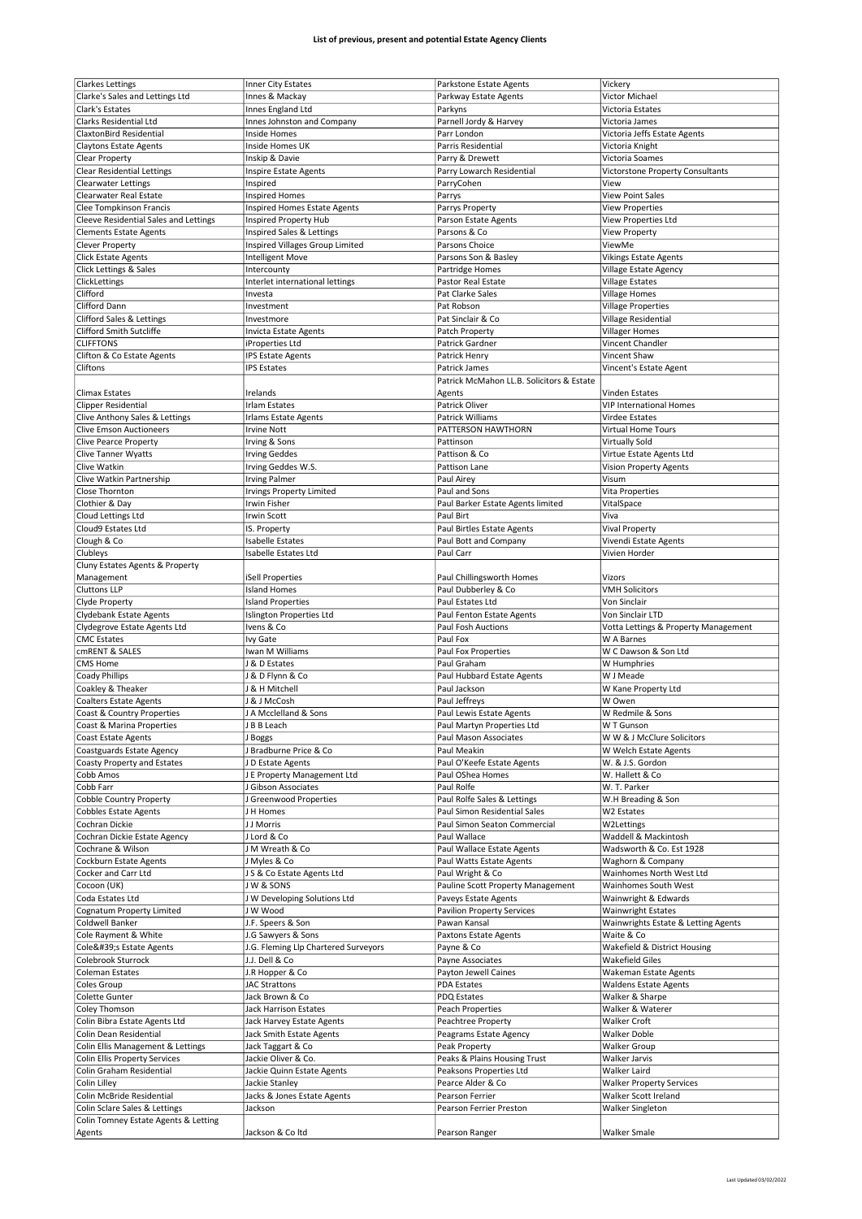**List of previous, present and potential Estate Agency Clients**

| | | | |
|---|---|---|---|
| Clarkes Lettings | Inner City Estates | Parkstone Estate Agents | Vickery |
| Clarke's Sales and Lettings Ltd | Innes & Mackay | Parkway Estate Agents | Victor Michael |
| Clark's Estates | Innes England Ltd | Parkyns | Victoria Estates |
| Clarks Residential Ltd | Innes Johnston and Company | Parnell Jordy & Harvey | Victoria James |
| ClaxtonBird Residential | Inside Homes | Parr London | Victoria Jeffs Estate Agents |
| Claytons Estate Agents | Inside Homes UK | Parris Residential | Victoria Knight |
| Clear Property | Inskip & Davie | Parry & Drewett | Victoria Soames |
| Clear Residential Lettings | Inspire Estate Agents | Parry Lowarch Residential | Victorstone Property Consultants |
| Clearwater Lettings | Inspired | ParryCohen | View |
| Clearwater Real Estate | Inspired Homes | Parrys | View Point Sales |
| Clee Tompkinson Francis | Inspired Homes Estate Agents | Parrys Property | View Properties |
| Cleeve Residential Sales and Lettings | Inspired Property Hub | Parson Estate Agents | View Properties Ltd |
| Clements Estate Agents | Inspired Sales & Lettings | Parsons & Co | View Property |
| Clever Property | Inspired Villages Group Limited | Parsons Choice | ViewMe |
| Click Estate Agents | Intelligent Move | Parsons Son & Basley | Vikings Estate Agents |
| Click Lettings & Sales | Intercounty | Partridge Homes | Village Estate Agency |
| ClickLettings | Interlet international lettings | Pastor Real Estate | Village Estates |
| Clifford | Investa | Pat Clarke Sales | Village Homes |
| Clifford Dann | Investment | Pat Robson | Village Properties |
| Clifford Sales & Lettings | Investmore | Pat Sinclair & Co | Village Residential |
| Clifford Smith Sutcliffe | Invicta Estate Agents | Patch Property | Villager Homes |
| CLIFFTONS | iProperties Ltd | Patrick Gardner | Vincent Chandler |
| Clifton & Co Estate Agents | IPS Estate Agents | Patrick Henry | Vincent Shaw |
| Cliftons | IPS Estates | Patrick James | Vincent's Estate Agent |
| Climax Estates | Irelands | Patrick McMahon LL.B. Solicitors & Estate Agents | Vinden Estates |
| Clipper Residential | Irlam Estates | Patrick Oliver | VIP International Homes |
| Clive Anthony Sales & Lettings | Irlams Estate Agents | Patrick Williams | Virdee Estates |
| Clive Emson Auctioneers | Irvine Nott | PATTERSON HAWTHORN | Virtual Home Tours |
| Clive Pearce Property | Irving & Sons | Pattinson | Virtually Sold |
| Clive Tanner Wyatts | Irving Geddes | Pattison & Co | Virtue Estate Agents Ltd |
| Clive Watkin | Irving Geddes W.S. | Pattison Lane | Vision Property Agents |
| Clive Watkin Partnership | Irving Palmer | Paul Airey | Visum |
| Close Thornton | Irvings Property Limited | Paul and Sons | Vita Properties |
| Clothier & Day | Irwin Fisher | Paul Barker Estate Agents limited | VitalSpace |
| Cloud Lettings Ltd | Irwin Scott | Paul Birt | Viva |
| Cloud9 Estates Ltd | IS. Property | Paul Birtles Estate Agents | Vival Property |
| Clough & Co | Isabelle Estates | Paul Bott and Company | Vivendi Estate Agents |
| Clubleys | Isabelle Estates Ltd | Paul Carr | Vivien Horder |
| Cluny Estates Agents & Property Management | iSell Properties | Paul Chillingsworth Homes | Vizors |
| Cluttons LLP | Island Homes | Paul Dubberley & Co | VMH Solicitors |
| Clyde Property | Island Properties | Paul Estates Ltd | Von Sinclair |
| Clydebank Estate Agents | Islington Properties Ltd | Paul Fenton Estate Agents | Von Sinclair LTD |
| Clydegrove Estate Agents Ltd | Ivens & Co | Paul Fosh Auctions | Votta Lettings & Property Management |
| CMC Estates | Ivy Gate | Paul Fox | W A Barnes |
| cmRENT & SALES | Iwan M Williams | Paul Fox Properties | W C Dawson & Son Ltd |
| CMS Home | J & D Estates | Paul Graham | W Humphries |
| Coady Phillips | J & D Flynn & Co | Paul Hubbard Estate Agents | W J Meade |
| Coakley & Theaker | J & H Mitchell | Paul Jackson | W Kane Property Ltd |
| Coalters Estate Agents | J & J McCosh | Paul Jeffreys | W Owen |
| Coast & Country Properties | J A Mcclelland & Sons | Paul Lewis Estate Agents | W Redmile & Sons |
| Coast & Marina Properties | J B B Leach | Paul Martyn Properties Ltd | W T Gunson |
| Coast Estate Agents | J Boggs | Paul Mason Associates | W W & J McClure Solicitors |
| Coastguards Estate Agency | J Bradburne Price & Co | Paul Meakin | W Welch Estate Agents |
| Coasty Property and Estates | J D Estate Agents | Paul O'Keefe Estate Agents | W. & J.S. Gordon |
| Cobb Amos | J E Property Management Ltd | Paul OShea Homes | W. Hallett & Co |
| Cobb Farr | J Gibson Associates | Paul Rolfe | W. T. Parker |
| Cobble Country Property | J Greenwood Properties | Paul Rolfe Sales & Lettings | W.H Breading & Son |
| Cobbles Estate Agents | J H Homes | Paul Simon Residential Sales | W2 Estates |
| Cochran Dickie | J J Morris | Paul Simon Seaton Commercial | W2Lettings |
| Cochran Dickie Estate Agency | J Lord & Co | Paul Wallace | Waddell & Mackintosh |
| Cochrane & Wilson | J M Wreath & Co | Paul Wallace Estate Agents | Wadsworth & Co. Est 1928 |
| Cockburn Estate Agents | J Myles & Co | Paul Watts Estate Agents | Waghorn & Company |
| Cocker and Carr Ltd | J S & Co Estate Agents Ltd | Paul Wright & Co | Wainhomes North West Ltd |
| Cocoon (UK) | J W & SONS | Pauline Scott Property Management | Wainhomes South West |
| Coda Estates Ltd | J W Developing Solutions Ltd | Paveys Estate Agents | Wainwright & Edwards |
| Cognatum Property Limited | J W Wood | Pavilion Property Services | Wainwright Estates |
| Coldwell Banker | J.F. Speers & Son | Pawan Kansal | Wainwrights Estate & Letting Agents |
| Cole Rayment & White | J.G Sawyers & Sons | Paxtons Estate Agents | Waite & Co |
| Cole&#39;s Estate Agents | J.G. Fleming Llp Chartered Surveyors | Payne & Co | Wakefield & District Housing |
| Colebrook Sturrock | J.J. Dell & Co | Payne Associates | Wakefield Giles |
| Coleman Estates | J.R Hopper & Co | Payton Jewell Caines | Wakeman Estate Agents |
| Coles Group | JAC Strattons | PDA Estates | Waldens Estate Agents |
| Colette Gunter | Jack Brown & Co | PDQ Estates | Walker & Sharpe |
| Coley Thomson | Jack Harrison Estates | Peach Properties | Walker & Waterer |
| Colin Bibra Estate Agents Ltd | Jack Harvey Estate Agents | Peachtree Property | Walker Croft |
| Colin Dean Residential | Jack Smith Estate Agents | Peagrams Estate Agency | Walker Doble |
| Colin Ellis Management & Lettings | Jack Taggart & Co | Peak Property | Walker Group |
| Colin Ellis Property Services | Jackie Oliver & Co. | Peaks & Plains Housing Trust | Walker Jarvis |
| Colin Graham Residential | Jackie Quinn Estate Agents | Peaksons Properties Ltd | Walker Laird |
| Colin Lilley | Jackie Stanley | Pearce Alder & Co | Walker Property Services |
| Colin McBride Residential | Jacks & Jones Estate Agents | Pearson Ferrier | Walker Scott Ireland |
| Colin Sclare Sales & Lettings | Jackson | Pearson Ferrier Preston | Walker Singleton |
| Colin Tomney Estate Agents & Letting Agents | Jackson & Co ltd | Pearson Ranger | Walker Smale |

Last Updated 03/02/2022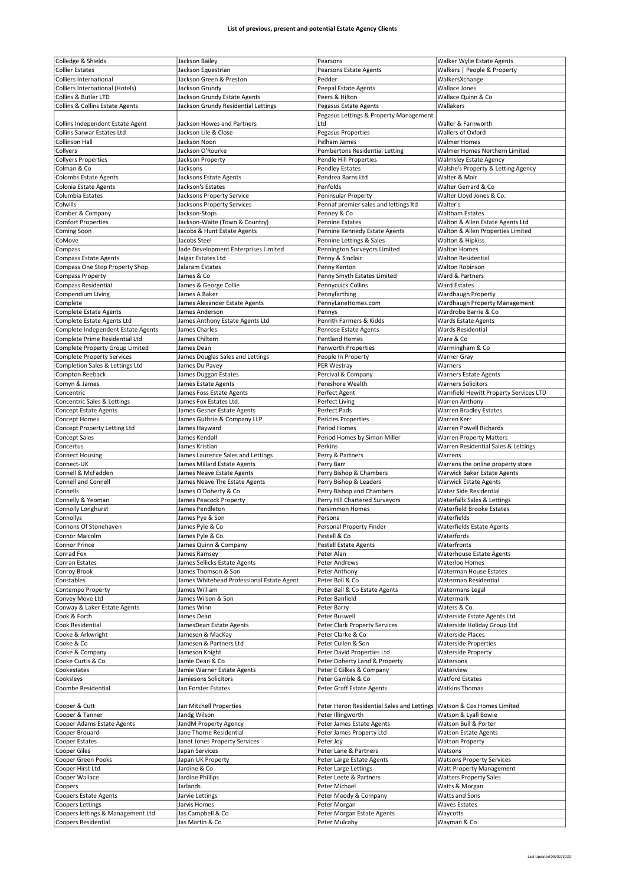**List of previous, present and potential Estate Agency Clients**

| | | | |
|---|---|---|---|
| Colledge & Shields | Jackson Bailey | Pearsons | Walker Wylie Estate Agents |
| Collier Estates | Jackson Equestrian | Pearsons Estate Agents | Walkers \| People & Property |
| Colliers International | Jackson Green & Preston | Pedder | WalkersXchange |
| Colliers International (Hotels) | Jackson Grundy | Peepal Estate Agents | Wallace Jones |
| Collins & Butler LTD | Jackson Grundy Estate Agents | Peers & Hilton | Wallace Quinn & Co |
| Collins & Collins Estate Agents | Jackson Grundy Residential Lettings | Pegasus Estate Agents | Wallakers |
| Collins Independent Estate Agent | Jackson Howes and Partners | Pegasus Lettings & Property Management Ltd | Waller & Farnworth |
| Collins Sarwar Estates Ltd | Jackson Lile & Close | Pegasus Properties | Wallers of Oxford |
| Collinson Hall | Jackson Noon | Pelham James | Walmer Homes |
| Collyers | Jackson O'Rourke | Pembertons Residential Letting | Walmer Homes Northern Limited |
| Collyers Properties | Jackson Property | Pendle Hill Properties | Walmsley Estate Agency |
| Colman & Co | Jacksons | Pendley Estates | Walshe's Property & Letting Agency |
| Colombs Estate Agents | Jacksons Estate Agents | Pendrea Barns Ltd | Walter & Mair |
| Colonia Estate Agents | Jackson's Estates | Penfolds | Walter Gerrard & Co |
| Columbia Estates | Jacksons Property Service | Peninsular Property | Walter Lloyd Jones & Co. |
| Colwills | Jacksons Property Services | Pennaf premier sales and lettings ltd | Walter's |
| Comber & Company | Jackson-Stops | Penney & Co | Waltham Estates |
| Comfort Properties | Jackson-Waite (Town & Country) | Pennine Estates | Walton & Allen Estate Agents Ltd |
| Coming Soon | Jacobs & Hunt Estate Agents | Pennine Kennedy Estate Agents | Walton & Allen Properties Limited |
| CoMove | Jacobs Steel | Pennine Lettings & Sales | Walton & Hipkiss |
| Compass | Jade Development Enterprises Limited | Pennington Surveyors Limited | Walton Homes |
| Compass Estate Agents | Jaigar Estates Ltd | Penny & Sinclair | Walton Residential |
| Compass One Stop Property Shop | Jalaram Estates | Penny Kenton | Walton Robinson |
| Compass Property | James & Co | Penny Smyth Estates Limited | Ward & Partners |
| Compass Residential | James & George Collie | Pennycuick Collins | Ward Estates |
| Compendium Living | James A Baker | Pennyfarthing | Wardhaugh Property |
| Complete | James Alexander Estate Agents | PennyLaneHomes.com | Wardhaugh Property Management |
| Complete Estate Agents | James Anderson | Pennys | Wardrobe Barrie & Co |
| Complete Estate Agents Ltd | James Anthony Estate Agents Ltd | Penrith Farmers & Kidds | Wards Estate Agents |
| Complete Independent Estate Agents | James Charles | Penrose Estate Agents | Wards Residential |
| Complete Prime Residential Ltd | James Chiltern | Pentland Homes | Ware & Co |
| Complete Property Group Limited | James Dean | Penworth Properties | Warmingham & Co |
| Complete Property Services | James Douglas Sales and Lettings | People In Property | Warner Gray |
| Completion Sales & Lettings Ltd | James Du Pavey | PER Westray | Warners |
| Compton Reeback | James Duggan Estates | Percival & Company | Warners Estate Agents |
| Comyn & James | James Estate Agents | Pereshore Wealth | Warners Solicitors |
| Concentric | James Foss Estate Agents | Perfect Agent | Warnfield Hewitt Property Services LTD |
| Concentric Sales & Lettings | James Fox Estates Ltd. | Perfect Living | Warren Anthony |
| Concept Estate Agents | James Gesner Estate Agents | Perfect Pads | Warren Bradley Estates |
| Concept Homes | James Guthrie & Company LLP | Pericles Properties | Warren Kerr |
| Concept Property Letting Ltd | James Hayward | Period Homes | Warren Powell Richards |
| Concept Sales | James Kendall | Period Homes by Simon Miller | Warren Property Matters |
| Concertus | James Kristian | Perkins | Warren Residential Sales & Lettings |
| Connect Housing | James Laurence Sales and Lettings | Perry & Partners | Warrens |
| Connect-UK | James Millard Estate Agents | Perry Barr | Warrens the online property store |
| Connell & McFadden | James Neave Estate Agents | Perry Bishop & Chambers | Warwick Baker Estate Agents |
| Connell and Connell | James Neave The Estate Agents | Perry Bishop & Leaders | Warwick Estate Agents |
| Connells | James O'Doherty & Co | Perry Bishop and Chambers | Water Side Residential |
| Connelly & Yeoman | James Peacock Property | Perry Hill Chartered Surveyors | Waterfalls Sales & Lettings |
| Connolly Longhurst | James Pendleton | Persimmon Homes | Waterfield Brooke Estates |
| Connollys | James Pye & Son | Persona | Waterfields |
| Connons Of Stonehaven | James Pyle & Co | Personal Property Finder | Waterfields Estate Agents |
| Connor Malcolm | James Pyle & Co. | Pestell & Co | Waterfords |
| Connor Prince | James Quinn & Company | Pestell Estate Agents | Waterfronts |
| Conrad Fox | James Ramsey | Peter Alan | Waterhouse Estate Agents |
| Conran Estates | James Sellicks Estate Agents | Peter Andrews | Waterloo Homes |
| Conroy Brook | James Thomson & Son | Peter Anthony | Waterman House Estates |
| Constables | James Whitehead Professional Estate Agent | Peter Ball & Co | Waterman Residential |
| Contempo Property | James William | Peter Ball & Co Estate Agents | Watermans Legal |
| Convey Move Ltd | James Wilson & Son | Peter Banfield | Watermark |
| Conway & Laker Estate Agents | James Winn | Peter Barry | Waters & Co. |
| Cook & Forth | James.Dean | Peter Buswell | Waterside Estate Agents Ltd |
| Cook Residential | JamesDean Estate Agents | Peter Clark Property Services | Waterside Holiday Group Ltd |
| Cooke & Arkwright | Jameson & MacKay | Peter Clarke & Co | Waterside Places |
| Cooke & Co | Jameson & Partners Ltd | Peter Cullen & Son | Waterside Properties |
| Cooke & Company | Jameson Knight | Peter David Properties Ltd | Waterside Property |
| Cooke Curtis & Co | Jamie Dean & Co | Peter Doherty Land & Property | Watersons |
| Cookestates | Jamie Warner Estate Agents | Peter E Gilkes & Company | Waterview |
| Cooksleys | Jamiesons Solicitors | Peter Gamble & Co | Watford Estates |
| Coombe Residential | Jan Forster Estates | Peter Graff Estate Agents | Watkins Thomas |
| Cooper & Cutt | Jan Mitchell Properties | Peter Heron Residential Sales and Lettings | Watson & Cox Homes Limited |
| Cooper & Tanner | Jandg Wilson | Peter Illingworth | Watson & Lyall Bowie |
| Cooper Adams Estate Agents | JandM Property Agency | Peter James Estate Agents | Watson Bull & Porter |
| Cooper Brouard | Jane Thorne Residential | Peter James Property Ltd | Watson Estate Agents |
| Cooper Estates | Janet Jones Property Services | Peter Joy | Watson Property |
| Cooper Giles | Japan Services | Peter Lane & Partners | Watsons |
| Cooper Green Pooks | Japan UK Property | Peter Large Estate Agents | Watsons Property Services |
| Cooper Hirst Ltd | Jardine & Co | Peter Large Lettings | Watt Property Management |
| Cooper Wallace | Jardine Phillips | Peter Leete & Partners | Watters Property Sales |
| Coopers | Jarlands | Peter Michael | Watts & Morgan |
| Coopers Estate Agents | Jarvie Lettings | Peter Moody & Company | Watts and Sons |
| Coopers Lettings | Jarvis Homes | Peter Morgan | Waves Estates |
| Coopers lettings & Management Ltd | Jas Campbell & Co | Peter Morgan Estate Agents | Waycotts |
| Coopers Residential | Jas Martin & Co | Peter Mulcahy | Wayman & Co |

Last Updated 03/02/2022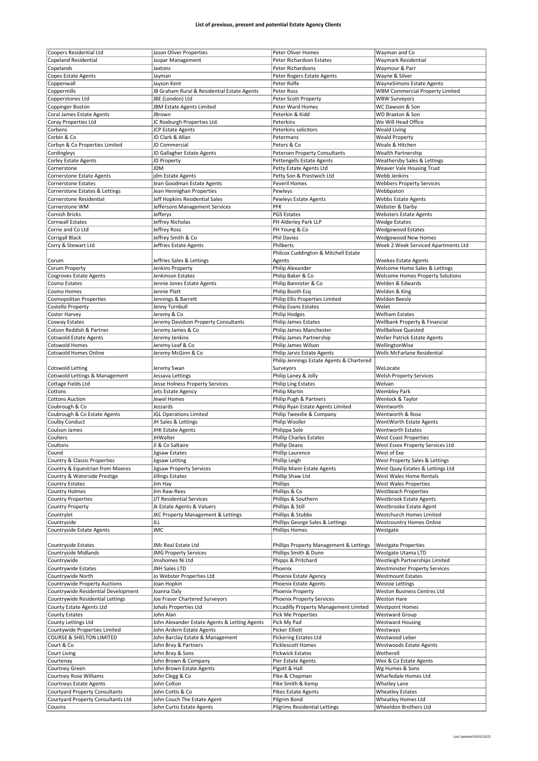# List of previous, present and potential Estate Agency Clients

| | | | |
|---|---|---|---|
| Coopers Residential Ltd | Jason Oliver Properties | Peter Oliver Homes | Wayman and Co |
| Copeland Residential | Jaspar Management | Peter Richardson Estates | Waymark Residential |
| Copelands | Jaxtons | Peter Richardsons | Waymour & Parr |
| Copes Estate Agents | Jayman | Peter Rogers Estate Agents | Wayne & Silver |
| Coppenwall | Jayson Kent | Peter Rolfe | WayneSimons Estate Agents |
| Coppermills | JB Graham Rural & Residential Estate Agents | Peter Ross | WBM Commercial Property Limited |
| Copperstones Ltd | JBE (London) Ltd | Peter Scott Property | WBW Surveyors |
| Coppinger Boston | JBM Estate Agents Limited | Peter Ward Homes | WC Dawson & Son |
| Coral James Estate Agents | JBrown | Peterkin & Kidd | WD Braxton & Son |
| Coray Properties Ltd | JC Roxburgh Properties Ltd. | Peterkins | We Will Head Office |
| Corbens | JCP Estate Agents | Peterkins solicitors | Weald Living |
| Corbin & Co | JD Clark & Allan | Petermans | Weald Property |
| Corbyn & Co Properties Limited | JD Commercial | Peters & Co | Weale & Hitchen |
| Cordingleys | JD Gallagher Estate Agents | Petersen Property Consultants | Wealth Partnership |
| Corley Estate Agents | JD Property | Pettengells Estate Agents | Weathersby Sales & Lettings |
| Cornerstone | JDM | Petty Estate Agents Ltd | Weaver Vale Housing Trust |
| Cornerstone Estate Agents | jdm Estate Agents | Petty Son & Prestwich Ltd | Webb Jenkins |
| Cornerstone Estates | Jean Goodman Estate Agents | Peveril Homes | Webbers Property Services |
| Cornerstone Estates & Lettings | Jean Hennighan Properties | Pewleys | Webbpaton |
| Cornerstone Residential | Jeff Hopkins Residential Sales | Pewleys Estate Agents | Webbs Estate Agents |
| Cornerstone WM | Jeffersons Management Services | PFK | Webster & Darby |
| Cornish Bricks | Jefferys | PGS Estates | Websters Estate Agents |
| Cornwall Estates | Jeffrey Nicholas | PH Alderley Park LLP | Wedge Estates |
| Corrie and Co Ltd | Jeffrey Ross | PH Young & Co | Wedgewood Estates |
| Corrigall Black | Jeffrey Smith & Co | Phil Davies | Wedgewood New Homes |
| Corry & Stewart Ltd | Jeffries Estate Agents | Philberts | Week 2 Week Serviced Apartments Ltd |
| Corum | Jeffries Sales & Lettings | Philcox Cuddington & Mitchell Estate Agents | Weekes Estate Agents |
| Corum Property | Jenkins Property | Philip Alexander | Welcome Home Sales & Lettings |
| Cosgroves Estate Agents | Jenkinson Estates | Philip Baker & Co | Welcome Homes Property Solutions |
| Cosmo Estates | Jennie Jones Estate Agents | Philip Bannister & Co | Welden & Edwards |
| Cosmo Homes | Jennie Platt | Philip Booth Esq | Weldon & King |
| Cosmopolitan Properties | Jennings & Barrett | Philip Ellis Properties Limited | Weldon Beesly |
| Costello Property | Jenny Turnbull | Philip Evans Estates | Welet |
| Coster Harvey | Jeremy & Co | Philip Hodges | Welham Estates |
| Cosway Estates | Jeremy Davidson Property Consultants | Philip James Estates | Wellbank Property & Financial |
| Cotson Reddish & Partner | Jeremy James & Co | Philip James Manchester | Wellbelove Quested |
| Cotswold Estate Agents | Jeremy Jenkins | Philip James Partnership | Weller Patrick Estate Agents |
| Cotswold Homes | Jeremy Leaf & Co | Philip James Wilson | WellingtonWise |
| Cotswold Homes Online | Jeremy McGinn & Co | Philip Jarvis Estate Agents | Wells McFarlane Residential |
| Cotswold Letting | Jeremy Swan | Philip Jennings Estate Agents & Chartered Surveyors | WeLocate |
| Cotswold Lettings & Management | Jessava Lettings | Philip Laney & Jolly | Welsh Property Services |
| Cottage Fields Ltd | Jesse Holness Property Services | Philip Ling Estates | Welvan |
| Cottons | Jets Estate Agency | Philip Martin | Wembley Park |
| Cottons Auction | Jewel Homes | Philip Pugh & Partners | Wenlock & Taylor |
| Coubrough & Co | Jezzards | Philip Ryan Estate Agents Limited | Wentworth |
| Coubrough & Co Estate Agents | JGL Operations Limited | Philip Tweedie & Company | Wentworth & Rose |
| Coulby Conduct | JH Sales & Lettings | Philip Wooller | WentWorth Estate Agents |
| Coulson James | JHK Estate Agents | Philippa Sole | Wentworth Estates |
| Coulters | JHWalter | Phillip Charles Estates | West Coast Properties |
| Coultons | JI & Co Saltaire | Phillip Deans | West Essex Property Services Ltd |
| Cound | Jigsaw Estates | Phillip Laurence | West of Exe |
| Country & Classic Properties | Jigsaw Letting | Phillip Leigh | West Property Sales & Lettings |
| Country & Equestrian from Moores | Jigsaw Property Services | Phillip Mann Estate Agents | West Quay Estates & Lettings Ltd |
| Country & Waterside Prestige | Jillings Estates | Phillip Shaw Ltd | West Wales Home Rentals |
| Country Estates | Jim Hay | Phillips | West Wales Properties |
| Country Holmes | Jim Raw-Rees | Phillips & Co | Westbeach Properties |
| Country Properties | JJT Residential Services | Phillips & Southern | Westbrook Estate Agents |
| Country Property | Jk Estate Agents & Valuers | Phillips & Still | Westbrooke Estate Agent |
| Countrylet | JKC Property Management & Lettings | Phillips & Stubbs | Westchurch Homes Limited |
| Countryside | JLL | Phillips George Sales & Lettings | Westcountry Homes Online |
| Countryside Estate Agents | JMC | Phillips Homes | Westgate |
| Countryside Estates | JMc Real Estate Ltd | Phillips Property Management & Lettings | Westgate Properties |
| Countryside Midlands | JMG Property Services | Phillips Smith & Dunn | Westgate Utama LTD |
| Countrywide | Jmshomes Ni Ltd | Phipps & Pritchard | Westleigh Partnerships Limited |
| Countrywide Estates | JNH Sales LTD | Phoenix | Westminster Property Services |
| Countrywide North | Jo Webster Properties Ltd | Phoenix Estate Agency | Westmount Estates |
| Countrywide Property Auctions | Joan Hopkin | Phoenix Estate Agents | Westoe Lettings |
| Countrywide Residential Development | Joanna Daly | Phoenix Property | Weston Business Centres Ltd |
| Countrywide Residential Lettings | Joe Fraser Chartered Surveyors | Phoenix Property Services | Weston Hare |
| County Estate Agents Ltd | Johals Properties Ltd | Piccadilly Property Management Limited | Westpoint Homes |
| County Estates | John Alan | Pick Me Properties | Westward Group |
| County Lettings Ltd | John Alexander Estate Agents & Letting Agents | Pick My Pad | Westward Housing |
| Countywide Properties Limited | John Ardern Estate Agents | Picker Elliott | Westways |
| COURSE & SHELTON LIMITED | John Barclay Estate & Management | Pickering Estates Ltd | Westwood Leber |
| Court & Co | John Bray & Partners | Picklescott Homes | Westwoods Estate Agents |
| Court Living | John Bray & Sons | Pickwick Estates | Wetherell |
| Courtenay | John Brown & Company | Pier Estate Agents | Wex & Co Estate Agents |
| Courtney Green | John Brown Estate Agents | Pigott & Hall | Wg Humes & Sons |
| Courtney Rose Williams | John Clegg & Co | Pike & Chapman | Wharfedale Homes Ltd |
| Courtneys Estate Agents | John Colton | Pike Smith & Kemp | Whatley Lane |
| Courtyard Property Consultants | John Cottis & Co | Pikes Estate Agents | Wheatley Estates |
| Courtyard Property Consultants Ltd | John Couch The Estate Agent | Pilgrim Bond | Wheatley Homes Ltd |
| Cousins | John Curtis Estate Agents | Pilgrims Residential Lettings | Wheeldon Brothers Ltd |

Last Updated 03/02/2022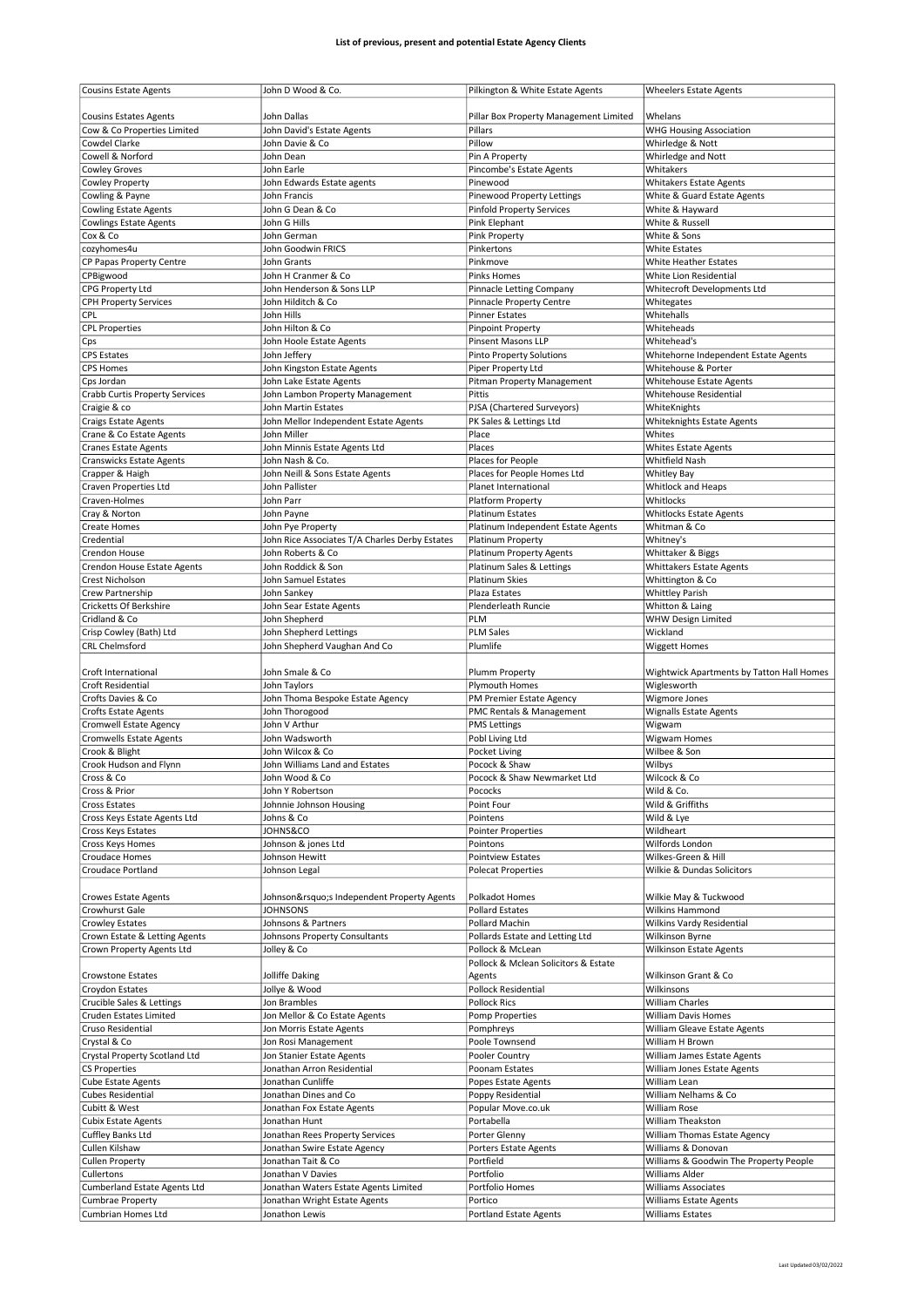**List of previous, present and potential Estate Agency Clients**

| Cousins Estate Agents | John D Wood & Co. | Pilkington & White Estate Agents | Wheelers Estate Agents |
|---|---|---|---|
| Cousins Estates Agents | John Dallas | Pillar Box Property Management Limited | Whelans |
| Cow & Co Properties Limited | John David's Estate Agents | Pillars | WHG Housing Association |
| Cowdel Clarke | John Davie & Co | Pillow | Whirledge & Nott |
| Cowell & Norford | John Dean | Pin A Property | Whirledge and Nott |
| Cowley Groves | John Earle | Pincombe's Estate Agents | Whitakers |
| Cowley Property | John Edwards Estate agents | Pinewood | Whitakers Estate Agents |
| Cowling & Payne | John Francis | Pinewood Property Lettings | White & Guard Estate Agents |
| Cowling Estate Agents | John G Dean & Co | Pinfold Property Services | White & Hayward |
| Cowlings Estate Agents | John G Hills | Pink Elephant | White & Russell |
| Cox & Co | John German | Pink Property | White & Sons |
| cozyhomes4u | John Goodwin FRICS | Pinkertons | White Estates |
| CP Papas Property Centre | John Grants | Pinkmove | White Heather Estates |
| CPBigwood | John H Cranmer & Co | Pinks Homes | White Lion Residential |
| CPG Property Ltd | John Henderson & Sons LLP | Pinnacle Letting Company | Whitecroft Developments Ltd |
| CPH Property Services | John Hilditch & Co | Pinnacle Property Centre | Whitegates |
| CPL | John Hills | Pinner Estates | Whitehalls |
| CPL Properties | John Hilton & Co | Pinpoint Property | Whiteheads |
| Cps | John Hoole Estate Agents | Pinsent Masons LLP | Whitehead's |
| CPS Estates | John Jeffery | Pinto Property Solutions | Whitehorne Independent Estate Agents |
| CPS Homes | John Kingston Estate Agents | Piper Property Ltd | Whitehouse & Porter |
| Cps Jordan | John Lake Estate Agents | Pitman Property Management | Whitehouse Estate Agents |
| Crabb Curtis Property Services | John Lambon Property Management | Pittis | Whitehouse Residential |
| Craigie & co | John Martin Estates | PJSA (Chartered Surveyors) | WhiteKnights |
| Craigs Estate Agents | John Mellor Independent Estate Agents | PK Sales & Lettings Ltd | Whiteknights Estate Agents |
| Crane & Co Estate Agents | John Miller | Place | Whites |
| Cranes Estate Agents | John Minnis Estate Agents Ltd | Places | Whites Estate Agents |
| Cranswicks Estate Agents | John Nash & Co. | Places for People | Whitfield Nash |
| Crapper & Haigh | John Neill & Sons Estate Agents | Places for People Homes Ltd | Whitley Bay |
| Craven Properties Ltd | John Pallister | Planet International | Whitlock and Heaps |
| Craven-Holmes | John Parr | Platform Property | Whitlocks |
| Cray & Norton | John Payne | Platinum Estates | Whitlocks Estate Agents |
| Create Homes | John Pye Property | Platinum Independent Estate Agents | Whitman & Co |
| Credential | John Rice Associates T/A Charles Derby Estates | Platinum Property | Whitney's |
| Crendon House | John Roberts & Co | Platinum Property Agents | Whittaker & Biggs |
| Crendon House Estate Agents | John Roddick & Son | Platinum Sales & Lettings | Whittakers Estate Agents |
| Crest Nicholson | John Samuel Estates | Platinum Skies | Whittington & Co |
| Crew Partnership | John Sankey | Plaza Estates | Whittley Parish |
| Cricketts Of Berkshire | John Sear Estate Agents | Plenderleath Runcie | Whitton & Laing |
| Cridland & Co | John Shepherd | PLM | WHW Design Limited |
| Crisp Cowley (Bath) Ltd | John Shepherd Lettings | PLM Sales | Wickland |
| CRL Chelmsford | John Shepherd Vaughan And Co | Plumlife | Wiggett Homes |
| Croft International | John Smale & Co | Plumm Property | Wightwick Apartments by Tatton Hall Homes |
| Croft Residential | John Taylors | Plymouth Homes | Wiglesworth |
| Crofts Davies & Co | John Thoma Bespoke Estate Agency | PM Premier Estate Agency | Wigmore Jones |
| Crofts Estate Agents | John Thorogood | PMC Rentals & Management | Wignalls Estate Agents |
| Cromwell Estate Agency | John V Arthur | PMS Lettings | Wigwam |
| Cromwells Estate Agents | John Wadsworth | Pobl Living Ltd | Wigwam Homes |
| Crook & Blight | John Wilcox & Co | Pocket Living | Wilbee & Son |
| Crook Hudson and Flynn | John Williams Land and Estates | Pocock & Shaw | Wilbys |
| Cross & Co | John Wood & Co | Pocock & Shaw Newmarket Ltd | Wilcock & Co |
| Cross & Prior | John Y Robertson | Pococks | Wild & Co. |
| Cross Estates | Johnnie Johnson Housing | Point Four | Wild & Griffiths |
| Cross Keys Estate Agents Ltd | Johns & Co | Pointens | Wild & Lye |
| Cross Keys Estates | JOHNS&CO | Pointer Properties | Wildheart |
| Cross Keys Homes | Johnson & jones Ltd | Pointons | Wilfords London |
| Croudace Homes | Johnson Hewitt | Pointview Estates | Wilkes-Green & Hill |
| Croudace Portland | Johnson Legal | Polecat Properties | Wilkie & Dundas Solicitors |
| Crowes Estate Agents | Johnson&rsquo;s Independent Property Agents | Polkadot Homes | Wilkie May & Tuckwood |
| Crowhurst Gale | JOHNSONS | Pollard Estates | Wilkins Hammond |
| Crowley Estates | Johnsons & Partners | Pollard Machin | Wilkins Vardy Residential |
| Crown Estate & Letting Agents | Johnsons Property Consultants | Pollards Estate and Letting Ltd | Wilkinson Byrne |
| Crown Property Agents Ltd | Jolley & Co | Pollock & McLean | Wilkinson Estate Agents |
| Crowstone Estates | Jolliffe Daking | Pollock & Mclean Solicitors & Estate Agents | Wilkinson Grant & Co |
| Croydon Estates | Jollye & Wood | Pollock Residential | Wilkinsons |
| Crucible Sales & Lettings | Jon Brambles | Pollock Rics | William Charles |
| Cruden Estates Limited | Jon Mellor & Co Estate Agents | Pomp Properties | William Davis Homes |
| Cruso Residential | Jon Morris Estate Agents | Pomphreys | William Gleave Estate Agents |
| Crystal & Co | Jon Rosi Management | Poole Townsend | William H Brown |
| Crystal Property Scotland Ltd | Jon Stanier Estate Agents | Pooler Country | William James Estate Agents |
| CS Properties | Jonathan Arron Residential | Poonam Estates | William Jones Estate Agents |
| Cube Estate Agents | Jonathan Cunliffe | Popes Estate Agents | William Lean |
| Cubes Residential | Jonathan Dines and Co | Poppy Residential | William Nelhams & Co |
| Cubitt & West | Jonathan Fox Estate Agents | Popular Move.co.uk | William Rose |
| Cubix Estate Agents | Jonathan Hunt | Portabella | William Theakston |
| Cuffley Banks Ltd | Jonathan Rees Property Services | Porter Glenny | William Thomas Estate Agency |
| Cullen Kilshaw | Jonathan Swire Estate Agency | Porters Estate Agents | Williams & Donovan |
| Cullen Property | Jonathan Tait & Co | Portfield | Williams & Goodwin The Property People |
| Cullertons | Jonathan V Davies | Portfolio | Williams Alder |
| Cumberland Estate Agents Ltd | Jonathan Waters Estate Agents Limited | Portfolio Homes | Williams Associates |
| Cumbrae Property | Jonathan Wright Estate Agents | Portico | Williams Estate Agents |
| Cumbrian Homes Ltd | Jonathon Lewis | Portland Estate Agents | Williams Estates |

Last Updated 03/02/2022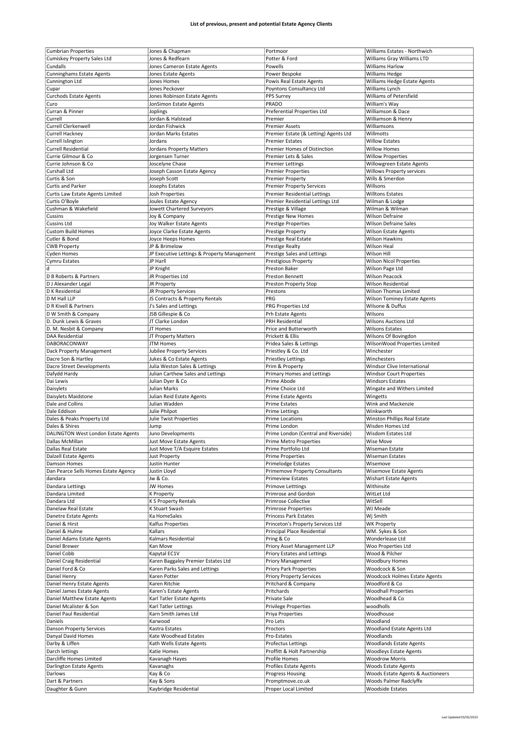**List of previous, present and potential Estate Agency Clients**

| | | | |
|---|---|---|---|
| Cumbrian Properties | Jones & Chapman | Portmoor | Williams Estates - Northwich |
| Cumiskey Property Sales Ltd | Jones & Redfearn | Potter & Ford | Williams Gray Williams LTD |
| Cundalls | Jones Cameron Estate Agents | Powells | Williams Harlow |
| Cunninghams Estate Agents | Jones Estate Agents | Power Bespoke | Williams Hedge |
| Cunnington Ltd | Jones Homes | Powis Real Estate Agents | Williams Hedge Estate Agents |
| Cupar | Jones Peckover | Poyntons Consultancy Ltd | Williams Lynch |
| Curchods Estate Agents | Jones Robinson Estate Agents | PPS Surrey | Williams of Petersfield |
| Curo | JonSimon Estate Agents | PRADO | William's Way |
| Curran & Pinner | Joplings | Preferential Properties Ltd | Williamson & Dace |
| Currell | Jordan & Halstead | Premier | Williamson & Henry |
| Currell Clerkenwell | Jordan Fishwick | Premier Assets | Williamsons |
| Currell Hackney | Jordan Marks Estates | Premier Estate (& Letting) Agents Ltd | Willmotts |
| Currell Islington | Jordans | Premier Estates | Willow Estates |
| Currell Residential | Jordans Property Matters | Premier Homes of Distinction | Willow Homes |
| Currie Gilmour & Co | Jorgensen Turner | Premier Lets & Sales | Willow Properties |
| Currie Johnson & Co | Joscelyne Chase | Premier Lettings | Willowgreen Estate Agents |
| Curshall Ltd | Joseph Casson Estate Agency | Premier Properties | Willows Property services |
| Curtis & Son | Joseph Scott | Premier Property | Wills & Smerdon |
| Curtis and Parker | Josephs Estates | Premier Property Services | Willsons |
| Curtis Law Estate Agents Limited | Josh Properties | Premier Residential Lettings | Willtons Estates |
| Curtis O'Boyle | Joules Estate Agency | Premier Residential Lettings Ltd | Wilman & Lodge |
| Cushman & Wakefield | Jowett Chartered Surveyors | Prestige & Village | Wilman & Wilman |
| Cussins | Joy & Company | Prestige New Homes | Wilson Defraine |
| Cussins Ltd | Joy Walker Estate Agents | Prestige Properties | Wilson Defraine Sales |
| Custom Build Homes | Joyce Clarke Estate Agents | Prestige Property | Wilson Estate Agents |
| Cutler & Bond | Joyce Heeps Homes | Prestige Real Estate | Wilson Hawkins |
| CWB Property | JP & Brimelow | Prestige Realty | Wilson Heal |
| Cyden Homes | JP Executive Lettings & Property Management | Prestige Sales and Lettings | Wilson Hill |
| Cymru Estates | JP Harll | Prestigious Property | Wilson Nicol Properties |
| d | JP Knight | Preston Baker | Wilson Page Ltd |
| D B Roberts & Partners | JR Properties Ltd | Preston Bennett | Wilson Peacock |
| D J Alexander Legal | JR Property | Preston Property Stop | Wilson Residential |
| D K Residential | JR Property Services | Prestons | Wilson Thomas Limited |
| D M Hall LLP | JS Contracts & Property Rentals | PRG | Wilson Tominey Estate Agents |
| D R Kivell & Partners | J's Sales and Lettings | PRG Properties Ltd | Wilsone & Duffus |
| D W Smith & Company | JSB Gillespie & Co | Prh Estate Agents | Wilsons |
| D. Dunk Lewis & Graves | JT Clarke London | PRH Residential | Wilsons Auctions Ltd |
| D. M. Nesbit & Company | JT Homes | Price and Butterworth | Wilsons Estates |
| DAA Residential | JT Property Matters | Prickett & Ellis | Wilsons Of Bovingdon |
| DABORACONWAY | JTM Homes | Pridea Sales & Lettings | WilsonWood Properties Limited |
| Dack Property Management | Jubilee Property Services | Priestley & Co. Ltd | Winchester |
| Dacre Son & Hartley | Jukes & Co Estate Agents | Priestley Lettings | Winchesters |
| Dacre Street Developments | Julia Weston Sales & Lettings | Prim & Property | Windsor Clive International |
| Dafydd Hardy | Julian Carthew Sales and Lettings | Primary Homes and Lettings | Windsor Court Properties |
| Dai Lewis | Julian Dyer & Co | Prime Abode | Windsors Estates |
| Daisylets | Julian Marks | Prime Choice Ltd | Wingate and Withers Limited |
| Daisylets Maidstone | Julian Reid Estate Agents | Prime Estate Agents | Wingetts |
| Dale and Collins | Julian Wadden | Prime Estates | Wink and Mackenzie |
| Dale Eddison | Julie Philpot | Prime Lettings | Winkworth |
| Dales & Peaks Property Ltd | Julie Twist Properties | Prime Locations | Winston Phillips Real Estate |
| Dales & Shires | Jump | Prime London | Wisden Homes Ltd |
| DALINGTON West London Estate Agents | Juno Developments | Prime London (Central and Riverside) | Wisdom Estates Ltd |
| Dallas McMillan | Just Move Estate Agents | Prime Metro Properties | Wise Move |
| Dallas Real Estate | Just Move T/A Esquire Estates | Prime Portfolio Ltd | Wiseman Estate |
| Dalzell Estate Agents | Just Property | Prime Properties | Wiseman Estates |
| Damson Homes | Justin Hunter | Primelodge Estates | Wisemove |
| Dan Pearce Sells Homes Estate Agency | Justin Lloyd | Primemove Property Consultants | Wisemove Estate Agents |
| dandara | Jw & Co. | Primeview Estates | Wishart Estate Agents |
| Dandara Lettings | JW Homes | Primove Letttings | Withinsite |
| Dandara Limited | K Property | Primrose and Gordon | WitLet Ltd |
| Dandara Ltd | K S Property Rentals | Primrose Collective | WitSell |
| Danelaw Real Estate | K Stuart Swash | Primrose Properties | WJ Meade |
| Danetre Estate Agents | Ka HomeSales | Princess Park Estates | Wj Smith |
| Daniel & Hirst | Kalfus Properties | Princeton's Property Services Ltd | WK Property |
| Daniel & Hulme | Kallars | Principal Place Residential | WM. Sykes & Son |
| Daniel Adams Estate Agents | Kalmars Residential | Pring & Co | Wonderlease Ltd |
| Daniel Brewer | Kan Move | Priory Asset Management LLP | Woo Properties Ltd |
| Daniel Cobb | Kapytal EC1V | Priory Estates and Lettings | Wood & Pilcher |
| Daniel Craig Residential | Karen Baggaley Premier Estates Ltd | Priory Management | Woodbury Homes |
| Daniel Ford & Co | Karen Parks Sales and Lettings | Priory Park Properties | Woodcock & Son |
| Daniel Henry | Karen Potter | Priory Property Services | Woodcock Holmes Estate Agents |
| Daniel Henry Estate Agents | Karen Ritchie | Pritchard & Company | Woodford & Co |
| Daniel James Estate Agents | Karen's Estate Agents | Pritchards | Woodhall Properties |
| Daniel Matthew Estate Agents | Karl Tatler Estate Agents | Private Sale | Woodhead & Co |
| Daniel Mcalister & Son | Karl Tatler Lettings | Privilege Properties | woodholls |
| Daniel Paul Residential | Karn Smith James Ltd | Priya Properties | Woodhouse |
| Daniels | Karwood | Pro Lets | Woodland |
| Danson Property Services | Kastra Estates | Proctors | Woodland Estate Agents Ltd |
| Danyal David Homes | Kate Woodhead Estates | Pro-Estates | Woodlands |
| Darby & Liffen | Kath Wells Estate Agents | Profectus Lettings | Woodlands Estate Agents |
| Darch lettings | Katie Homes | Proffitt & Holt Partnership | Woodleys Estate Agents |
| Darcliffe Homes Limited | Kavanagh Hayes | Profile Homes | Woodrow Morris |
| Darlington Estate Agents | Kavanaghs | Profiles Estate Agents | Woods Estate Agents |
| Darlows | Kay & Co | Progress Housing | Woods Estate Agents & Auctioneers |
| Dart & Partners | Kay & Sons | Promptmove.co.uk | Woods Palmer Radclyffe |
| Daughter & Gunn | Kaybridge Residential | Proper Local Limited | Woodside Estates |

Last Updated 03/02/2022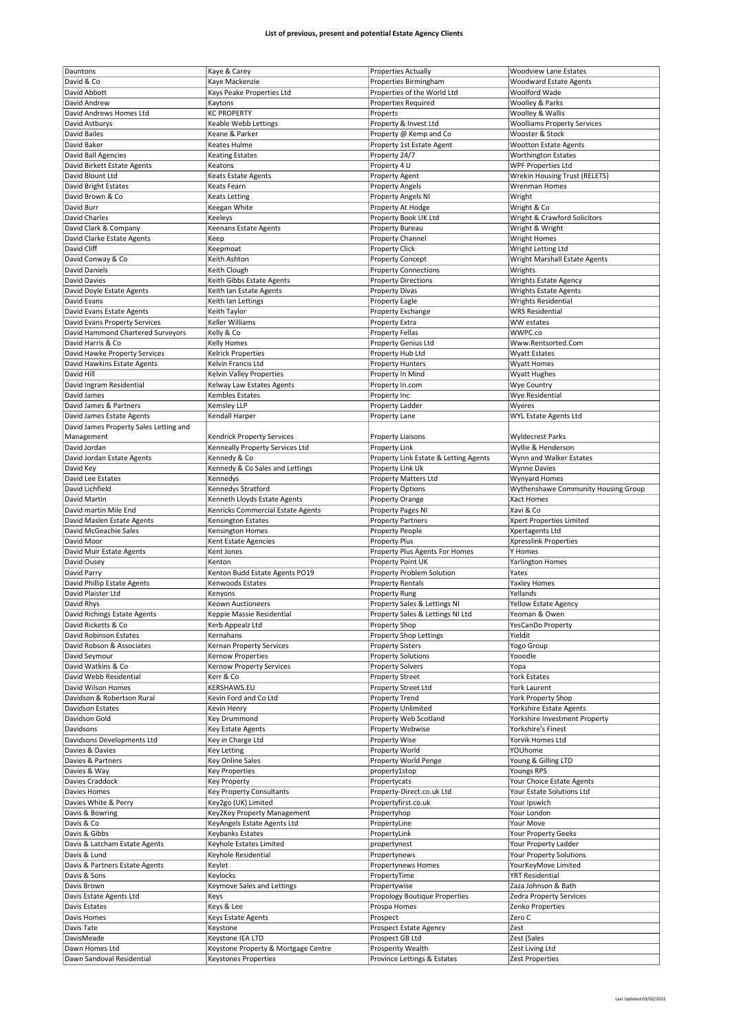**List of previous, present and potential Estate Agency Clients**

| | | | |
|---|---|---|---|
| Dauntons | Kaye & Carey | Properties Actually | Woodview Lane Estates |
| David & Co | Kaye Mackenzie | Properties Birmingham | Woodward Estate Agents |
| David Abbott | Kays Peake Properties Ltd | Properties of the World Ltd | Woolford Wade |
| David Andrew | Kaytons | Properties Required | Woolley & Parks |
| David Andrews Homes Ltd | KC PROPERTY | Properts | Woolley & Wallis |
| David Astburys | Keable Webb Lettings | Property & Invest Ltd | Woolliams Property Services |
| David Bailes | Keane & Parker | Property @ Kemp and Co | Wooster & Stock |
| David Baker | Keates Hulme | Property 1st Estate Agent | Wootton Estate Agents |
| David Ball Agencies | Keating Estates | Property 24/7 | Worthington Estates |
| David Birkett Estate Agents | Keatons | Property 4 U | WPF Properties Ltd |
| David Blount Ltd | Keats Estate Agents | Property Agent | Wrekin Housing Trust (RELETS) |
| David Bright Estates | Keats Fearn | Property Angels | Wrenman Homes |
| David Brown & Co | Keats Letting | Property Angels NI | Wright |
| David Burr | Keegan White | Property At Hodge | Wright & Co |
| David Charles | Keeleys | Property Book UK Ltd | Wright & Crawford Solicitors |
| David Clark & Company | Keenans Estate Agents | Property Bureau | Wright & Wright |
| David Clarke Estate Agents | Keep | Property Channel | Wright Homes |
| David Cliff | Keepmoat | Property Click | Wright Letting Ltd |
| David Conway & Co | Keith Ashton | Property Concept | Wright Marshall Estate Agents |
| David Daniels | Keith Clough | Property Connections | Wrights |
| David Davies | Keith Gibbs Estate Agents | Property Directions | Wrights Estate Agency |
| David Doyle Estate Agents | Keith Ian Estate Agents | Property Divas | Wrights Estate Agents |
| David Evans | Keith Ian Lettings | Property Eagle | Wrights Residential |
| David Evans Estate Agents | Keith Taylor | Property Exchange | WRS Residential |
| David Evans Property Services | Keller Williams | Property Extra | WW estates |
| David Hammond Chartered Surveyors | Kelly & Co | Property Fellas | WWPC.co |
| David Harris & Co | Kelly Homes | Property Genius Ltd | Www.Rentsorted.Com |
| David Hawke Property Services | Kelrick Properties | Property Hub Ltd | Wyatt Estates |
| David Hawkins Estate Agents | Kelvin Francis Ltd | Property Hunters | Wyatt Homes |
| David Hill | Kelvin Valley Properties | Property In Mind | Wyatt Hughes |
| David Ingram Residential | Kelway Law Estates Agents | Property In.com | Wye Country |
| David James | Kembles Estates | Property Inc | Wye Residential |
| David James & Partners | Kemsley LLP | Property Ladder | Wyeres |
| David James Estate Agents | Kendall Harper | Property Lane | WYL Estate Agents Ltd |
| David James Property Sales Letting and Management | Kendrick Property Services | Property Liaisons | Wyldecrest Parks |
| David Jordan | Kenneally Property Services Ltd | Property Link | Wyllie & Henderson |
| David Jordan Estate Agents | Kennedy & Co | Property Link Estate & Letting Agents | Wynn and Walker Estates |
| David Key | Kennedy & Co Sales and Lettings | Property Link Uk | Wynne Davies |
| David Lee Estates | Kennedys | Property Matters Ltd | Wynyard Homes |
| David Lichfield | Kennedys Stratford | Property Options | Wythenshawe Community Housing Group |
| David Martin | Kenneth Lloyds Estate Agents | Property Orange | Xact Homes |
| David martin Mile End | Kenricks Commercial Estate Agents | Property Pages NI | Xavi & Co |
| David Maslen Estate Agents | Kensington Estates | Property Partners | Xpert Properties Limited |
| David McGeachie Sales | Kensington Homes | Property People | Xpertagents Ltd |
| David Moor | Kent Estate Agencies | Property Plus | Xpresslink Properties |
| David Muir Estate Agents | Kent Jones | Property Plus Agents For Homes | Y Homes |
| David Ousey | Kenton | Property Point UK | Yarlington Homes |
| David Parry | Kenton Budd Estate Agents PO19 | Property Problem Solution | Yates |
| David Phillip Estate Agents | Kenwoods Estates | Property Rentals | Yaxley Homes |
| David Plaister Ltd | Kenyons | Property Rung | Yellands |
| David Rhys | Keown Auctioneers | Property Sales & Lettings NI | Yellow Estate Agency |
| David Richings Estate Agents | Keppie Massie Residential | Property Sales & Lettings NI Ltd | Yeoman & Owen |
| David Ricketts & Co | Kerb Appealz Ltd | Property Shop | YesCanDo Property |
| David Robinson Estates | Kernahans | Property Shop Lettings | Yieldit |
| David Robson & Associates | Kernan Property Services | Property Sisters | Yogo Group |
| David Seymour | Kernow Properties | Property Solutions | Yooodle |
| David Watkins & Co | Kernow Property Services | Property Solvers | Yopa |
| David Webb Residential | Kerr & Co | Property Street | York Estates |
| David Wilson Homes | KERSHAWS.EU | Property Street Ltd | York Laurent |
| Davidson & Robertson Rural | Kevin Ford and Co Ltd | Property Trend | York Property Shop |
| Davidson Estates | Kevin Henry | Property Unlimited | Yorkshire Estate Agents |
| Davidson Gold | Key Drummond | Property Web Scotland | Yorkshire Investment Property |
| Davidsons | Key Estate Agents | Property Webwise | Yorkshire's Finest |
| Davidsons Developments Ltd | Key in Charge Ltd | Property Wise | Yorvik Homes Ltd |
| Davies & Davies | Key Letting | Property World | YOUhome |
| Davies & Partners | Key Online Sales | Property World Penge | Young & Gilling LTD |
| Davies & Way | Key Properties | property1stop | Youngs RPS |
| Davies Craddock | Key Property | Propertycats | Your Choice Estate Agents |
| Davies Homes | Key Property Consultants | Property-Direct.co.uk Ltd | Your Estate Solutions Ltd |
| Davies White & Perry | Key2go (UK) Limited | Propertyfirst.co.uk | Your Ipswich |
| Davis & Bowring | Key2Key Property Management | Propertyhop | Your London |
| Davis & Co | KeyAngels Estate Agents Ltd | PropertyLine | Your Move |
| Davis & Gibbs | Keybanks Estates | PropertyLink | Your Property Geeks |
| Davis & Latcham Estate Agents | Keyhole Estates Limited | propertynest | Your Property Ladder |
| Davis & Lund | Keyhole Residential | Propertynews | Your Property Solutions |
| Davis & Partners Estate Agents | Keylet | Propertynews Homes | YourKeyMove Limited |
| Davis & Sons | Keylocks | PropertyTime | YRT Residential |
| Davis Brown | Keymove Sales and Lettings | Propertywise | Zaza Johnson & Bath |
| Davis Estate Agents Ltd | Keys | Propology Boutique Properties | Zedra Property Services |
| Davis Estates | Keys & Lee | Prospa Homes | Zenko Properties |
| Davis Homes | Keys Estate Agents | Prospect | Zero C |
| Davis Tate | Keystone | Prospect Estate Agency | Zest |
| DavisMeade | Keystone IEA LTD | Prospect GB Ltd | Zest (Sales |
| Dawn Homes Ltd | Keystone Property & Mortgage Centre | Prosperity Wealth | Zest Living Ltd |
| Dawn Sandoval Residential | Keystones Properties | Province Lettings & Estates | Zest Properties |

Last Updated 03/02/2022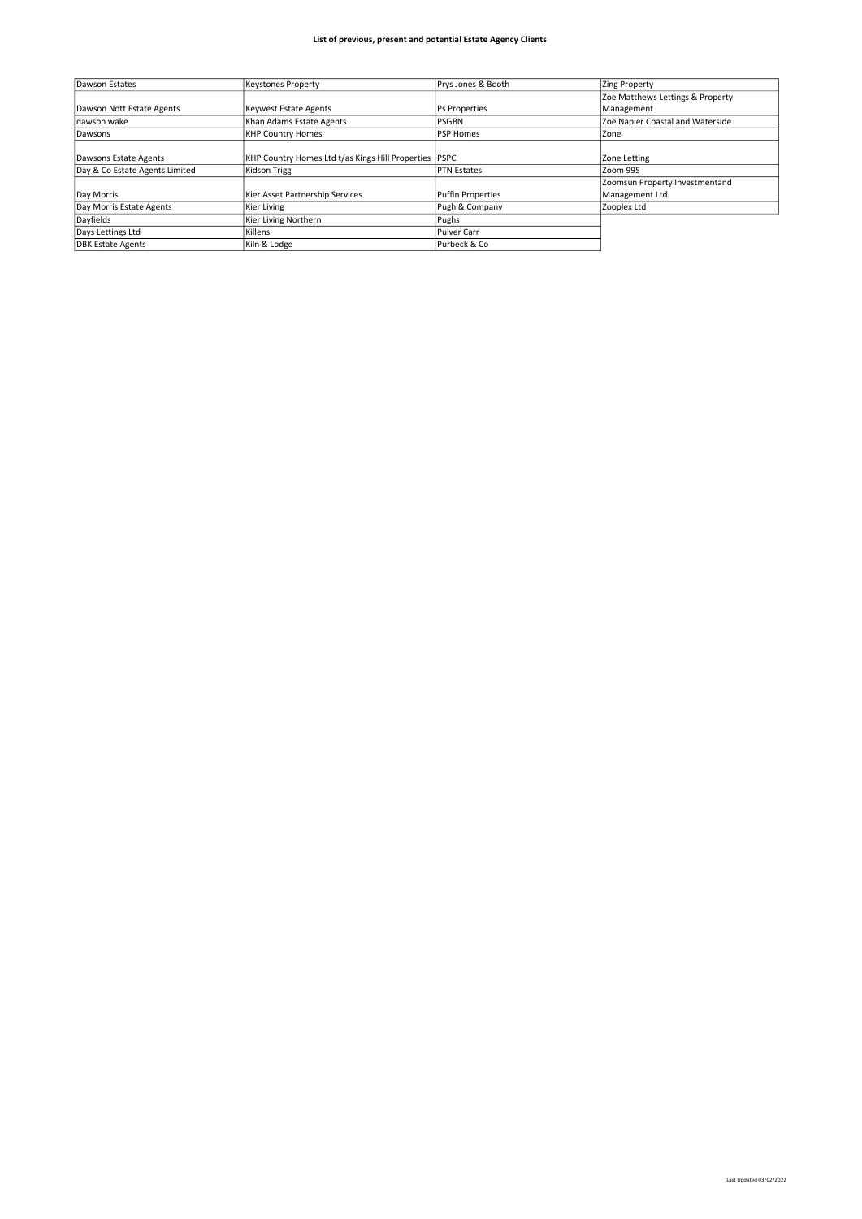**List of previous, present and potential Estate Agency Clients**

| | | | |
|---|---|---|---|
| Dawson Estates | Keystones Property | Prys Jones & Booth | Zing Property |
| Dawson Nott Estate Agents | Keywest Estate Agents | Ps Properties | Zoe Matthews Lettings & Property Management |
| dawson wake | Khan Adams Estate Agents | PSGBN | Zoe Napier Coastal and Waterside |
| Dawsons | KHP Country Homes | PSP Homes | Zone |
| Dawsons Estate Agents | KHP Country Homes Ltd t/as Kings Hill Properties | PSPC | Zone Letting |
| Day & Co Estate Agents Limited | Kidson Trigg | PTN Estates | Zoom 995 |
| Day Morris | Kier Asset Partnership Services | Puffin Properties | Zoomsun Property Investmentand Management Ltd |
| Day Morris Estate Agents | Kier Living | Pugh & Company | Zooplex Ltd |
| Dayfields | Kier Living Northern | Pughs | |
| Days Lettings Ltd | Killens | Pulver Carr | |
| DBK Estate Agents | Kiln & Lodge | Purbeck & Co | |

Last Updated 03/02/2022